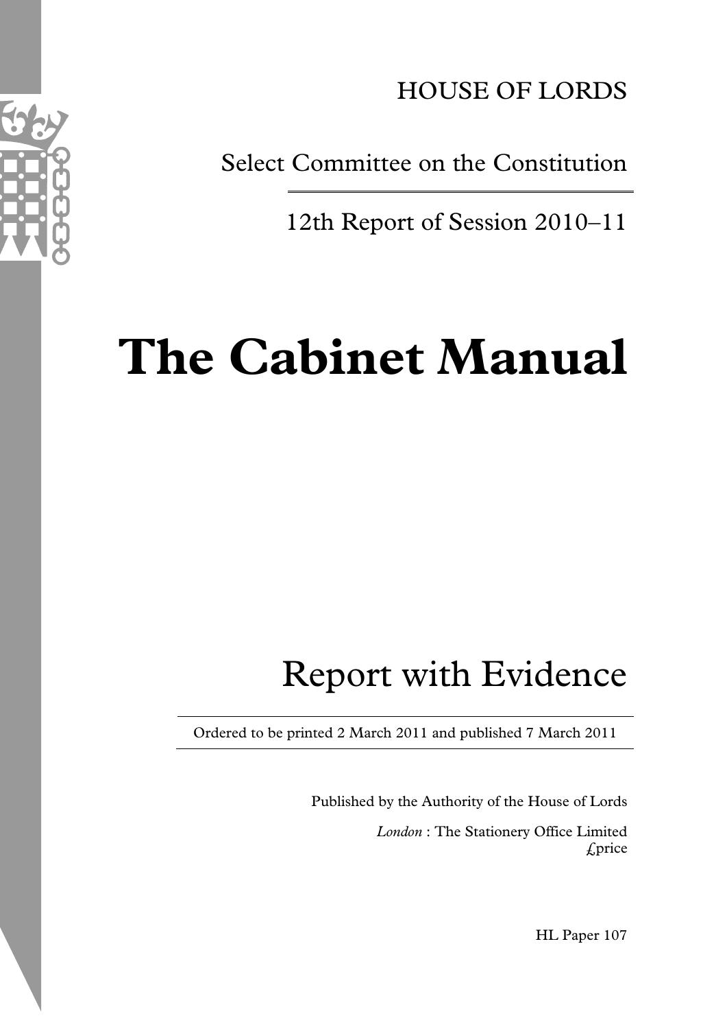HOUSE OF LORDS

Select Committee on the Constitution

12th Report of Session 2010–11

# The Cabinet Manual

## Report with Evidence

Ordered to be printed 2 March 2011 and published 7 March 2011

Published by the Authority of the House of Lords

*London* : The Stationery Office Limited
£price

HL Paper 107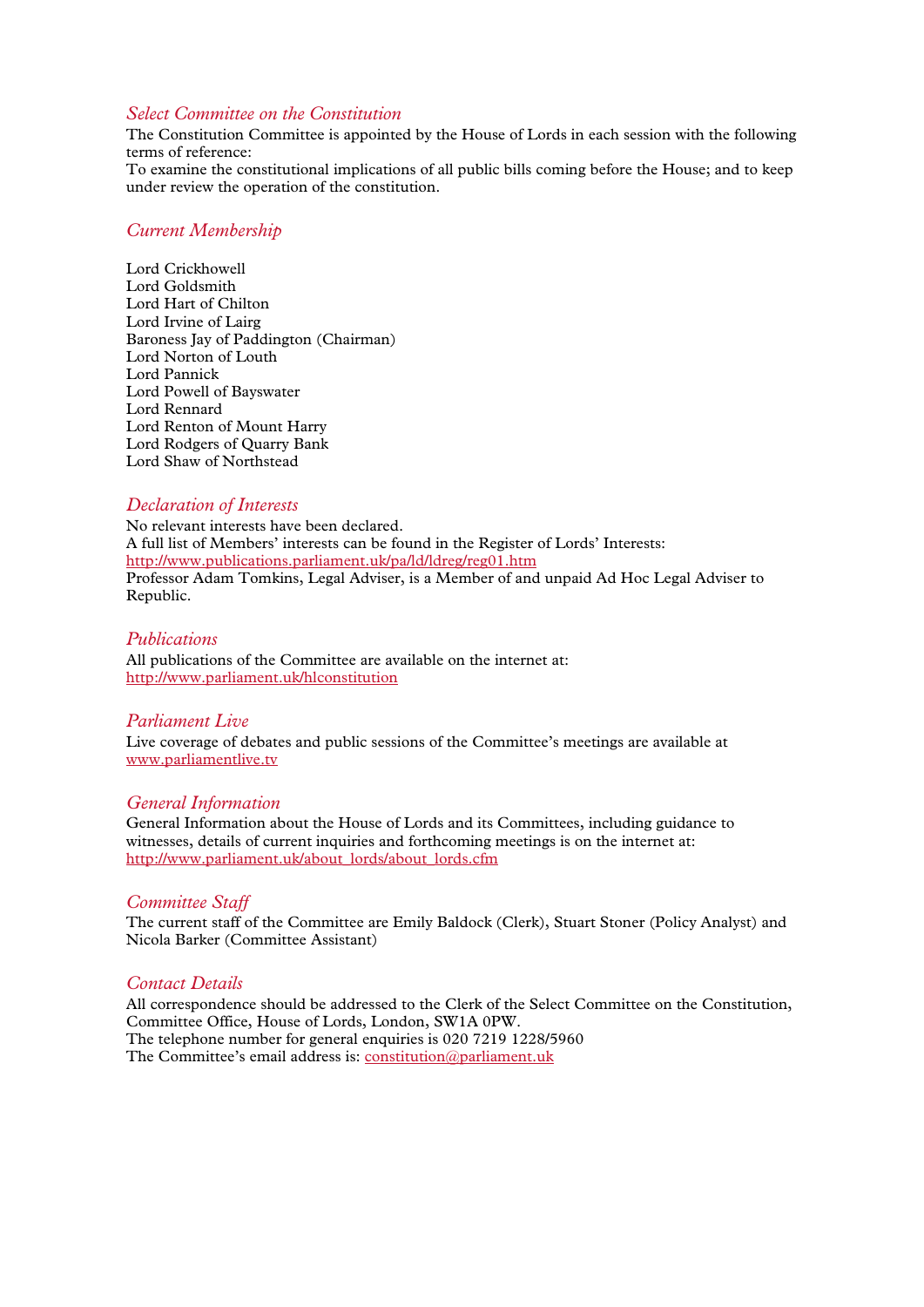## *Select Committee on the Constitution*

The Constitution Committee is appointed by the House of Lords in each session with the following terms of reference:

To examine the constitutional implications of all public bills coming before the House; and to keep under review the operation of the constitution.

## *Current Membership*

Lord Crickhowell
Lord Goldsmith
Lord Hart of Chilton
Lord Irvine of Lairg
Baroness Jay of Paddington (Chairman)
Lord Norton of Louth
Lord Pannick
Lord Powell of Bayswater
Lord Rennard
Lord Renton of Mount Harry
Lord Rodgers of Quarry Bank
Lord Shaw of Northstead

## *Declaration of Interests*

No relevant interests have been declared.
A full list of Members' interests can be found in the Register of Lords' Interests:
http://www.publications.parliament.uk/pa/ld/ldreg/reg01.htm
Professor Adam Tomkins, Legal Adviser, is a Member of and unpaid Ad Hoc Legal Adviser to Republic.

## *Publications*

All publications of the Committee are available on the internet at:
http://www.parliament.uk/hlconstitution

## *Parliament Live*

Live coverage of debates and public sessions of the Committee's meetings are available at www.parliamentlive.tv

## *General Information*

General Information about the House of Lords and its Committees, including guidance to witnesses, details of current inquiries and forthcoming meetings is on the internet at:
http://www.parliament.uk/about_lords/about_lords.cfm

## *Committee Staff*

The current staff of the Committee are Emily Baldock (Clerk), Stuart Stoner (Policy Analyst) and Nicola Barker (Committee Assistant)

## *Contact Details*

All correspondence should be addressed to the Clerk of the Select Committee on the Constitution, Committee Office, House of Lords, London, SW1A 0PW.
The telephone number for general enquiries is 020 7219 1228/5960
The Committee's email address is: constitution@parliament.uk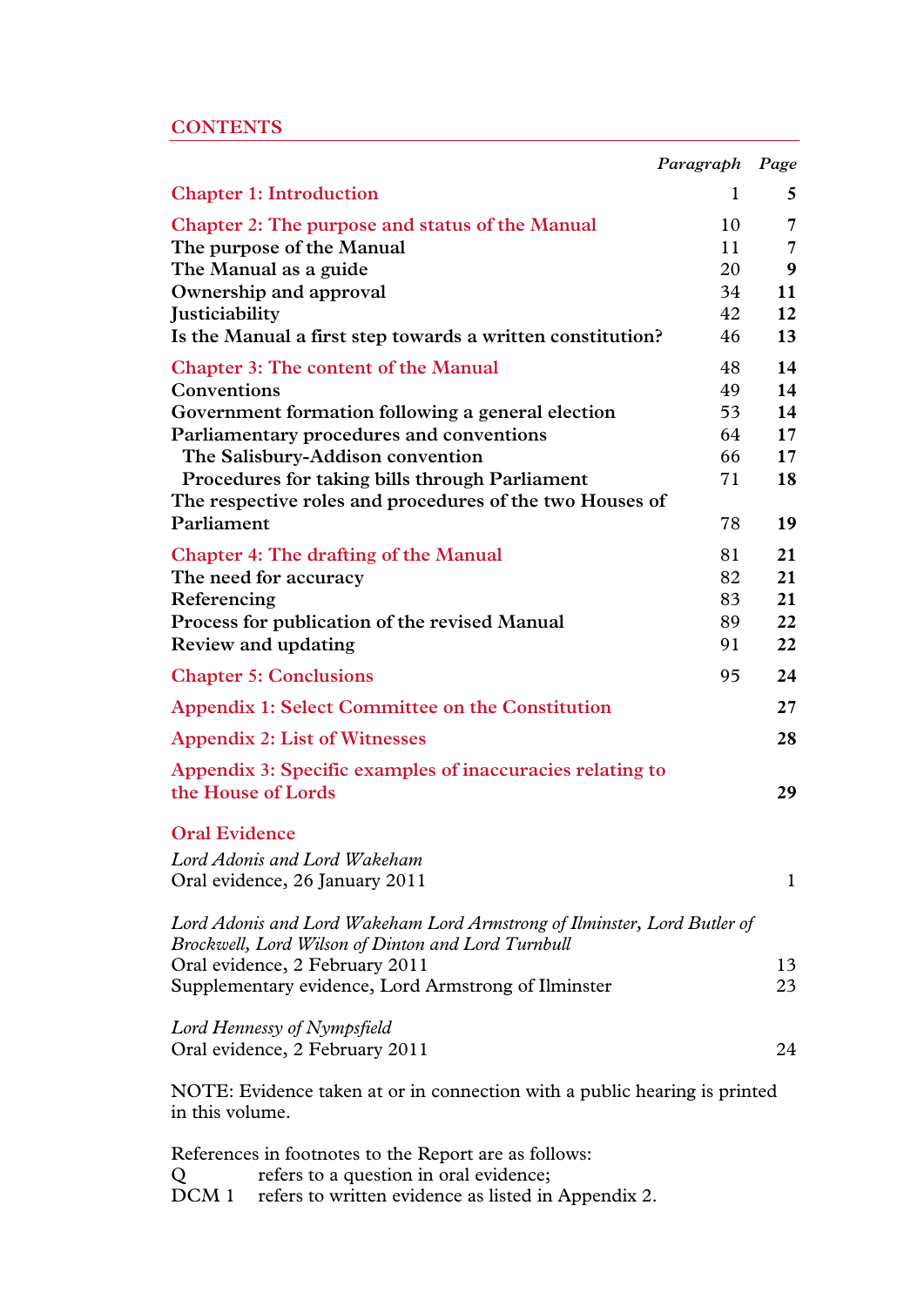# CONTENTS

| | Paragraph | Page |
|---|---|---|
| **Chapter 1: Introduction** | 1 | **5** |
| **Chapter 2: The purpose and status of the Manual** | 10 | **7** |
| The purpose of the Manual | 11 | **7** |
| The Manual as a guide | 20 | **9** |
| Ownership and approval | 34 | **11** |
| Justiciability | 42 | **12** |
| Is the Manual a first step towards a written constitution? | 46 | **13** |
| **Chapter 3: The content of the Manual** | 48 | **14** |
| Conventions | 49 | **14** |
| Government formation following a general election | 53 | **14** |
| Parliamentary procedures and conventions | 64 | **17** |
| The Salisbury-Addison convention | 66 | **17** |
| Procedures for taking bills through Parliament | 71 | **18** |
| The respective roles and procedures of the two Houses of Parliament | 78 | **19** |
| **Chapter 4: The drafting of the Manual** | 81 | **21** |
| The need for accuracy | 82 | **21** |
| Referencing | 83 | **21** |
| Process for publication of the revised Manual | 89 | **22** |
| Review and updating | 91 | **22** |
| **Chapter 5: Conclusions** | 95 | **24** |
| **Appendix 1: Select Committee on the Constitution** | | **27** |
| **Appendix 2: List of Witnesses** | | **28** |
| **Appendix 3: Specific examples of inaccuracies relating to the House of Lords** | | **29** |

**Oral Evidence**

| | |
|---|---|
| *Lord Adonis and Lord Wakeham* | |
| Oral evidence, 26 January 2011 | 1 |
| *Lord Adonis and Lord Wakeham Lord Armstrong of Ilminster, Lord Butler of Brockwell, Lord Wilson of Dinton and Lord Turnbull* | |
| Oral evidence, 2 February 2011 | 13 |
| Supplementary evidence, Lord Armstrong of Ilminster | 23 |
| *Lord Hennessy of Nympsfield* | |
| Oral evidence, 2 February 2011 | 24 |

NOTE: Evidence taken at or in connection with a public hearing is printed in this volume.

References in footnotes to the Report are as follows:

Q refers to a question in oral evidence;

DCM 1 refers to written evidence as listed in Appendix 2.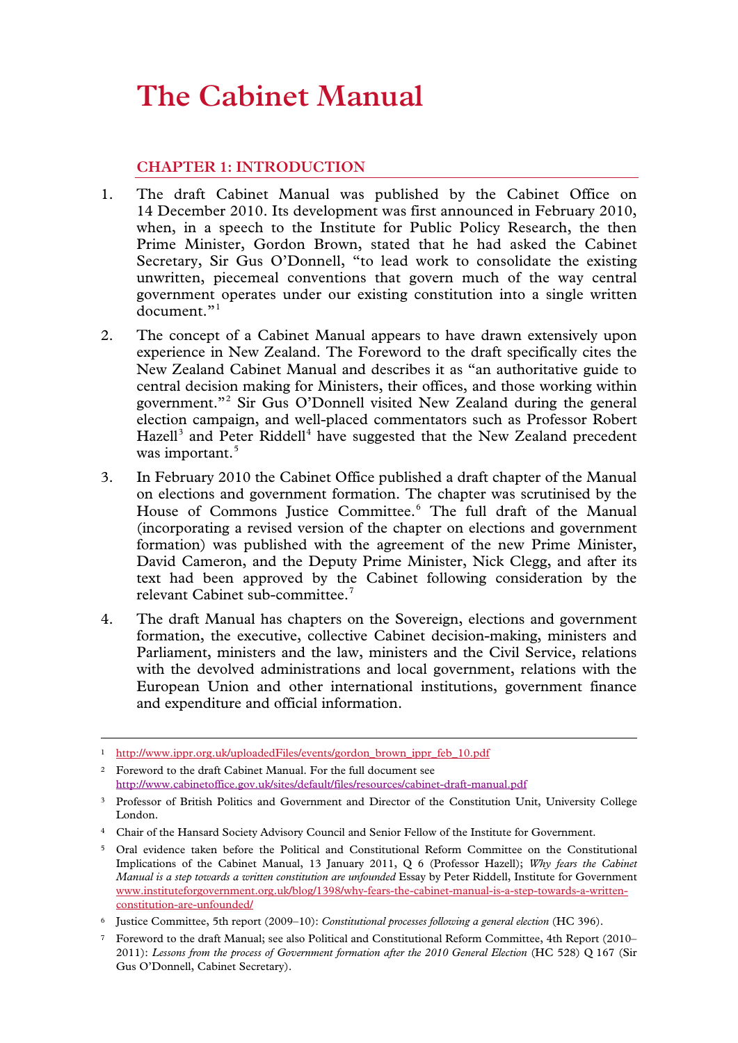# The Cabinet Manual

## CHAPTER 1: INTRODUCTION

1. The draft Cabinet Manual was published by the Cabinet Office on 14 December 2010. Its development was first announced in February 2010, when, in a speech to the Institute for Public Policy Research, the then Prime Minister, Gordon Brown, stated that he had asked the Cabinet Secretary, Sir Gus O'Donnell, "to lead work to consolidate the existing unwritten, piecemeal conventions that govern much of the way central government operates under our existing constitution into a single written document."[1]

2. The concept of a Cabinet Manual appears to have drawn extensively upon experience in New Zealand. The Foreword to the draft specifically cites the New Zealand Cabinet Manual and describes it as "an authoritative guide to central decision making for Ministers, their offices, and those working within government."[2] Sir Gus O'Donnell visited New Zealand during the general election campaign, and well-placed commentators such as Professor Robert Hazell[3] and Peter Riddell[4] have suggested that the New Zealand precedent was important.[5]

3. In February 2010 the Cabinet Office published a draft chapter of the Manual on elections and government formation. The chapter was scrutinised by the House of Commons Justice Committee.[6] The full draft of the Manual (incorporating a revised version of the chapter on elections and government formation) was published with the agreement of the new Prime Minister, David Cameron, and the Deputy Prime Minister, Nick Clegg, and after its text had been approved by the Cabinet following consideration by the relevant Cabinet sub-committee.[7]

4. The draft Manual has chapters on the Sovereign, elections and government formation, the executive, collective Cabinet decision-making, ministers and Parliament, ministers and the law, ministers and the Civil Service, relations with the devolved administrations and local government, relations with the European Union and other international institutions, government finance and expenditure and official information.

---

1 http://www.ippr.org.uk/uploadedFiles/events/gordon_brown_ippr_feb_10.pdf

2 Foreword to the draft Cabinet Manual. For the full document see http://www.cabinetoffice.gov.uk/sites/default/files/resources/cabinet-draft-manual.pdf

3 Professor of British Politics and Government and Director of the Constitution Unit, University College London.

4 Chair of the Hansard Society Advisory Council and Senior Fellow of the Institute for Government.

5 Oral evidence taken before the Political and Constitutional Reform Committee on the Constitutional Implications of the Cabinet Manual, 13 January 2011, Q 6 (Professor Hazell); *Why fears the Cabinet Manual is a step towards a written constitution are unfounded* Essay by Peter Riddell, Institute for Government www.instituteforgovernment.org.uk/blog/1398/why-fears-the-cabinet-manual-is-a-step-towards-a-written-constitution-are-unfounded/

6 Justice Committee, 5th report (2009–10): *Constitutional processes following a general election* (HC 396).

7 Foreword to the draft Manual; see also Political and Constitutional Reform Committee, 4th Report (2010–2011): *Lessons from the process of Government formation after the 2010 General Election* (HC 528) Q 167 (Sir Gus O'Donnell, Cabinet Secretary).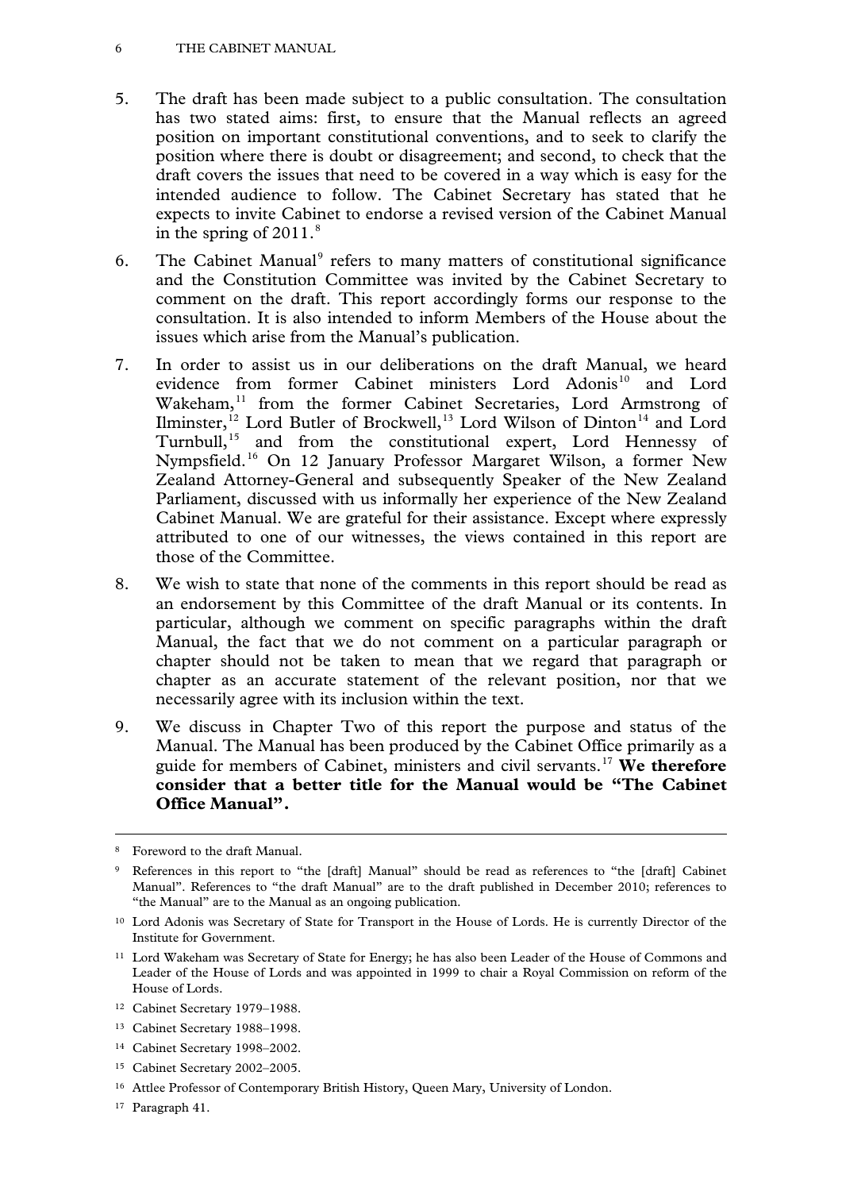5. The draft has been made subject to a public consultation. The consultation has two stated aims: first, to ensure that the Manual reflects an agreed position on important constitutional conventions, and to seek to clarify the position where there is doubt or disagreement; and second, to check that the draft covers the issues that need to be covered in a way which is easy for the intended audience to follow. The Cabinet Secretary has stated that he expects to invite Cabinet to endorse a revised version of the Cabinet Manual in the spring of 2011.[8]

6. The Cabinet Manual[9] refers to many matters of constitutional significance and the Constitution Committee was invited by the Cabinet Secretary to comment on the draft. This report accordingly forms our response to the consultation. It is also intended to inform Members of the House about the issues which arise from the Manual's publication.

7. In order to assist us in our deliberations on the draft Manual, we heard evidence from former Cabinet ministers Lord Adonis[10] and Lord Wakeham,[11] from the former Cabinet Secretaries, Lord Armstrong of Ilminster,[12] Lord Butler of Brockwell,[13] Lord Wilson of Dinton[14] and Lord Turnbull,[15] and from the constitutional expert, Lord Hennessy of Nympsfield.[16] On 12 January Professor Margaret Wilson, a former New Zealand Attorney-General and subsequently Speaker of the New Zealand Parliament, discussed with us informally her experience of the New Zealand Cabinet Manual. We are grateful for their assistance. Except where expressly attributed to one of our witnesses, the views contained in this report are those of the Committee.

8. We wish to state that none of the comments in this report should be read as an endorsement by this Committee of the draft Manual or its contents. In particular, although we comment on specific paragraphs within the draft Manual, the fact that we do not comment on a particular paragraph or chapter should not be taken to mean that we regard that paragraph or chapter as an accurate statement of the relevant position, nor that we necessarily agree with its inclusion within the text.

9. We discuss in Chapter Two of this report the purpose and status of the Manual. The Manual has been produced by the Cabinet Office primarily as a guide for members of Cabinet, ministers and civil servants.[17] **We therefore consider that a better title for the Manual would be "The Cabinet Office Manual".**

---

[8] Foreword to the draft Manual.

[9] References in this report to "the [draft] Manual" should be read as references to "the [draft] Cabinet Manual". References to "the draft Manual" are to the draft published in December 2010; references to "the Manual" are to the Manual as an ongoing publication.

[10] Lord Adonis was Secretary of State for Transport in the House of Lords. He is currently Director of the Institute for Government.

[11] Lord Wakeham was Secretary of State for Energy; he has also been Leader of the House of Commons and Leader of the House of Lords and was appointed in 1999 to chair a Royal Commission on reform of the House of Lords.

[12] Cabinet Secretary 1979–1988.

[13] Cabinet Secretary 1988–1998.

[14] Cabinet Secretary 1998–2002.

[15] Cabinet Secretary 2002–2005.

[16] Attlee Professor of Contemporary British History, Queen Mary, University of London.

[17] Paragraph 41.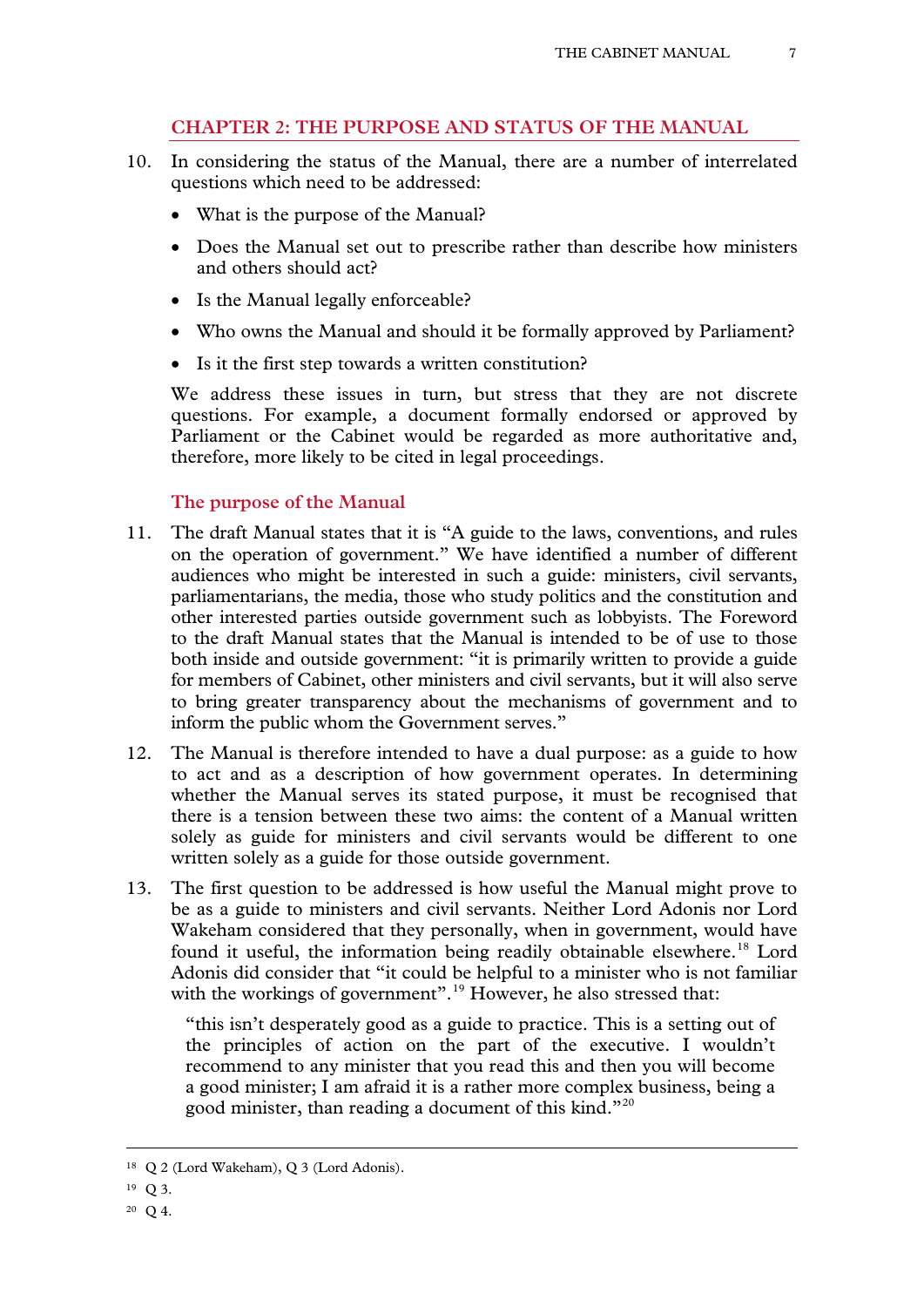## CHAPTER 2: THE PURPOSE AND STATUS OF THE MANUAL

10. In considering the status of the Manual, there are a number of interrelated questions which need to be addressed:

    - What is the purpose of the Manual?
    - Does the Manual set out to prescribe rather than describe how ministers and others should act?
    - Is the Manual legally enforceable?
    - Who owns the Manual and should it be formally approved by Parliament?
    - Is it the first step towards a written constitution?

    We address these issues in turn, but stress that they are not discrete questions. For example, a document formally endorsed or approved by Parliament or the Cabinet would be regarded as more authoritative and, therefore, more likely to be cited in legal proceedings.

### The purpose of the Manual

11. The draft Manual states that it is "A guide to the laws, conventions, and rules on the operation of government." We have identified a number of different audiences who might be interested in such a guide: ministers, civil servants, parliamentarians, the media, those who study politics and the constitution and other interested parties outside government such as lobbyists. The Foreword to the draft Manual states that the Manual is intended to be of use to those both inside and outside government: "it is primarily written to provide a guide for members of Cabinet, other ministers and civil servants, but it will also serve to bring greater transparency about the mechanisms of government and to inform the public whom the Government serves."

12. The Manual is therefore intended to have a dual purpose: as a guide to how to act and as a description of how government operates. In determining whether the Manual serves its stated purpose, it must be recognised that there is a tension between these two aims: the content of a Manual written solely as guide for ministers and civil servants would be different to one written solely as a guide for those outside government.

13. The first question to be addressed is how useful the Manual might prove to be as a guide to ministers and civil servants. Neither Lord Adonis nor Lord Wakeham considered that they personally, when in government, would have found it useful, the information being readily obtainable elsewhere.[18] Lord Adonis did consider that "it could be helpful to a minister who is not familiar with the workings of government".[19] However, he also stressed that:

    > "this isn't desperately good as a guide to practice. This is a setting out of the principles of action on the part of the executive. I wouldn't recommend to any minister that you read this and then you will become a good minister; I am afraid it is a rather more complex business, being a good minister, than reading a document of this kind."[20]

---

[18] Q 2 (Lord Wakeham), Q 3 (Lord Adonis).

[19] Q 3.

[20] Q 4.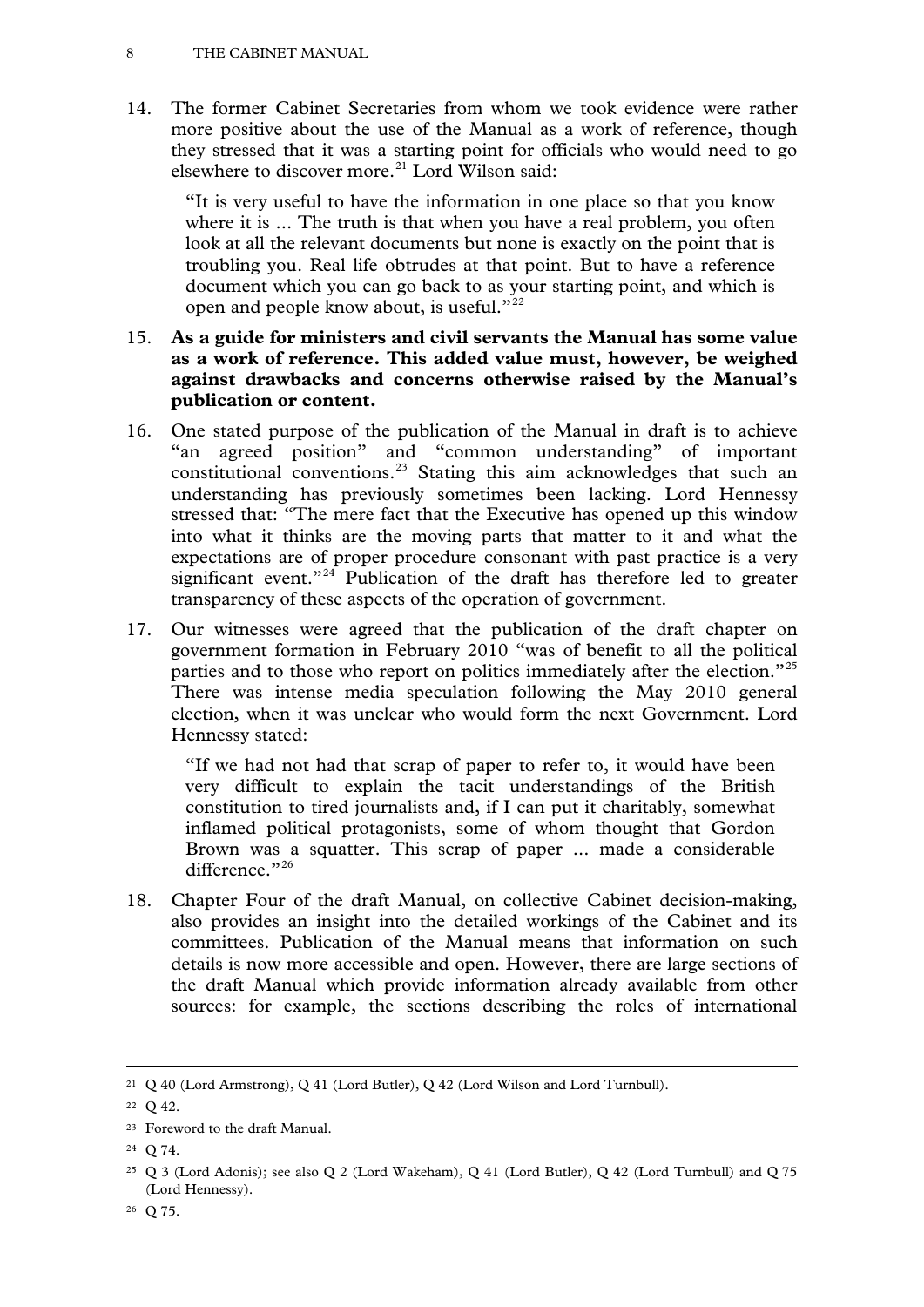14. The former Cabinet Secretaries from whom we took evidence were rather more positive about the use of the Manual as a work of reference, though they stressed that it was a starting point for officials who would need to go elsewhere to discover more.[21] Lord Wilson said:

> "It is very useful to have the information in one place so that you know where it is ... The truth is that when you have a real problem, you often look at all the relevant documents but none is exactly on the point that is troubling you. Real life obtrudes at that point. But to have a reference document which you can go back to as your starting point, and which is open and people know about, is useful."[22]

15. **As a guide for ministers and civil servants the Manual has some value as a work of reference. This added value must, however, be weighed against drawbacks and concerns otherwise raised by the Manual's publication or content.**

16. One stated purpose of the publication of the Manual in draft is to achieve "an agreed position" and "common understanding" of important constitutional conventions.[23] Stating this aim acknowledges that such an understanding has previously sometimes been lacking. Lord Hennessy stressed that: "The mere fact that the Executive has opened up this window into what it thinks are the moving parts that matter to it and what the expectations are of proper procedure consonant with past practice is a very significant event."[24] Publication of the draft has therefore led to greater transparency of these aspects of the operation of government.

17. Our witnesses were agreed that the publication of the draft chapter on government formation in February 2010 "was of benefit to all the political parties and to those who report on politics immediately after the election."[25] There was intense media speculation following the May 2010 general election, when it was unclear who would form the next Government. Lord Hennessy stated:

> "If we had not had that scrap of paper to refer to, it would have been very difficult to explain the tacit understandings of the British constitution to tired journalists and, if I can put it charitably, somewhat inflamed political protagonists, some of whom thought that Gordon Brown was a squatter. This scrap of paper ... made a considerable difference."[26]

18. Chapter Four of the draft Manual, on collective Cabinet decision-making, also provides an insight into the detailed workings of the Cabinet and its committees. Publication of the Manual means that information on such details is now more accessible and open. However, there are large sections of the draft Manual which provide information already available from other sources: for example, the sections describing the roles of international

---

[21] Q 40 (Lord Armstrong), Q 41 (Lord Butler), Q 42 (Lord Wilson and Lord Turnbull).

[22] Q 42.

[23] Foreword to the draft Manual.

[24] Q 74.

[25] Q 3 (Lord Adonis); see also Q 2 (Lord Wakeham), Q 41 (Lord Butler), Q 42 (Lord Turnbull) and Q 75 (Lord Hennessy).

[26] Q 75.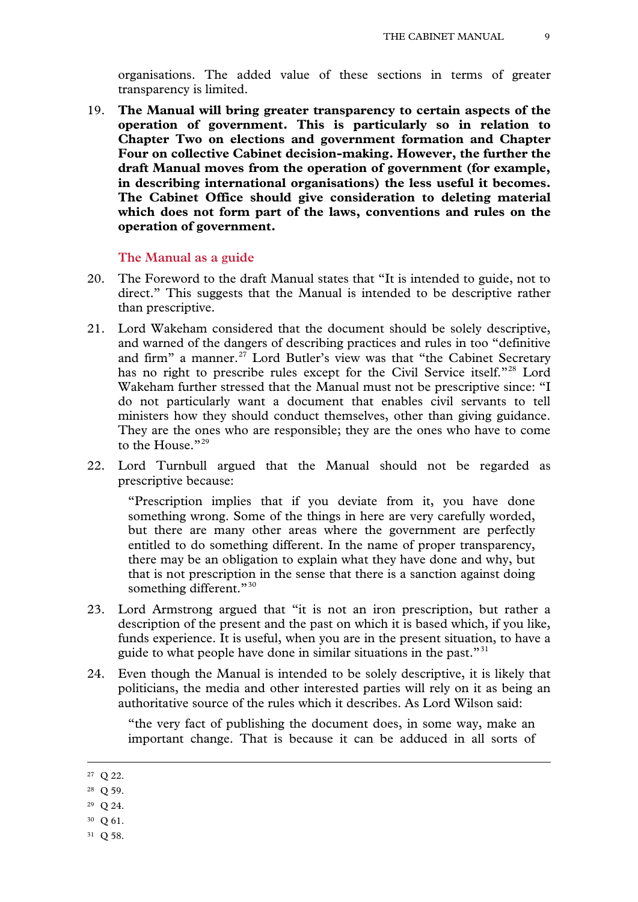organisations. The added value of these sections in terms of greater transparency is limited.

19. **The Manual will bring greater transparency to certain aspects of the operation of government. This is particularly so in relation to Chapter Two on elections and government formation and Chapter Four on collective Cabinet decision-making. However, the further the draft Manual moves from the operation of government (for example, in describing international organisations) the less useful it becomes. The Cabinet Office should give consideration to deleting material which does not form part of the laws, conventions and rules on the operation of government.**

### The Manual as a guide

20. The Foreword to the draft Manual states that "It is intended to guide, not to direct." This suggests that the Manual is intended to be descriptive rather than prescriptive.

21. Lord Wakeham considered that the document should be solely descriptive, and warned of the dangers of describing practices and rules in too "definitive and firm" a manner.[27] Lord Butler's view was that "the Cabinet Secretary has no right to prescribe rules except for the Civil Service itself."[28] Lord Wakeham further stressed that the Manual must not be prescriptive since: "I do not particularly want a document that enables civil servants to tell ministers how they should conduct themselves, other than giving guidance. They are the ones who are responsible; they are the ones who have to come to the House."[29]

22. Lord Turnbull argued that the Manual should not be regarded as prescriptive because:

> "Prescription implies that if you deviate from it, you have done something wrong. Some of the things in here are very carefully worded, but there are many other areas where the government are perfectly entitled to do something different. In the name of proper transparency, there may be an obligation to explain what they have done and why, but that is not prescription in the sense that there is a sanction against doing something different."[30]

23. Lord Armstrong argued that "it is not an iron prescription, but rather a description of the present and the past on which it is based which, if you like, funds experience. It is useful, when you are in the present situation, to have a guide to what people have done in similar situations in the past."[31]

24. Even though the Manual is intended to be solely descriptive, it is likely that politicians, the media and other interested parties will rely on it as being an authoritative source of the rules which it describes. As Lord Wilson said:

> "the very fact of publishing the document does, in some way, make an important change. That is because it can be adduced in all sorts of

---

[27] Q 22.
[28] Q 59.
[29] Q 24.
[30] Q 61.
[31] Q 58.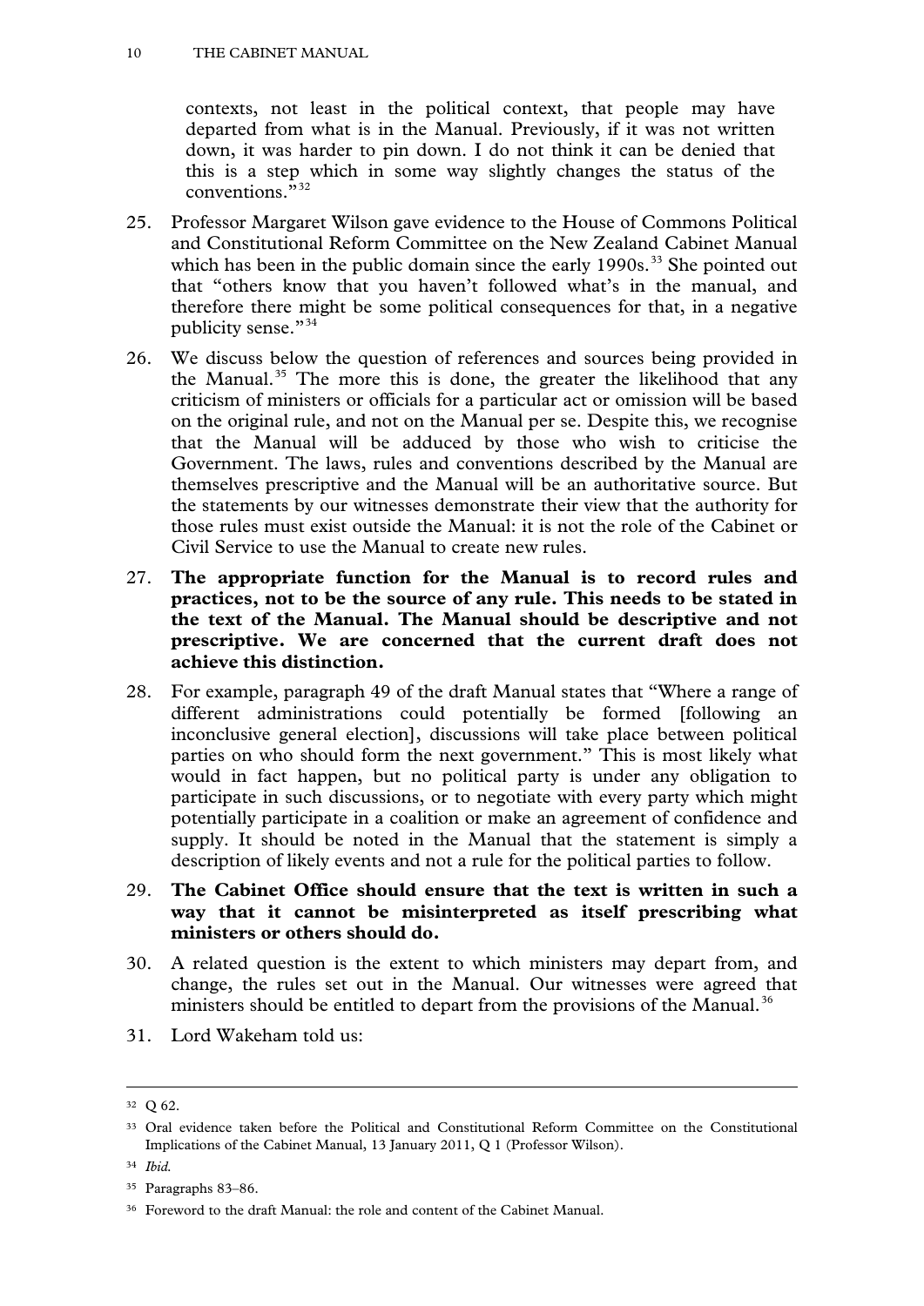contexts, not least in the political context, that people may have departed from what is in the Manual. Previously, if it was not written down, it was harder to pin down. I do not think it can be denied that this is a step which in some way slightly changes the status of the conventions."[32]

25. Professor Margaret Wilson gave evidence to the House of Commons Political and Constitutional Reform Committee on the New Zealand Cabinet Manual which has been in the public domain since the early 1990s.[33] She pointed out that "others know that you haven't followed what's in the manual, and therefore there might be some political consequences for that, in a negative publicity sense."[34]

26. We discuss below the question of references and sources being provided in the Manual.[35] The more this is done, the greater the likelihood that any criticism of ministers or officials for a particular act or omission will be based on the original rule, and not on the Manual per se. Despite this, we recognise that the Manual will be adduced by those who wish to criticise the Government. The laws, rules and conventions described by the Manual are themselves prescriptive and the Manual will be an authoritative source. But the statements by our witnesses demonstrate their view that the authority for those rules must exist outside the Manual: it is not the role of the Cabinet or Civil Service to use the Manual to create new rules.

27. **The appropriate function for the Manual is to record rules and practices, not to be the source of any rule. This needs to be stated in the text of the Manual. The Manual should be descriptive and not prescriptive. We are concerned that the current draft does not achieve this distinction.**

28. For example, paragraph 49 of the draft Manual states that "Where a range of different administrations could potentially be formed [following an inconclusive general election], discussions will take place between political parties on who should form the next government." This is most likely what would in fact happen, but no political party is under any obligation to participate in such discussions, or to negotiate with every party which might potentially participate in a coalition or make an agreement of confidence and supply. It should be noted in the Manual that the statement is simply a description of likely events and not a rule for the political parties to follow.

29. **The Cabinet Office should ensure that the text is written in such a way that it cannot be misinterpreted as itself prescribing what ministers or others should do.**

30. A related question is the extent to which ministers may depart from, and change, the rules set out in the Manual. Our witnesses were agreed that ministers should be entitled to depart from the provisions of the Manual.[36]

31. Lord Wakeham told us:

---

[32] Q 62.

[33] Oral evidence taken before the Political and Constitutional Reform Committee on the Constitutional Implications of the Cabinet Manual, 13 January 2011, Q 1 (Professor Wilson).

[34] *Ibid.*

[35] Paragraphs 83–86.

[36] Foreword to the draft Manual: the role and content of the Cabinet Manual.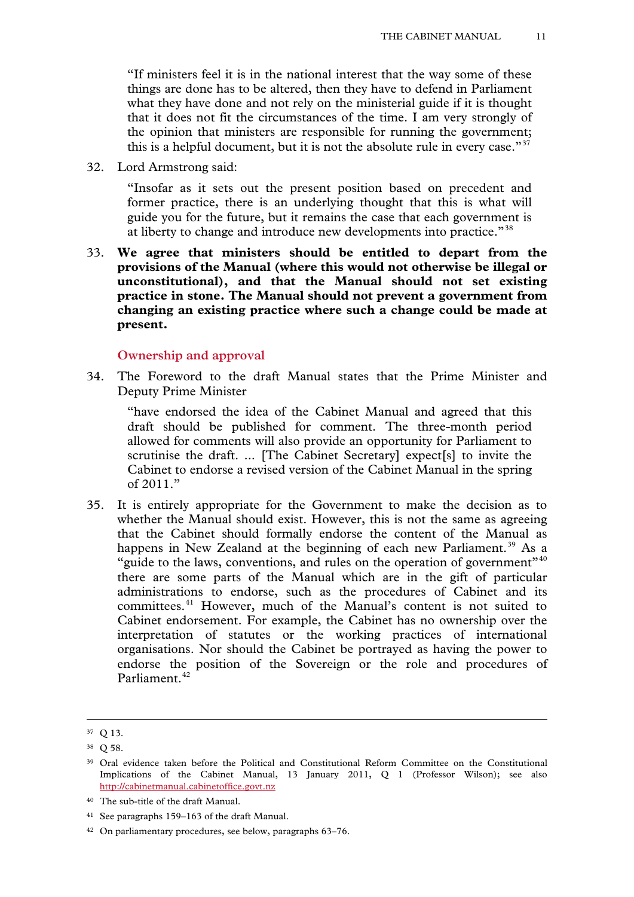"If ministers feel it is in the national interest that the way some of these things are done has to be altered, then they have to defend in Parliament what they have done and not rely on the ministerial guide if it is thought that it does not fit the circumstances of the time. I am very strongly of the opinion that ministers are responsible for running the government; this is a helpful document, but it is not the absolute rule in every case."[37]

32. Lord Armstrong said:

"Insofar as it sets out the present position based on precedent and former practice, there is an underlying thought that this is what will guide you for the future, but it remains the case that each government is at liberty to change and introduce new developments into practice."[38]

33. **We agree that ministers should be entitled to depart from the provisions of the Manual (where this would not otherwise be illegal or unconstitutional), and that the Manual should not set existing practice in stone. The Manual should not prevent a government from changing an existing practice where such a change could be made at present.**

## Ownership and approval

34. The Foreword to the draft Manual states that the Prime Minister and Deputy Prime Minister

"have endorsed the idea of the Cabinet Manual and agreed that this draft should be published for comment. The three-month period allowed for comments will also provide an opportunity for Parliament to scrutinise the draft. ... [The Cabinet Secretary] expect[s] to invite the Cabinet to endorse a revised version of the Cabinet Manual in the spring of 2011."

35. It is entirely appropriate for the Government to make the decision as to whether the Manual should exist. However, this is not the same as agreeing that the Cabinet should formally endorse the content of the Manual as happens in New Zealand at the beginning of each new Parliament.[39] As a "guide to the laws, conventions, and rules on the operation of government"[40] there are some parts of the Manual which are in the gift of particular administrations to endorse, such as the procedures of Cabinet and its committees.[41] However, much of the Manual's content is not suited to Cabinet endorsement. For example, the Cabinet has no ownership over the interpretation of statutes or the working practices of international organisations. Nor should the Cabinet be portrayed as having the power to endorse the position of the Sovereign or the role and procedures of Parliament.[42]

---

[37] Q 13.

[38] Q 58.

[39] Oral evidence taken before the Political and Constitutional Reform Committee on the Constitutional Implications of the Cabinet Manual, 13 January 2011, Q 1 (Professor Wilson); see also http://cabinetmanual.cabinetoffice.govt.nz

[40] The sub-title of the draft Manual.

[41] See paragraphs 159–163 of the draft Manual.

[42] On parliamentary procedures, see below, paragraphs 63–76.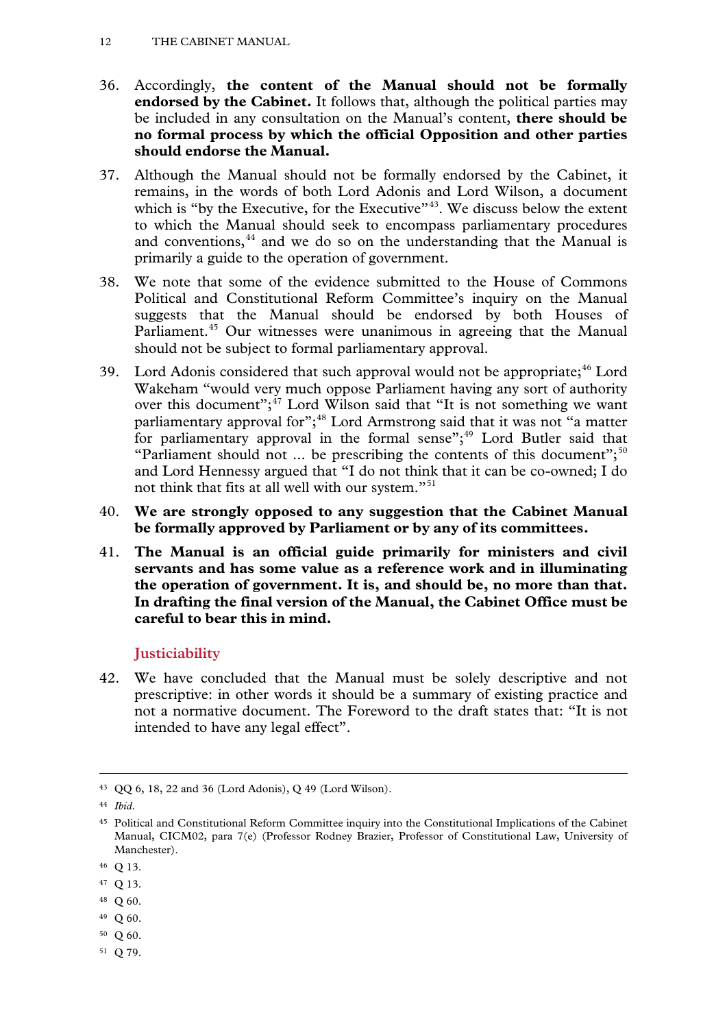36. Accordingly, **the content of the Manual should not be formally endorsed by the Cabinet.** It follows that, although the political parties may be included in any consultation on the Manual's content, **there should be no formal process by which the official Opposition and other parties should endorse the Manual.**

37. Although the Manual should not be formally endorsed by the Cabinet, it remains, in the words of both Lord Adonis and Lord Wilson, a document which is "by the Executive, for the Executive"[43]. We discuss below the extent to which the Manual should seek to encompass parliamentary procedures and conventions,[44] and we do so on the understanding that the Manual is primarily a guide to the operation of government.

38. We note that some of the evidence submitted to the House of Commons Political and Constitutional Reform Committee's inquiry on the Manual suggests that the Manual should be endorsed by both Houses of Parliament.[45] Our witnesses were unanimous in agreeing that the Manual should not be subject to formal parliamentary approval.

39. Lord Adonis considered that such approval would not be appropriate;[46] Lord Wakeham "would very much oppose Parliament having any sort of authority over this document";[47] Lord Wilson said that "It is not something we want parliamentary approval for";[48] Lord Armstrong said that it was not "a matter for parliamentary approval in the formal sense";[49] Lord Butler said that "Parliament should not ... be prescribing the contents of this document";[50] and Lord Hennessy argued that "I do not think that it can be co-owned; I do not think that fits at all well with our system."[51]

40. **We are strongly opposed to any suggestion that the Cabinet Manual be formally approved by Parliament or by any of its committees.**

41. **The Manual is an official guide primarily for ministers and civil servants and has some value as a reference work and in illuminating the operation of government. It is, and should be, no more than that. In drafting the final version of the Manual, the Cabinet Office must be careful to bear this in mind.**

### Justiciability

42. We have concluded that the Manual must be solely descriptive and not prescriptive: in other words it should be a summary of existing practice and not a normative document. The Foreword to the draft states that: "It is not intended to have any legal effect".

---

[43] QQ 6, 18, 22 and 36 (Lord Adonis), Q 49 (Lord Wilson).

[44] *Ibid*.

[45] Political and Constitutional Reform Committee inquiry into the Constitutional Implications of the Cabinet Manual, CICM02, para 7(e) (Professor Rodney Brazier, Professor of Constitutional Law, University of Manchester).

[46] Q 13.

[47] Q 13.

[48] Q 60.

[49] Q 60.

[50] Q 60.

[51] Q 79.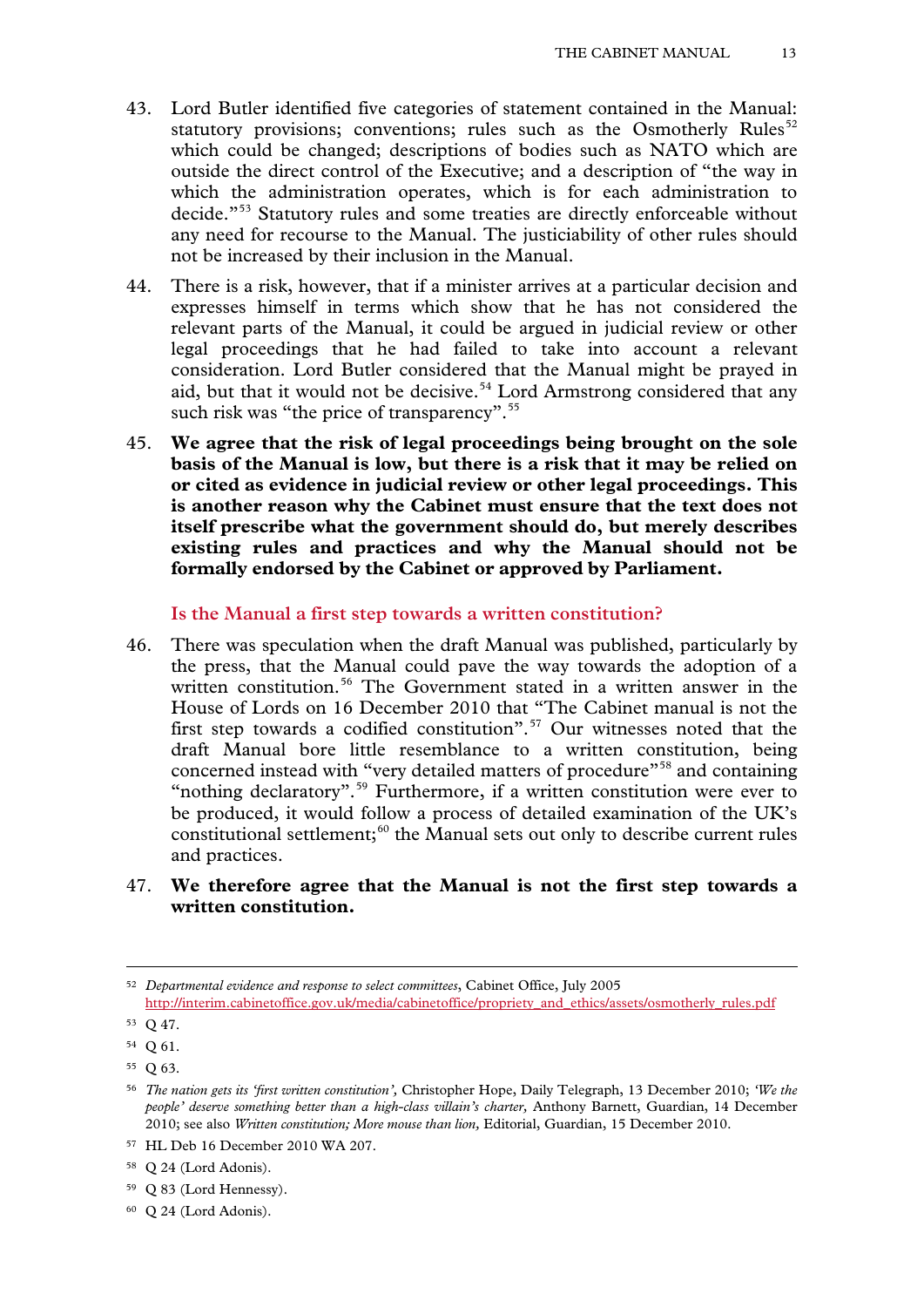43. Lord Butler identified five categories of statement contained in the Manual: statutory provisions; conventions; rules such as the Osmotherly Rules[52] which could be changed; descriptions of bodies such as NATO which are outside the direct control of the Executive; and a description of "the way in which the administration operates, which is for each administration to decide."[53] Statutory rules and some treaties are directly enforceable without any need for recourse to the Manual. The justiciability of other rules should not be increased by their inclusion in the Manual.

44. There is a risk, however, that if a minister arrives at a particular decision and expresses himself in terms which show that he has not considered the relevant parts of the Manual, it could be argued in judicial review or other legal proceedings that he had failed to take into account a relevant consideration. Lord Butler considered that the Manual might be prayed in aid, but that it would not be decisive.[54] Lord Armstrong considered that any such risk was "the price of transparency".[55]

45. **We agree that the risk of legal proceedings being brought on the sole basis of the Manual is low, but there is a risk that it may be relied on or cited as evidence in judicial review or other legal proceedings. This is another reason why the Cabinet must ensure that the text does not itself prescribe what the government should do, but merely describes existing rules and practices and why the Manual should not be formally endorsed by the Cabinet or approved by Parliament.**

### Is the Manual a first step towards a written constitution?

46. There was speculation when the draft Manual was published, particularly by the press, that the Manual could pave the way towards the adoption of a written constitution.[56] The Government stated in a written answer in the House of Lords on 16 December 2010 that "The Cabinet manual is not the first step towards a codified constitution".[57] Our witnesses noted that the draft Manual bore little resemblance to a written constitution, being concerned instead with "very detailed matters of procedure"[58] and containing "nothing declaratory".[59] Furthermore, if a written constitution were ever to be produced, it would follow a process of detailed examination of the UK's constitutional settlement;[60] the Manual sets out only to describe current rules and practices.

47. **We therefore agree that the Manual is not the first step towards a written constitution.**

---

52 *Departmental evidence and response to select committees*, Cabinet Office, July 2005 http://interim.cabinetoffice.gov.uk/media/cabinetoffice/propriety_and_ethics/assets/osmotherly_rules.pdf

53 Q 47.

54 Q 61.

55 Q 63.

56 *The nation gets its 'first written constitution'*, Christopher Hope, Daily Telegraph, 13 December 2010; *'We the people' deserve something better than a high-class villain's charter*, Anthony Barnett, Guardian, 14 December 2010; see also *Written constitution; More mouse than lion*, Editorial, Guardian, 15 December 2010.

57 HL Deb 16 December 2010 WA 207.

58 Q 24 (Lord Adonis).

59 Q 83 (Lord Hennessy).

60 Q 24 (Lord Adonis).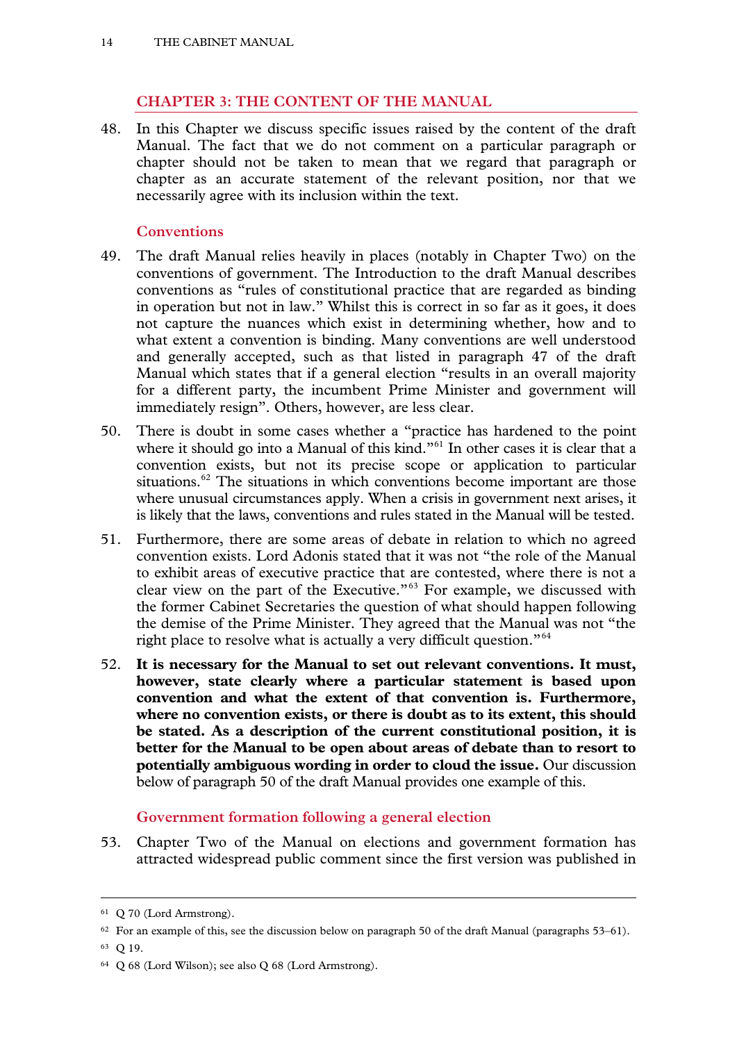## CHAPTER 3: THE CONTENT OF THE MANUAL

48. In this Chapter we discuss specific issues raised by the content of the draft Manual. The fact that we do not comment on a particular paragraph or chapter should not be taken to mean that we regard that paragraph or chapter as an accurate statement of the relevant position, nor that we necessarily agree with its inclusion within the text.

### Conventions

49. The draft Manual relies heavily in places (notably in Chapter Two) on the conventions of government. The Introduction to the draft Manual describes conventions as "rules of constitutional practice that are regarded as binding in operation but not in law." Whilst this is correct in so far as it goes, it does not capture the nuances which exist in determining whether, how and to what extent a convention is binding. Many conventions are well understood and generally accepted, such as that listed in paragraph 47 of the draft Manual which states that if a general election "results in an overall majority for a different party, the incumbent Prime Minister and government will immediately resign". Others, however, are less clear.

50. There is doubt in some cases whether a "practice has hardened to the point where it should go into a Manual of this kind."[61] In other cases it is clear that a convention exists, but not its precise scope or application to particular situations.[62] The situations in which conventions become important are those where unusual circumstances apply. When a crisis in government next arises, it is likely that the laws, conventions and rules stated in the Manual will be tested.

51. Furthermore, there are some areas of debate in relation to which no agreed convention exists. Lord Adonis stated that it was not "the role of the Manual to exhibit areas of executive practice that are contested, where there is not a clear view on the part of the Executive."[63] For example, we discussed with the former Cabinet Secretaries the question of what should happen following the demise of the Prime Minister. They agreed that the Manual was not "the right place to resolve what is actually a very difficult question."[64]

52. **It is necessary for the Manual to set out relevant conventions. It must, however, state clearly where a particular statement is based upon convention and what the extent of that convention is. Furthermore, where no convention exists, or there is doubt as to its extent, this should be stated. As a description of the current constitutional position, it is better for the Manual to be open about areas of debate than to resort to potentially ambiguous wording in order to cloud the issue.** Our discussion below of paragraph 50 of the draft Manual provides one example of this.

### Government formation following a general election

53. Chapter Two of the Manual on elections and government formation has attracted widespread public comment since the first version was published in

---

[61] Q 70 (Lord Armstrong).

[62] For an example of this, see the discussion below on paragraph 50 of the draft Manual (paragraphs 53–61).

[63] Q 19.

[64] Q 68 (Lord Wilson); see also Q 68 (Lord Armstrong).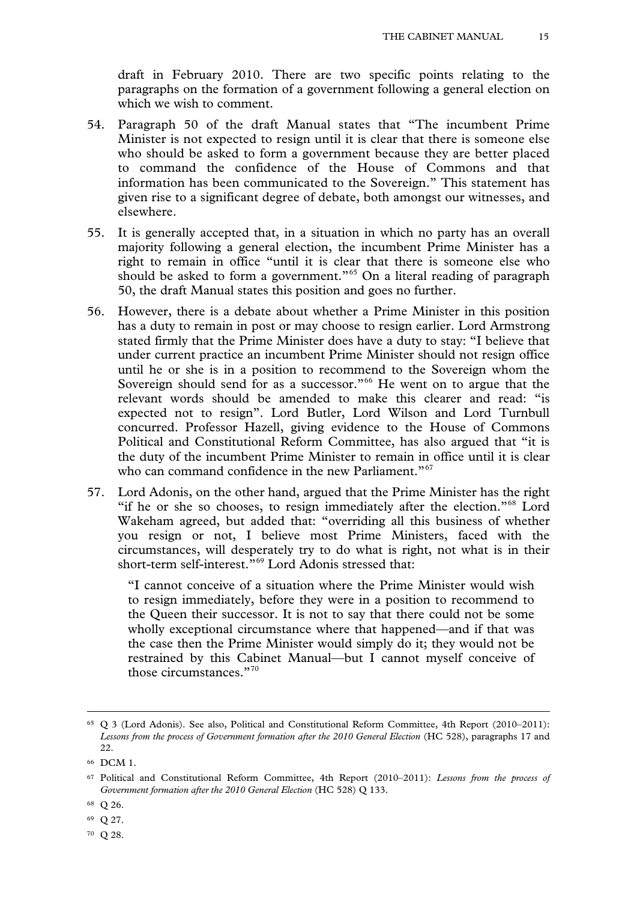draft in February 2010. There are two specific points relating to the paragraphs on the formation of a government following a general election on which we wish to comment.

54. Paragraph 50 of the draft Manual states that "The incumbent Prime Minister is not expected to resign until it is clear that there is someone else who should be asked to form a government because they are better placed to command the confidence of the House of Commons and that information has been communicated to the Sovereign." This statement has given rise to a significant degree of debate, both amongst our witnesses, and elsewhere.

55. It is generally accepted that, in a situation in which no party has an overall majority following a general election, the incumbent Prime Minister has a right to remain in office "until it is clear that there is someone else who should be asked to form a government."[65] On a literal reading of paragraph 50, the draft Manual states this position and goes no further.

56. However, there is a debate about whether a Prime Minister in this position has a duty to remain in post or may choose to resign earlier. Lord Armstrong stated firmly that the Prime Minister does have a duty to stay: "I believe that under current practice an incumbent Prime Minister should not resign office until he or she is in a position to recommend to the Sovereign whom the Sovereign should send for as a successor."[66] He went on to argue that the relevant words should be amended to make this clearer and read: "is expected not to resign". Lord Butler, Lord Wilson and Lord Turnbull concurred. Professor Hazell, giving evidence to the House of Commons Political and Constitutional Reform Committee, has also argued that "it is the duty of the incumbent Prime Minister to remain in office until it is clear who can command confidence in the new Parliament."[67]

57. Lord Adonis, on the other hand, argued that the Prime Minister has the right "if he or she so chooses, to resign immediately after the election."[68] Lord Wakeham agreed, but added that: "overriding all this business of whether you resign or not, I believe most Prime Ministers, faced with the circumstances, will desperately try to do what is right, not what is in their short-term self-interest."[69] Lord Adonis stressed that:

> "I cannot conceive of a situation where the Prime Minister would wish to resign immediately, before they were in a position to recommend to the Queen their successor. It is not to say that there could not be some wholly exceptional circumstance where that happened—and if that was the case then the Prime Minister would simply do it; they would not be restrained by this Cabinet Manual—but I cannot myself conceive of those circumstances."[70]

---

[65] Q 3 (Lord Adonis). See also, Political and Constitutional Reform Committee, 4th Report (2010–2011): *Lessons from the process of Government formation after the 2010 General Election* (HC 528), paragraphs 17 and 22.

[66] DCM 1.

[67] Political and Constitutional Reform Committee, 4th Report (2010–2011): *Lessons from the process of Government formation after the 2010 General Election* (HC 528) Q 133.

[68] Q 26.

[69] Q 27.

[70] Q 28.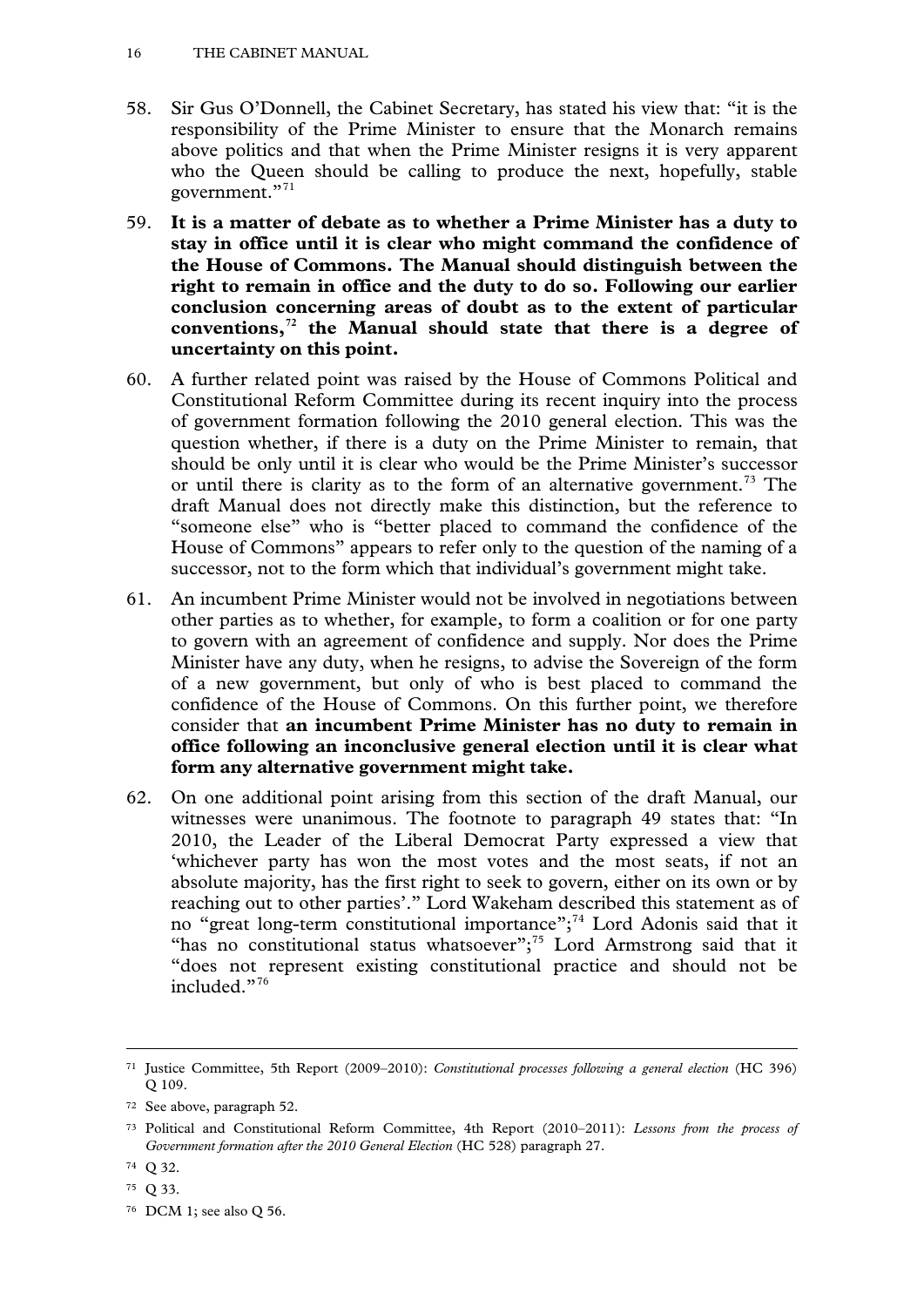58. Sir Gus O'Donnell, the Cabinet Secretary, has stated his view that: "it is the responsibility of the Prime Minister to ensure that the Monarch remains above politics and that when the Prime Minister resigns it is very apparent who the Queen should be calling to produce the next, hopefully, stable government."[71]

59. **It is a matter of debate as to whether a Prime Minister has a duty to stay in office until it is clear who might command the confidence of the House of Commons. The Manual should distinguish between the right to remain in office and the duty to do so. Following our earlier conclusion concerning areas of doubt as to the extent of particular conventions,[72] the Manual should state that there is a degree of uncertainty on this point.**

60. A further related point was raised by the House of Commons Political and Constitutional Reform Committee during its recent inquiry into the process of government formation following the 2010 general election. This was the question whether, if there is a duty on the Prime Minister to remain, that should be only until it is clear who would be the Prime Minister's successor or until there is clarity as to the form of an alternative government.[73] The draft Manual does not directly make this distinction, but the reference to "someone else" who is "better placed to command the confidence of the House of Commons" appears to refer only to the question of the naming of a successor, not to the form which that individual's government might take.

61. An incumbent Prime Minister would not be involved in negotiations between other parties as to whether, for example, to form a coalition or for one party to govern with an agreement of confidence and supply. Nor does the Prime Minister have any duty, when he resigns, to advise the Sovereign of the form of a new government, but only of who is best placed to command the confidence of the House of Commons. On this further point, we therefore consider that **an incumbent Prime Minister has no duty to remain in office following an inconclusive general election until it is clear what form any alternative government might take.**

62. On one additional point arising from this section of the draft Manual, our witnesses were unanimous. The footnote to paragraph 49 states that: "In 2010, the Leader of the Liberal Democrat Party expressed a view that 'whichever party has won the most votes and the most seats, if not an absolute majority, has the first right to seek to govern, either on its own or by reaching out to other parties'." Lord Wakeham described this statement as of no "great long-term constitutional importance";[74] Lord Adonis said that it "has no constitutional status whatsoever";[75] Lord Armstrong said that it "does not represent existing constitutional practice and should not be included."[76]

---

[71] Justice Committee, 5th Report (2009–2010): *Constitutional processes following a general election* (HC 396) Q 109.

[72] See above, paragraph 52.

[73] Political and Constitutional Reform Committee, 4th Report (2010–2011): *Lessons from the process of Government formation after the 2010 General Election* (HC 528) paragraph 27.

[74] Q 32.

[75] Q 33.

[76] DCM 1; see also Q 56.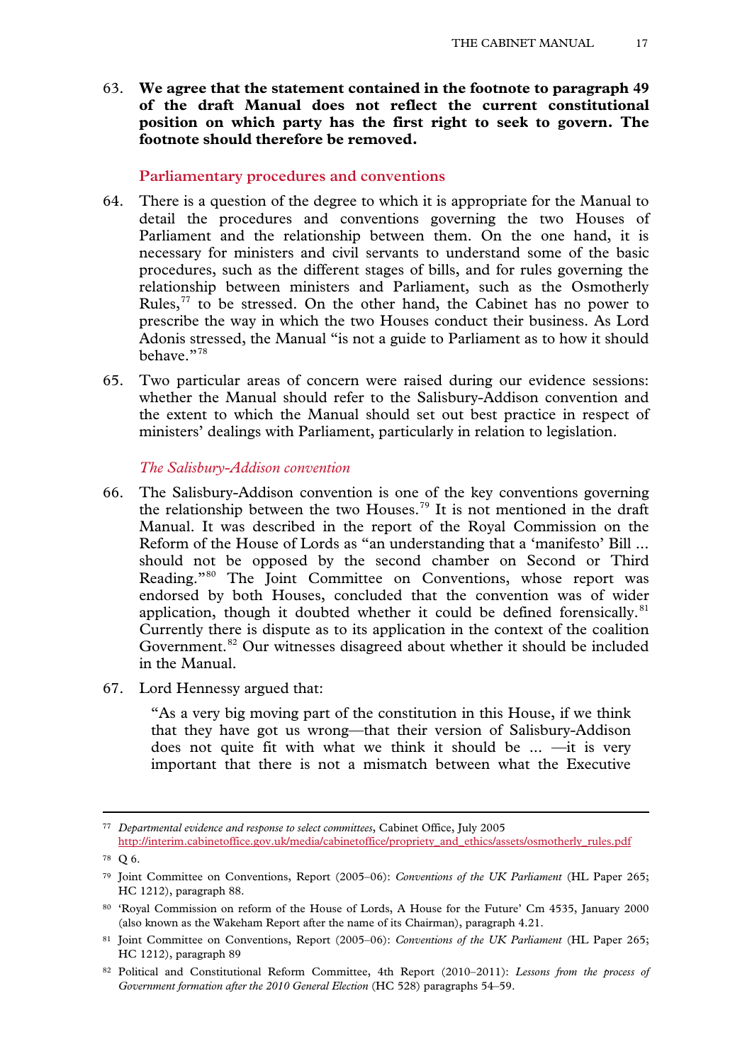63. **We agree that the statement contained in the footnote to paragraph 49 of the draft Manual does not reflect the current constitutional position on which party has the first right to seek to govern. The footnote should therefore be removed.**

### Parliamentary procedures and conventions

64. There is a question of the degree to which it is appropriate for the Manual to detail the procedures and conventions governing the two Houses of Parliament and the relationship between them. On the one hand, it is necessary for ministers and civil servants to understand some of the basic procedures, such as the different stages of bills, and for rules governing the relationship between ministers and Parliament, such as the Osmotherly Rules,[77] to be stressed. On the other hand, the Cabinet has no power to prescribe the way in which the two Houses conduct their business. As Lord Adonis stressed, the Manual "is not a guide to Parliament as to how it should behave."[78]

65. Two particular areas of concern were raised during our evidence sessions: whether the Manual should refer to the Salisbury-Addison convention and the extent to which the Manual should set out best practice in respect of ministers' dealings with Parliament, particularly in relation to legislation.

#### *The Salisbury-Addison convention*

66. The Salisbury-Addison convention is one of the key conventions governing the relationship between the two Houses.[79] It is not mentioned in the draft Manual. It was described in the report of the Royal Commission on the Reform of the House of Lords as "an understanding that a 'manifesto' Bill ... should not be opposed by the second chamber on Second or Third Reading."[80] The Joint Committee on Conventions, whose report was endorsed by both Houses, concluded that the convention was of wider application, though it doubted whether it could be defined forensically.[81] Currently there is dispute as to its application in the context of the coalition Government.[82] Our witnesses disagreed about whether it should be included in the Manual.

67. Lord Hennessy argued that:

> "As a very big moving part of the constitution in this House, if we think that they have got us wrong—that their version of Salisbury-Addison does not quite fit with what we think it should be ... —it is very important that there is not a mismatch between what the Executive

---

[77] *Departmental evidence and response to select committees*, Cabinet Office, July 2005 http://interim.cabinetoffice.gov.uk/media/cabinetoffice/propriety_and_ethics/assets/osmotherly_rules.pdf

[78] Q 6.

[79] Joint Committee on Conventions, Report (2005–06): *Conventions of the UK Parliament* (HL Paper 265; HC 1212), paragraph 88.

[80] 'Royal Commission on reform of the House of Lords, A House for the Future' Cm 4535, January 2000 (also known as the Wakeham Report after the name of its Chairman), paragraph 4.21.

[81] Joint Committee on Conventions, Report (2005–06): *Conventions of the UK Parliament* (HL Paper 265; HC 1212), paragraph 89

[82] Political and Constitutional Reform Committee, 4th Report (2010–2011): *Lessons from the process of Government formation after the 2010 General Election* (HC 528) paragraphs 54–59.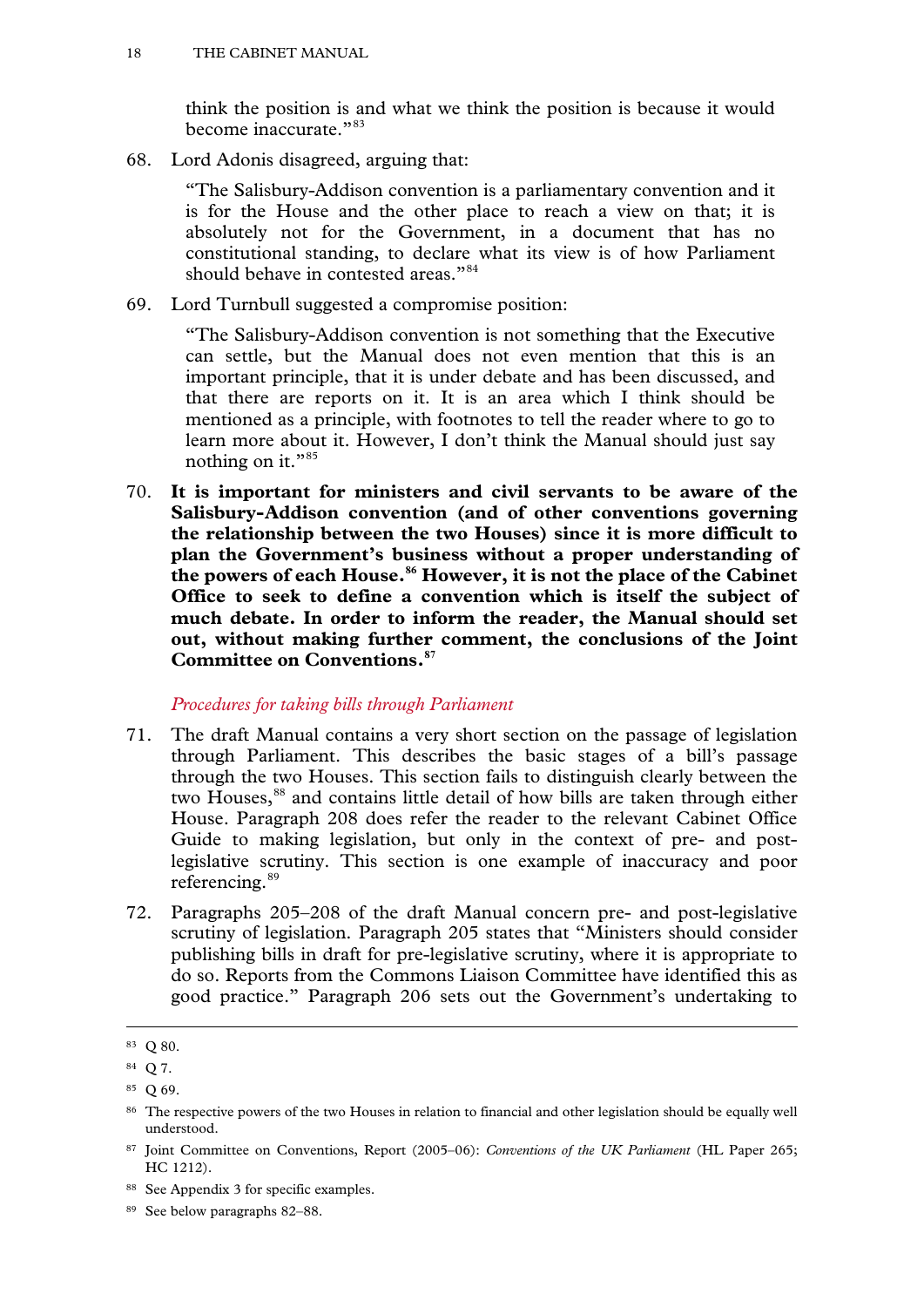think the position is and what we think the position is because it would become inaccurate."[83]

68. Lord Adonis disagreed, arguing that:

> "The Salisbury-Addison convention is a parliamentary convention and it is for the House and the other place to reach a view on that; it is absolutely not for the Government, in a document that has no constitutional standing, to declare what its view is of how Parliament should behave in contested areas."[84]

69. Lord Turnbull suggested a compromise position:

> "The Salisbury-Addison convention is not something that the Executive can settle, but the Manual does not even mention that this is an important principle, that it is under debate and has been discussed, and that there are reports on it. It is an area which I think should be mentioned as a principle, with footnotes to tell the reader where to go to learn more about it. However, I don't think the Manual should just say nothing on it."[85]

70. **It is important for ministers and civil servants to be aware of the Salisbury-Addison convention (and of other conventions governing the relationship between the two Houses) since it is more difficult to plan the Government's business without a proper understanding of the powers of each House.[86] However, it is not the place of the Cabinet Office to seek to define a convention which is itself the subject of much debate. In order to inform the reader, the Manual should set out, without making further comment, the conclusions of the Joint Committee on Conventions.[87]**

*Procedures for taking bills through Parliament*

71. The draft Manual contains a very short section on the passage of legislation through Parliament. This describes the basic stages of a bill's passage through the two Houses. This section fails to distinguish clearly between the two Houses,[88] and contains little detail of how bills are taken through either House. Paragraph 208 does refer the reader to the relevant Cabinet Office Guide to making legislation, but only in the context of pre- and post-legislative scrutiny. This section is one example of inaccuracy and poor referencing.[89]

72. Paragraphs 205–208 of the draft Manual concern pre- and post-legislative scrutiny of legislation. Paragraph 205 states that "Ministers should consider publishing bills in draft for pre-legislative scrutiny, where it is appropriate to do so. Reports from the Commons Liaison Committee have identified this as good practice." Paragraph 206 sets out the Government's undertaking to

---

[83] Q 80.

[84] Q 7.

[85] Q 69.

[86] The respective powers of the two Houses in relation to financial and other legislation should be equally well understood.

[87] Joint Committee on Conventions, Report (2005–06): *Conventions of the UK Parliament* (HL Paper 265; HC 1212).

[88] See Appendix 3 for specific examples.

[89] See below paragraphs 82–88.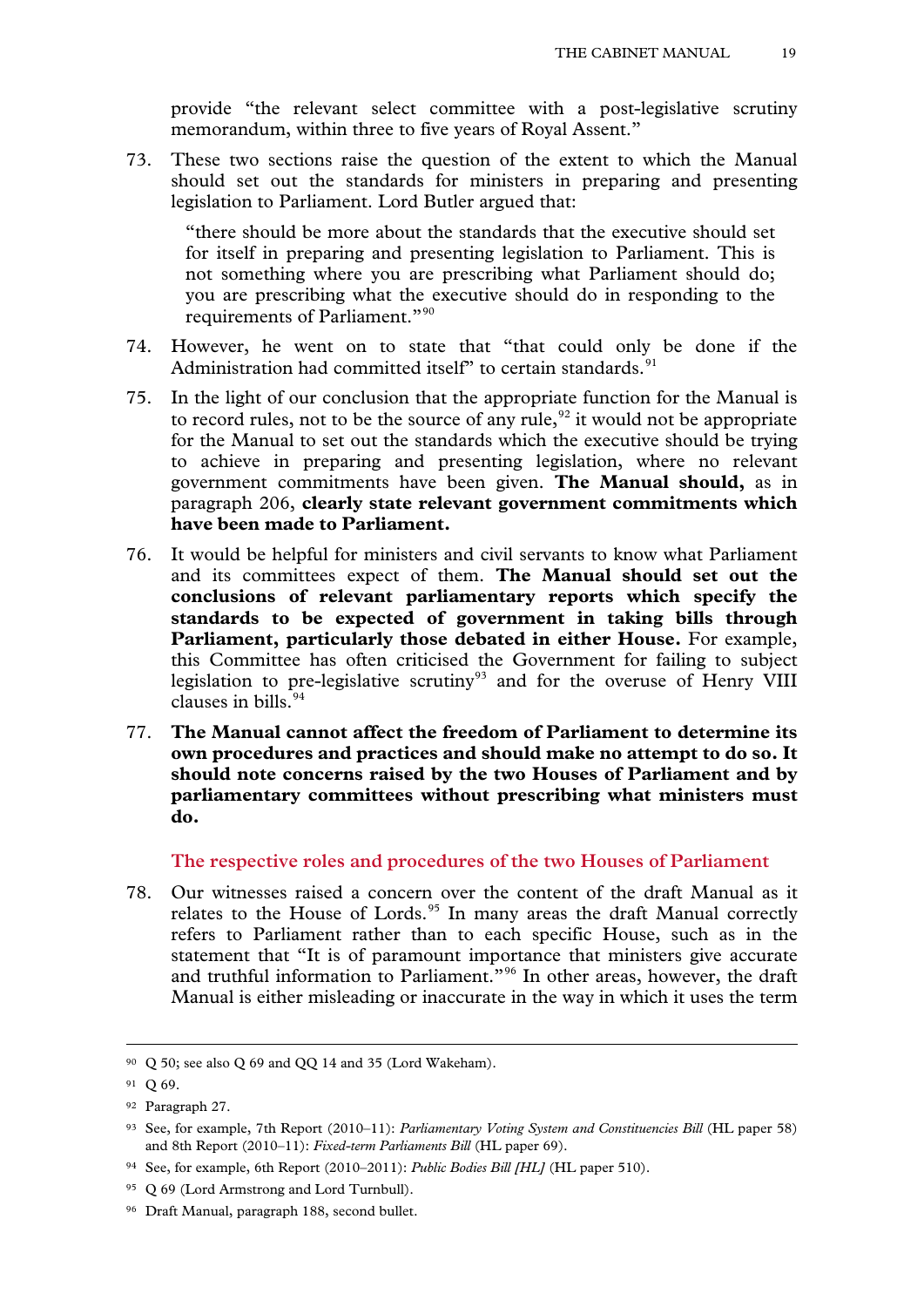provide "the relevant select committee with a post-legislative scrutiny memorandum, within three to five years of Royal Assent."

73. These two sections raise the question of the extent to which the Manual should set out the standards for ministers in preparing and presenting legislation to Parliament. Lord Butler argued that:

> "there should be more about the standards that the executive should set for itself in preparing and presenting legislation to Parliament. This is not something where you are prescribing what Parliament should do; you are prescribing what the executive should do in responding to the requirements of Parliament."[90]

74. However, he went on to state that "that could only be done if the Administration had committed itself" to certain standards.[91]

75. In the light of our conclusion that the appropriate function for the Manual is to record rules, not to be the source of any rule,[92] it would not be appropriate for the Manual to set out the standards which the executive should be trying to achieve in preparing and presenting legislation, where no relevant government commitments have been given. **The Manual should,** as in paragraph 206, **clearly state relevant government commitments which have been made to Parliament.**

76. It would be helpful for ministers and civil servants to know what Parliament and its committees expect of them. **The Manual should set out the conclusions of relevant parliamentary reports which specify the standards to be expected of government in taking bills through Parliament, particularly those debated in either House.** For example, this Committee has often criticised the Government for failing to subject legislation to pre-legislative scrutiny[93] and for the overuse of Henry VIII clauses in bills.[94]

77. **The Manual cannot affect the freedom of Parliament to determine its own procedures and practices and should make no attempt to do so. It should note concerns raised by the two Houses of Parliament and by parliamentary committees without prescribing what ministers must do.**

### The respective roles and procedures of the two Houses of Parliament

78. Our witnesses raised a concern over the content of the draft Manual as it relates to the House of Lords.[95] In many areas the draft Manual correctly refers to Parliament rather than to each specific House, such as in the statement that "It is of paramount importance that ministers give accurate and truthful information to Parliament."[96] In other areas, however, the draft Manual is either misleading or inaccurate in the way in which it uses the term

---

90 Q 50; see also Q 69 and QQ 14 and 35 (Lord Wakeham).

91 Q 69.

92 Paragraph 27.

93 See, for example, 7th Report (2010–11): *Parliamentary Voting System and Constituencies Bill* (HL paper 58) and 8th Report (2010–11): *Fixed-term Parliaments Bill* (HL paper 69).

94 See, for example, 6th Report (2010–2011): *Public Bodies Bill [HL]* (HL paper 510).

95 Q 69 (Lord Armstrong and Lord Turnbull).

96 Draft Manual, paragraph 188, second bullet.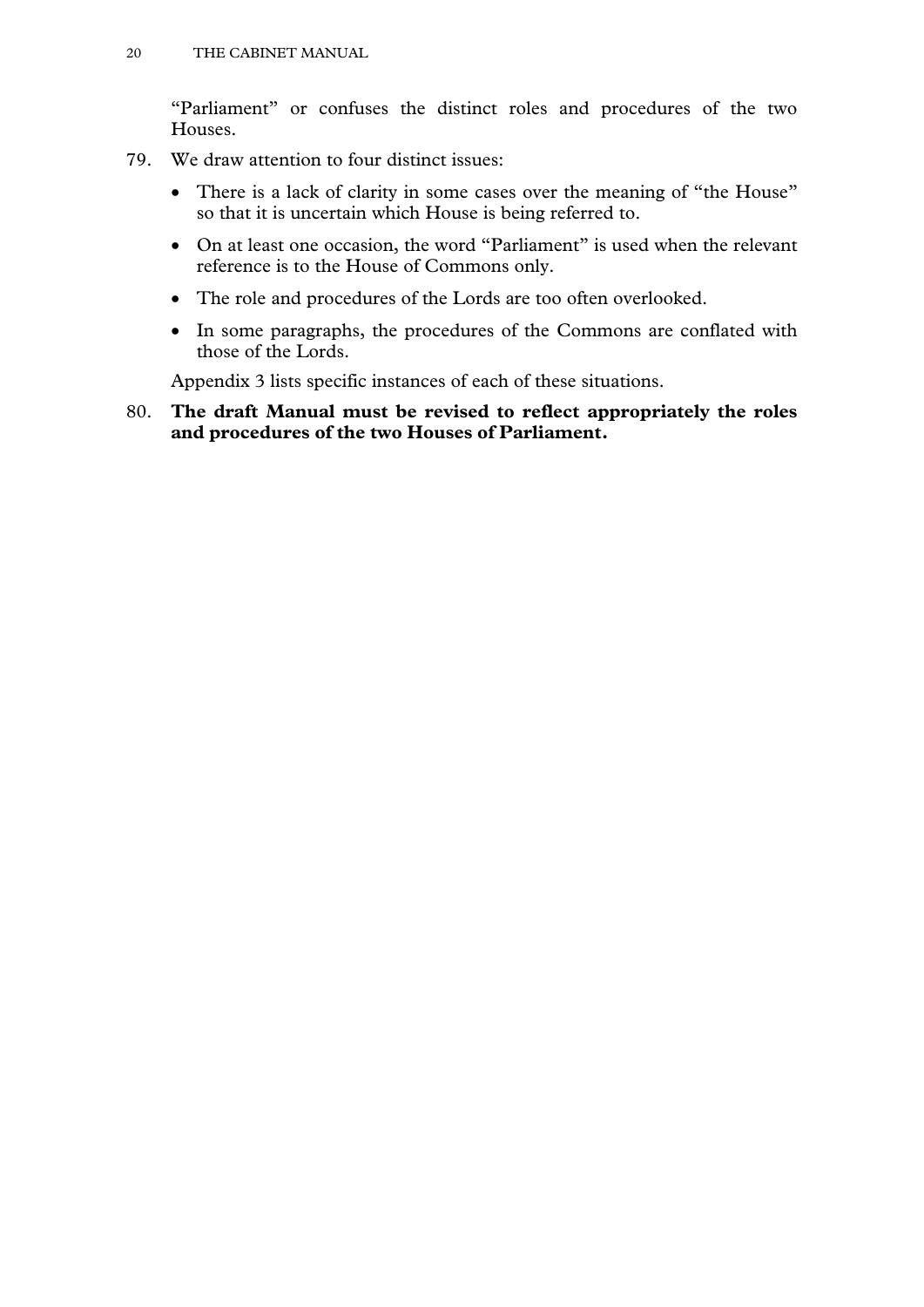"Parliament" or confuses the distinct roles and procedures of the two Houses.

79. We draw attention to four distinct issues:

- There is a lack of clarity in some cases over the meaning of "the House" so that it is uncertain which House is being referred to.
- On at least one occasion, the word "Parliament" is used when the relevant reference is to the House of Commons only.
- The role and procedures of the Lords are too often overlooked.
- In some paragraphs, the procedures of the Commons are conflated with those of the Lords.

Appendix 3 lists specific instances of each of these situations.

80. **The draft Manual must be revised to reflect appropriately the roles and procedures of the two Houses of Parliament.**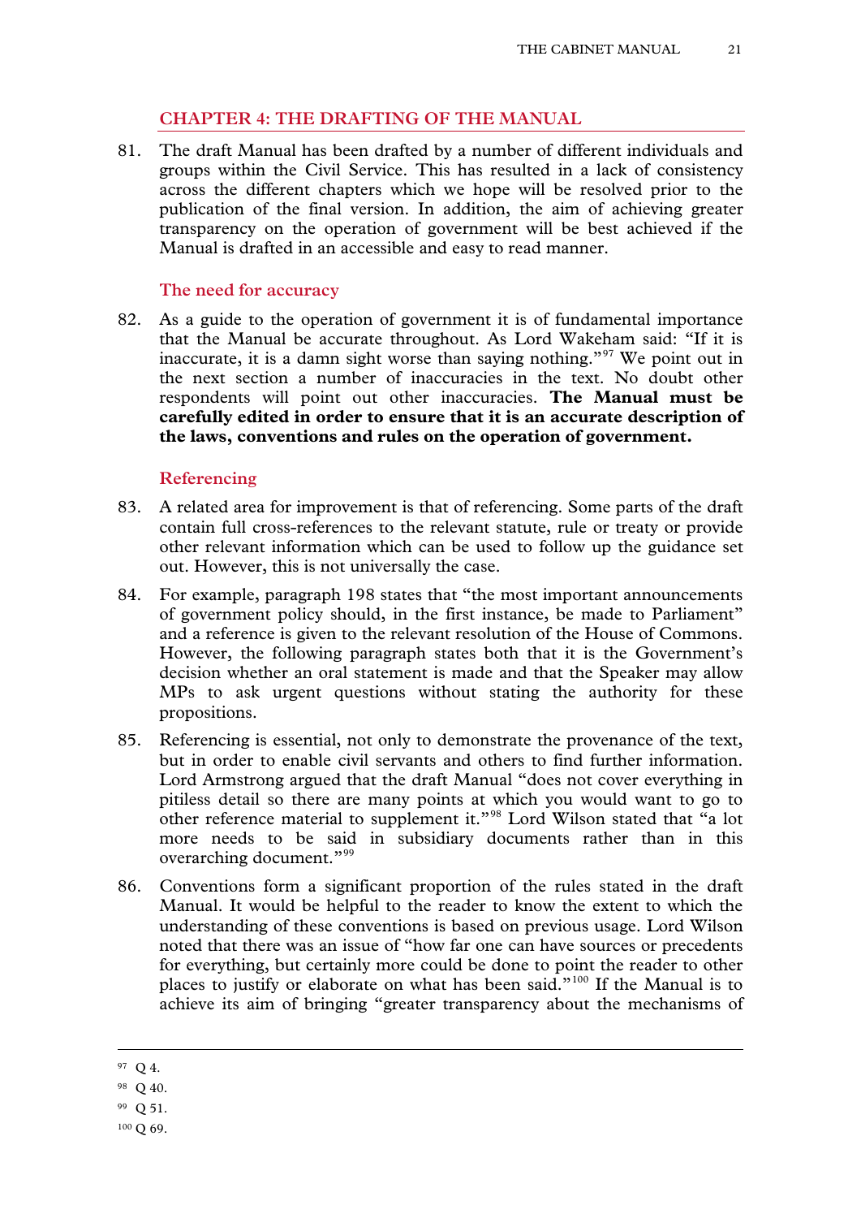## CHAPTER 4: THE DRAFTING OF THE MANUAL

81. The draft Manual has been drafted by a number of different individuals and groups within the Civil Service. This has resulted in a lack of consistency across the different chapters which we hope will be resolved prior to the publication of the final version. In addition, the aim of achieving greater transparency on the operation of government will be best achieved if the Manual is drafted in an accessible and easy to read manner.

### The need for accuracy

82. As a guide to the operation of government it is of fundamental importance that the Manual be accurate throughout. As Lord Wakeham said: "If it is inaccurate, it is a damn sight worse than saying nothing."[97] We point out in the next section a number of inaccuracies in the text. No doubt other respondents will point out other inaccuracies. **The Manual must be carefully edited in order to ensure that it is an accurate description of the laws, conventions and rules on the operation of government.**

### Referencing

83. A related area for improvement is that of referencing. Some parts of the draft contain full cross-references to the relevant statute, rule or treaty or provide other relevant information which can be used to follow up the guidance set out. However, this is not universally the case.

84. For example, paragraph 198 states that "the most important announcements of government policy should, in the first instance, be made to Parliament" and a reference is given to the relevant resolution of the House of Commons. However, the following paragraph states both that it is the Government's decision whether an oral statement is made and that the Speaker may allow MPs to ask urgent questions without stating the authority for these propositions.

85. Referencing is essential, not only to demonstrate the provenance of the text, but in order to enable civil servants and others to find further information. Lord Armstrong argued that the draft Manual "does not cover everything in pitiless detail so there are many points at which you would want to go to other reference material to supplement it."[98] Lord Wilson stated that "a lot more needs to be said in subsidiary documents rather than in this overarching document."[99]

86. Conventions form a significant proportion of the rules stated in the draft Manual. It would be helpful to the reader to know the extent to which the understanding of these conventions is based on previous usage. Lord Wilson noted that there was an issue of "how far one can have sources or precedents for everything, but certainly more could be done to point the reader to other places to justify or elaborate on what has been said."[100] If the Manual is to achieve its aim of bringing "greater transparency about the mechanisms of

---

[97] Q 4.

[98] Q 40.

[99] Q 51.

[100] Q 69.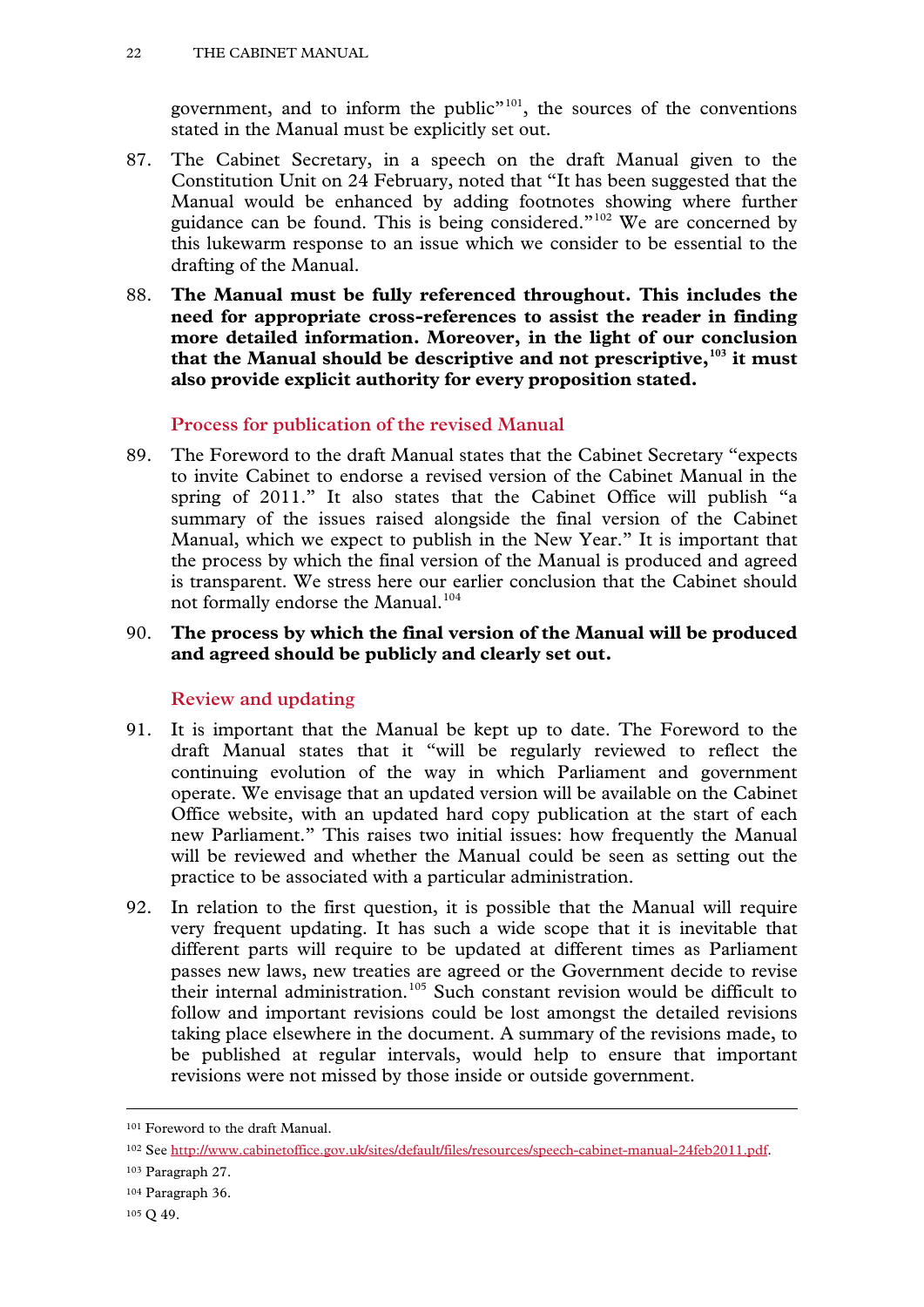government, and to inform the public"[101], the sources of the conventions stated in the Manual must be explicitly set out.

87. The Cabinet Secretary, in a speech on the draft Manual given to the Constitution Unit on 24 February, noted that "It has been suggested that the Manual would be enhanced by adding footnotes showing where further guidance can be found. This is being considered."[102] We are concerned by this lukewarm response to an issue which we consider to be essential to the drafting of the Manual.

88. **The Manual must be fully referenced throughout. This includes the need for appropriate cross-references to assist the reader in finding more detailed information. Moreover, in the light of our conclusion that the Manual should be descriptive and not prescriptive,[103] it must also provide explicit authority for every proposition stated.**

### Process for publication of the revised Manual

89. The Foreword to the draft Manual states that the Cabinet Secretary "expects to invite Cabinet to endorse a revised version of the Cabinet Manual in the spring of 2011." It also states that the Cabinet Office will publish "a summary of the issues raised alongside the final version of the Cabinet Manual, which we expect to publish in the New Year." It is important that the process by which the final version of the Manual is produced and agreed is transparent. We stress here our earlier conclusion that the Cabinet should not formally endorse the Manual.[104]

90. **The process by which the final version of the Manual will be produced and agreed should be publicly and clearly set out.**

### Review and updating

91. It is important that the Manual be kept up to date. The Foreword to the draft Manual states that it "will be regularly reviewed to reflect the continuing evolution of the way in which Parliament and government operate. We envisage that an updated version will be available on the Cabinet Office website, with an updated hard copy publication at the start of each new Parliament." This raises two initial issues: how frequently the Manual will be reviewed and whether the Manual could be seen as setting out the practice to be associated with a particular administration.

92. In relation to the first question, it is possible that the Manual will require very frequent updating. It has such a wide scope that it is inevitable that different parts will require to be updated at different times as Parliament passes new laws, new treaties are agreed or the Government decide to revise their internal administration.[105] Such constant revision would be difficult to follow and important revisions could be lost amongst the detailed revisions taking place elsewhere in the document. A summary of the revisions made, to be published at regular intervals, would help to ensure that important revisions were not missed by those inside or outside government.

---

[101] Foreword to the draft Manual.

[102] See http://www.cabinetoffice.gov.uk/sites/default/files/resources/speech-cabinet-manual-24feb2011.pdf.

[103] Paragraph 27.

[104] Paragraph 36.

[105] Q 49.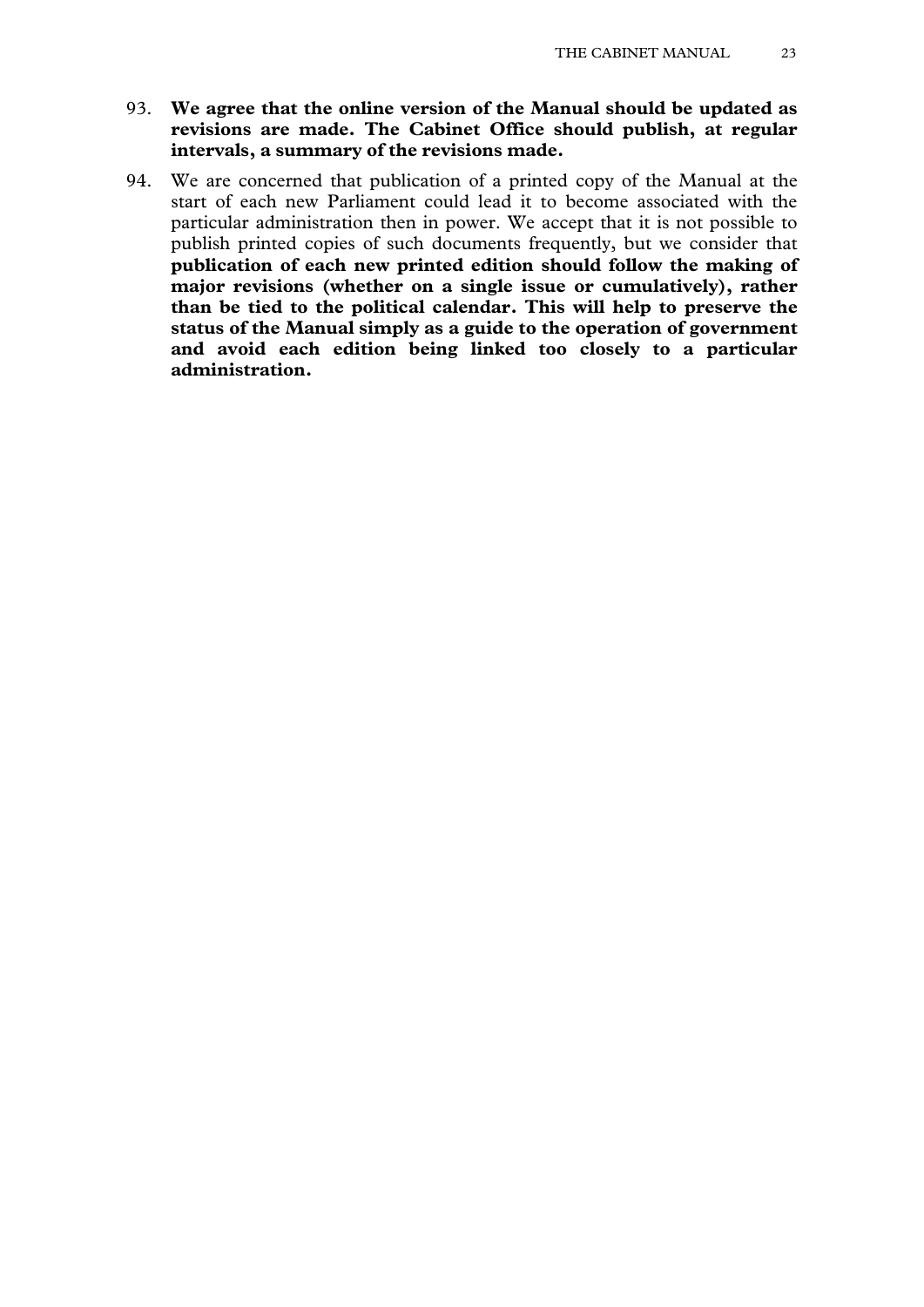93. **We agree that the online version of the Manual should be updated as revisions are made. The Cabinet Office should publish, at regular intervals, a summary of the revisions made.**

94. We are concerned that publication of a printed copy of the Manual at the start of each new Parliament could lead it to become associated with the particular administration then in power. We accept that it is not possible to publish printed copies of such documents frequently, but we consider that **publication of each new printed edition should follow the making of major revisions (whether on a single issue or cumulatively), rather than be tied to the political calendar. This will help to preserve the status of the Manual simply as a guide to the operation of government and avoid each edition being linked too closely to a particular administration.**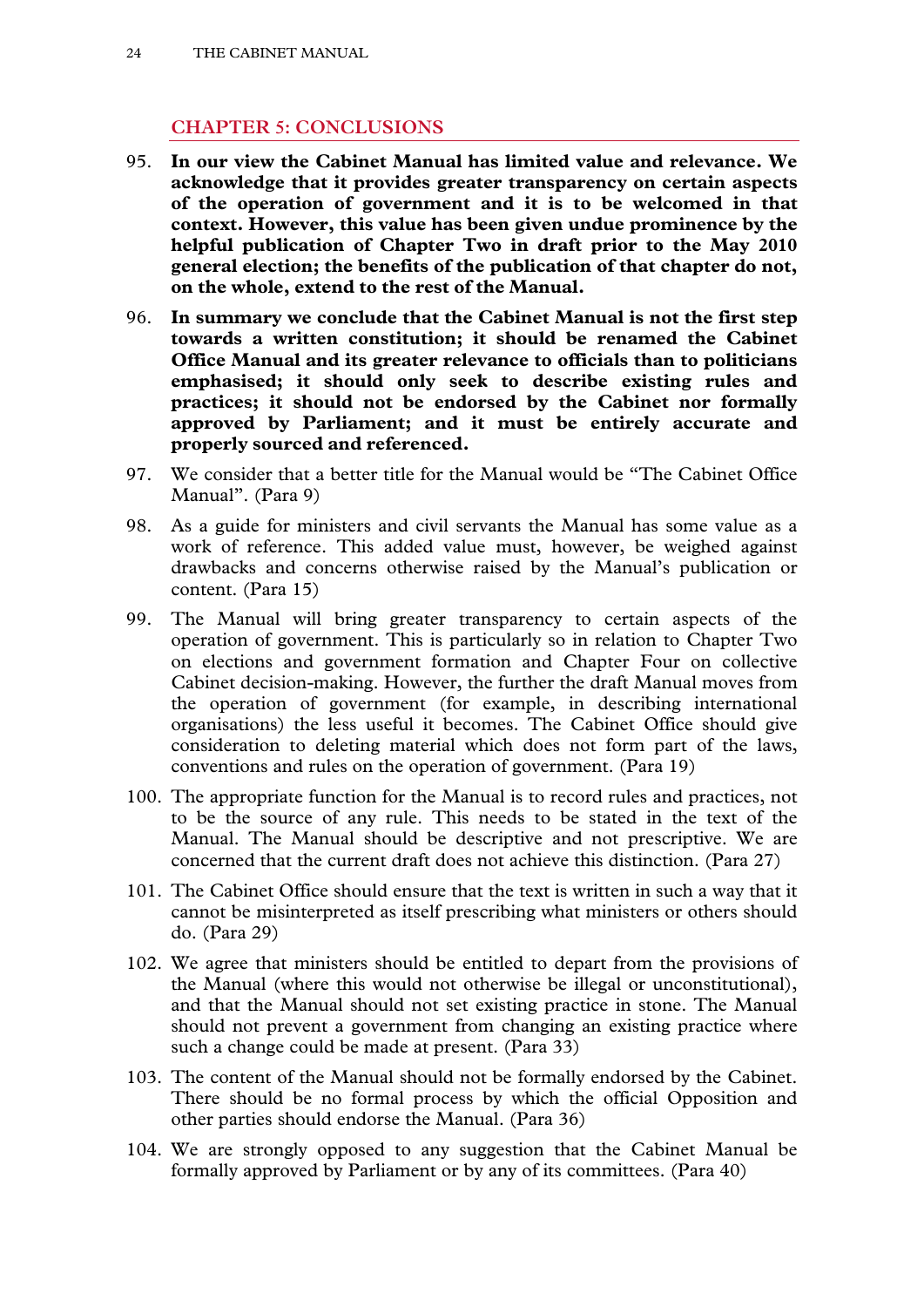## CHAPTER 5: CONCLUSIONS

95. **In our view the Cabinet Manual has limited value and relevance. We acknowledge that it provides greater transparency on certain aspects of the operation of government and it is to be welcomed in that context. However, this value has been given undue prominence by the helpful publication of Chapter Two in draft prior to the May 2010 general election; the benefits of the publication of that chapter do not, on the whole, extend to the rest of the Manual.**

96. **In summary we conclude that the Cabinet Manual is not the first step towards a written constitution; it should be renamed the Cabinet Office Manual and its greater relevance to officials than to politicians emphasised; it should only seek to describe existing rules and practices; it should not be endorsed by the Cabinet nor formally approved by Parliament; and it must be entirely accurate and properly sourced and referenced.**

97. We consider that a better title for the Manual would be "The Cabinet Office Manual". (Para 9)

98. As a guide for ministers and civil servants the Manual has some value as a work of reference. This added value must, however, be weighed against drawbacks and concerns otherwise raised by the Manual's publication or content. (Para 15)

99. The Manual will bring greater transparency to certain aspects of the operation of government. This is particularly so in relation to Chapter Two on elections and government formation and Chapter Four on collective Cabinet decision-making. However, the further the draft Manual moves from the operation of government (for example, in describing international organisations) the less useful it becomes. The Cabinet Office should give consideration to deleting material which does not form part of the laws, conventions and rules on the operation of government. (Para 19)

100. The appropriate function for the Manual is to record rules and practices, not to be the source of any rule. This needs to be stated in the text of the Manual. The Manual should be descriptive and not prescriptive. We are concerned that the current draft does not achieve this distinction. (Para 27)

101. The Cabinet Office should ensure that the text is written in such a way that it cannot be misinterpreted as itself prescribing what ministers or others should do. (Para 29)

102. We agree that ministers should be entitled to depart from the provisions of the Manual (where this would not otherwise be illegal or unconstitutional), and that the Manual should not set existing practice in stone. The Manual should not prevent a government from changing an existing practice where such a change could be made at present. (Para 33)

103. The content of the Manual should not be formally endorsed by the Cabinet. There should be no formal process by which the official Opposition and other parties should endorse the Manual. (Para 36)

104. We are strongly opposed to any suggestion that the Cabinet Manual be formally approved by Parliament or by any of its committees. (Para 40)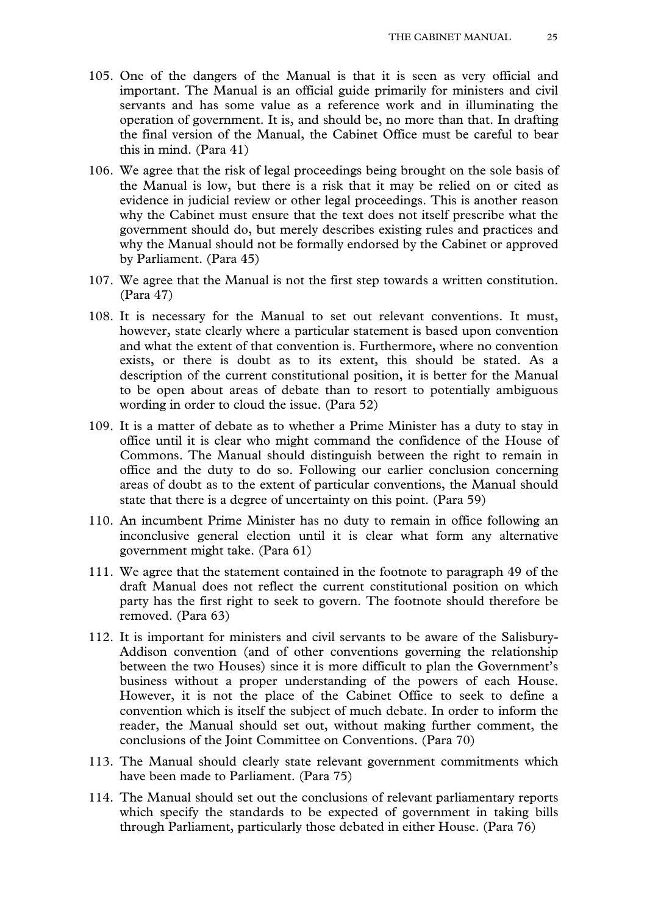105. One of the dangers of the Manual is that it is seen as very official and important. The Manual is an official guide primarily for ministers and civil servants and has some value as a reference work and in illuminating the operation of government. It is, and should be, no more than that. In drafting the final version of the Manual, the Cabinet Office must be careful to bear this in mind. (Para 41)

106. We agree that the risk of legal proceedings being brought on the sole basis of the Manual is low, but there is a risk that it may be relied on or cited as evidence in judicial review or other legal proceedings. This is another reason why the Cabinet must ensure that the text does not itself prescribe what the government should do, but merely describes existing rules and practices and why the Manual should not be formally endorsed by the Cabinet or approved by Parliament. (Para 45)

107. We agree that the Manual is not the first step towards a written constitution. (Para 47)

108. It is necessary for the Manual to set out relevant conventions. It must, however, state clearly where a particular statement is based upon convention and what the extent of that convention is. Furthermore, where no convention exists, or there is doubt as to its extent, this should be stated. As a description of the current constitutional position, it is better for the Manual to be open about areas of debate than to resort to potentially ambiguous wording in order to cloud the issue. (Para 52)

109. It is a matter of debate as to whether a Prime Minister has a duty to stay in office until it is clear who might command the confidence of the House of Commons. The Manual should distinguish between the right to remain in office and the duty to do so. Following our earlier conclusion concerning areas of doubt as to the extent of particular conventions, the Manual should state that there is a degree of uncertainty on this point. (Para 59)

110. An incumbent Prime Minister has no duty to remain in office following an inconclusive general election until it is clear what form any alternative government might take. (Para 61)

111. We agree that the statement contained in the footnote to paragraph 49 of the draft Manual does not reflect the current constitutional position on which party has the first right to seek to govern. The footnote should therefore be removed. (Para 63)

112. It is important for ministers and civil servants to be aware of the Salisbury-Addison convention (and of other conventions governing the relationship between the two Houses) since it is more difficult to plan the Government's business without a proper understanding of the powers of each House. However, it is not the place of the Cabinet Office to seek to define a convention which is itself the subject of much debate. In order to inform the reader, the Manual should set out, without making further comment, the conclusions of the Joint Committee on Conventions. (Para 70)

113. The Manual should clearly state relevant government commitments which have been made to Parliament. (Para 75)

114. The Manual should set out the conclusions of relevant parliamentary reports which specify the standards to be expected of government in taking bills through Parliament, particularly those debated in either House. (Para 76)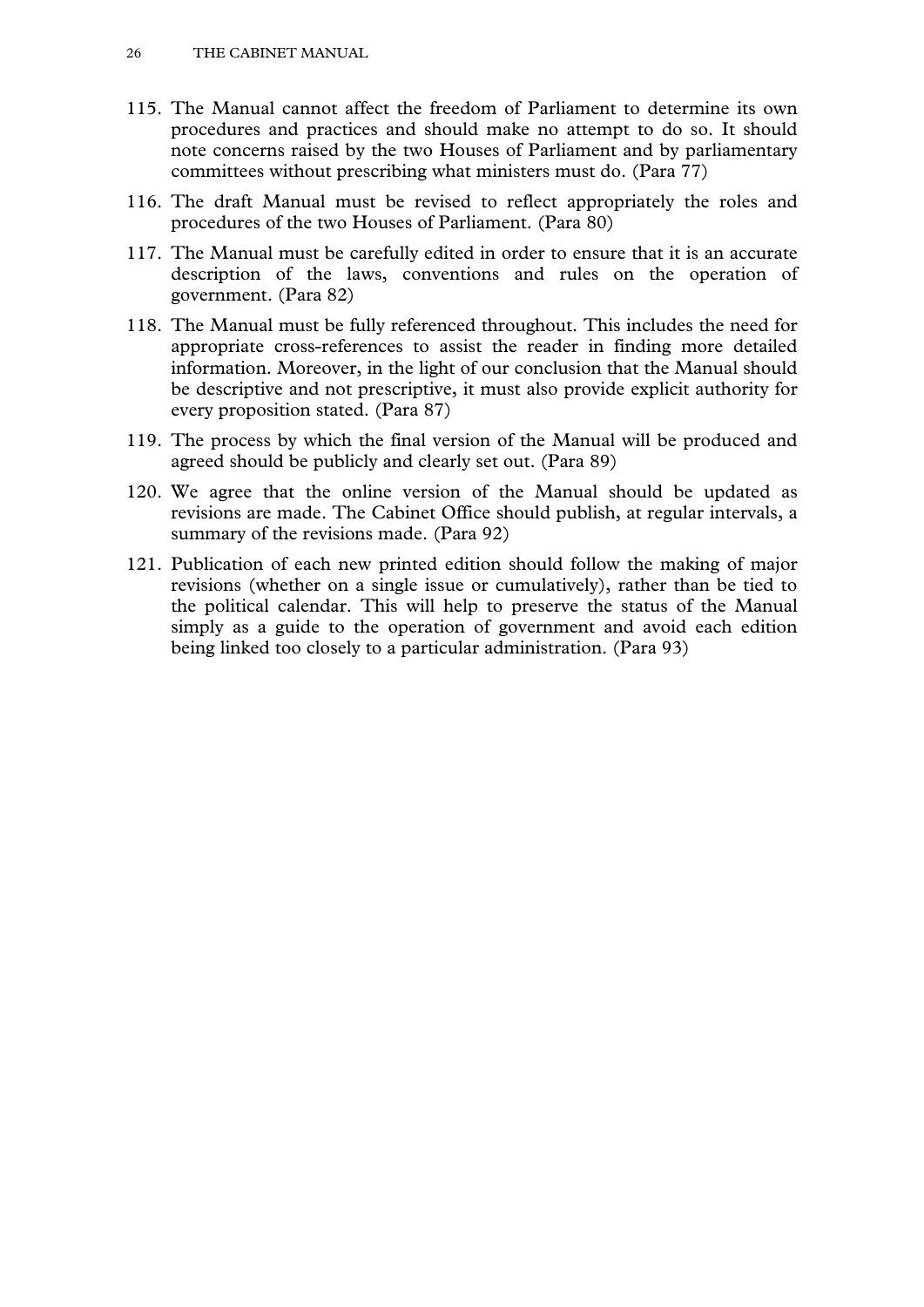115. The Manual cannot affect the freedom of Parliament to determine its own procedures and practices and should make no attempt to do so. It should note concerns raised by the two Houses of Parliament and by parliamentary committees without prescribing what ministers must do. (Para 77)

116. The draft Manual must be revised to reflect appropriately the roles and procedures of the two Houses of Parliament. (Para 80)

117. The Manual must be carefully edited in order to ensure that it is an accurate description of the laws, conventions and rules on the operation of government. (Para 82)

118. The Manual must be fully referenced throughout. This includes the need for appropriate cross-references to assist the reader in finding more detailed information. Moreover, in the light of our conclusion that the Manual should be descriptive and not prescriptive, it must also provide explicit authority for every proposition stated. (Para 87)

119. The process by which the final version of the Manual will be produced and agreed should be publicly and clearly set out. (Para 89)

120. We agree that the online version of the Manual should be updated as revisions are made. The Cabinet Office should publish, at regular intervals, a summary of the revisions made. (Para 92)

121. Publication of each new printed edition should follow the making of major revisions (whether on a single issue or cumulatively), rather than be tied to the political calendar. This will help to preserve the status of the Manual simply as a guide to the operation of government and avoid each edition being linked too closely to a particular administration. (Para 93)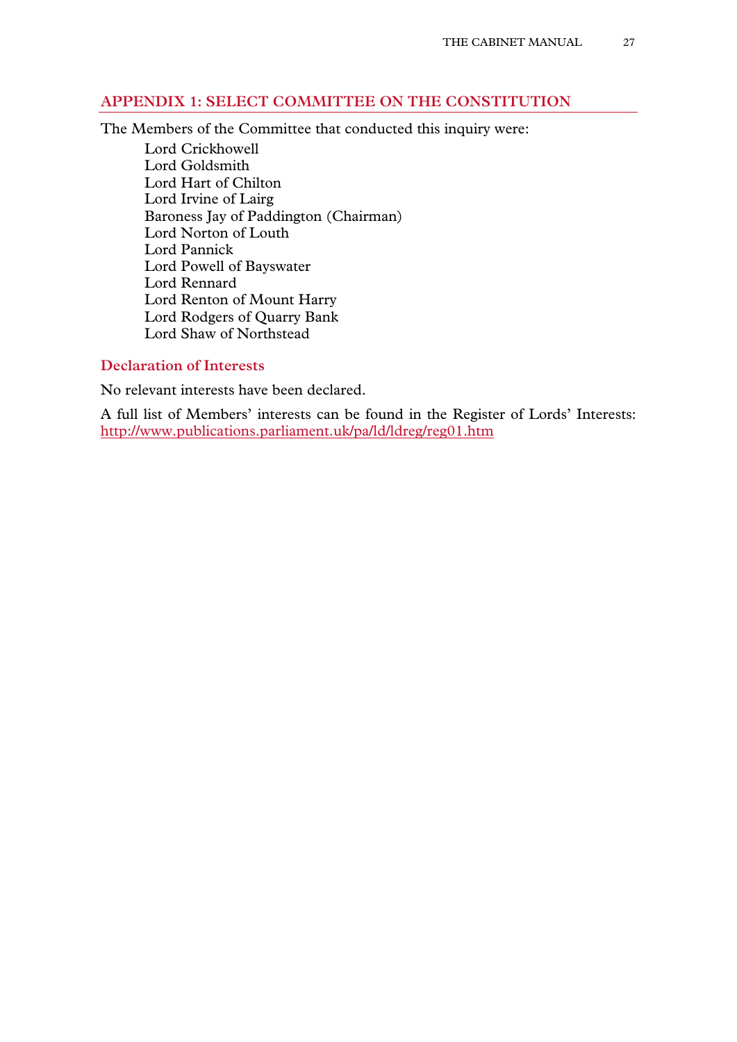## APPENDIX 1: SELECT COMMITTEE ON THE CONSTITUTION

The Members of the Committee that conducted this inquiry were:

Lord Crickhowell
Lord Goldsmith
Lord Hart of Chilton
Lord Irvine of Lairg
Baroness Jay of Paddington (Chairman)
Lord Norton of Louth
Lord Pannick
Lord Powell of Bayswater
Lord Rennard
Lord Renton of Mount Harry
Lord Rodgers of Quarry Bank
Lord Shaw of Northstead

### Declaration of Interests

No relevant interests have been declared.

A full list of Members' interests can be found in the Register of Lords' Interests: http://www.publications.parliament.uk/pa/ld/ldreg/reg01.htm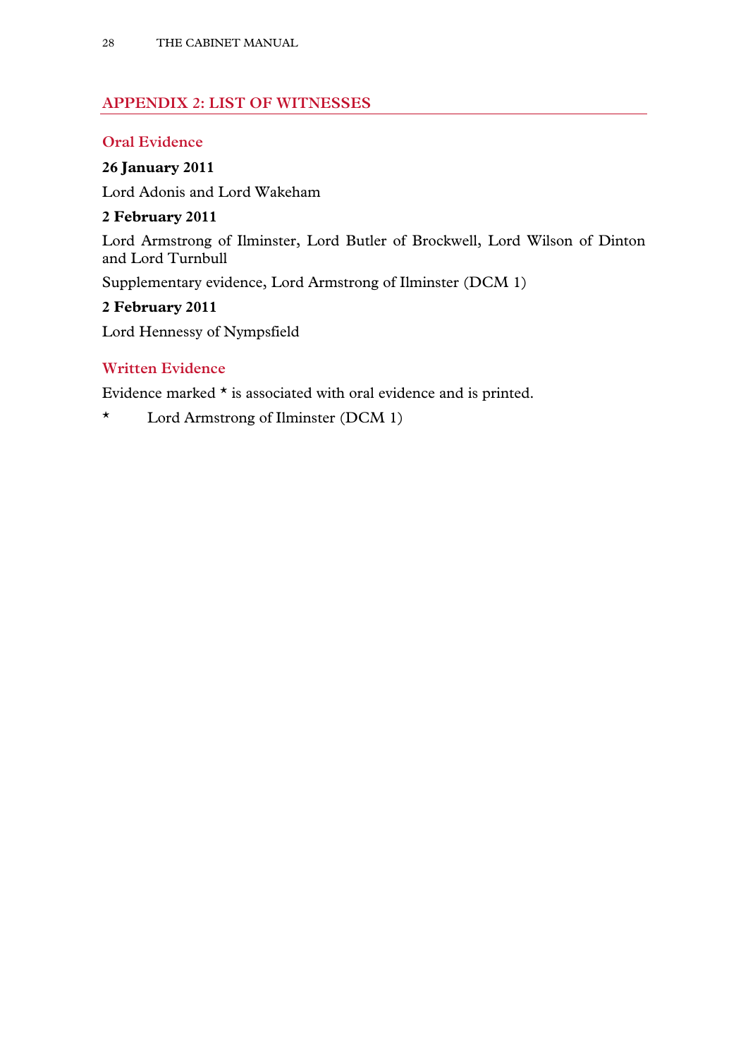## APPENDIX 2: LIST OF WITNESSES

### Oral Evidence

**26 January 2011**

Lord Adonis and Lord Wakeham

**2 February 2011**

Lord Armstrong of Ilminster, Lord Butler of Brockwell, Lord Wilson of Dinton and Lord Turnbull

Supplementary evidence, Lord Armstrong of Ilminster (DCM 1)

**2 February 2011**

Lord Hennessy of Nympsfield

### Written Evidence

Evidence marked * is associated with oral evidence and is printed.

\* Lord Armstrong of Ilminster (DCM 1)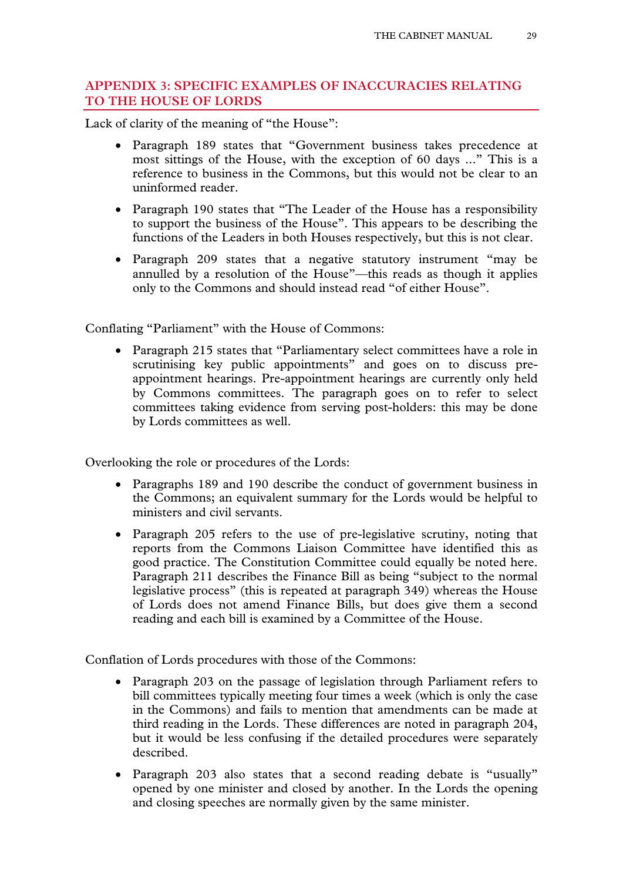## APPENDIX 3: SPECIFIC EXAMPLES OF INACCURACIES RELATING TO THE HOUSE OF LORDS

Lack of clarity of the meaning of "the House":

- Paragraph 189 states that "Government business takes precedence at most sittings of the House, with the exception of 60 days ..." This is a reference to business in the Commons, but this would not be clear to an uninformed reader.
- Paragraph 190 states that "The Leader of the House has a responsibility to support the business of the House". This appears to be describing the functions of the Leaders in both Houses respectively, but this is not clear.
- Paragraph 209 states that a negative statutory instrument "may be annulled by a resolution of the House"—this reads as though it applies only to the Commons and should instead read "of either House".

Conflating "Parliament" with the House of Commons:

- Paragraph 215 states that "Parliamentary select committees have a role in scrutinising key public appointments" and goes on to discuss pre-appointment hearings. Pre-appointment hearings are currently only held by Commons committees. The paragraph goes on to refer to select committees taking evidence from serving post-holders: this may be done by Lords committees as well.

Overlooking the role or procedures of the Lords:

- Paragraphs 189 and 190 describe the conduct of government business in the Commons; an equivalent summary for the Lords would be helpful to ministers and civil servants.
- Paragraph 205 refers to the use of pre-legislative scrutiny, noting that reports from the Commons Liaison Committee have identified this as good practice. The Constitution Committee could equally be noted here. Paragraph 211 describes the Finance Bill as being "subject to the normal legislative process" (this is repeated at paragraph 349) whereas the House of Lords does not amend Finance Bills, but does give them a second reading and each bill is examined by a Committee of the House.

Conflation of Lords procedures with those of the Commons:

- Paragraph 203 on the passage of legislation through Parliament refers to bill committees typically meeting four times a week (which is only the case in the Commons) and fails to mention that amendments can be made at third reading in the Lords. These differences are noted in paragraph 204, but it would be less confusing if the detailed procedures were separately described.
- Paragraph 203 also states that a second reading debate is "usually" opened by one minister and closed by another. In the Lords the opening and closing speeches are normally given by the same minister.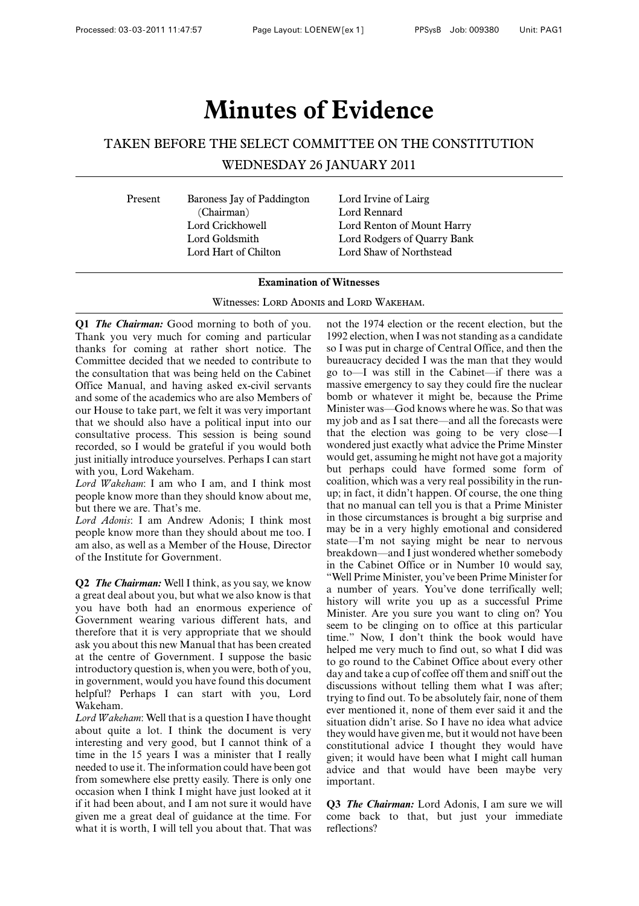# Minutes of Evidence

## TAKEN BEFORE THE SELECT COMMITTEE ON THE CONSTITUTION

## WEDNESDAY 26 JANUARY 2011

| Present | | |
|---|---|---|
| | Baroness Jay of Paddington (Chairman) | Lord Irvine of Lairg |
| | | Lord Rennard |
| | Lord Crickhowell | Lord Renton of Mount Harry |
| | Lord Goldsmith | Lord Rodgers of Quarry Bank |
| | Lord Hart of Chilton | Lord Shaw of Northstead |

**Examination of Witnesses**

Witnesses: Lord Adonis and Lord Wakeham.

**Q1** ***The Chairman:*** Good morning to both of you. Thank you very much for coming and particular thanks for coming at rather short notice. The Committee decided that we needed to contribute to the consultation that was being held on the Cabinet Office Manual, and having asked ex-civil servants and some of the academics who are also Members of our House to take part, we felt it was very important that we should also have a political input into our consultative process. This session is being sound recorded, so I would be grateful if you would both just initially introduce yourselves. Perhaps I can start with you, Lord Wakeham.

*Lord Wakeham*: I am who I am, and I think most people know more than they should know about me, but there we are. That's me.

*Lord Adonis*: I am Andrew Adonis; I think most people know more than they should about me too. I am also, as well as a Member of the House, Director of the Institute for Government.

**Q2** ***The Chairman:*** Well I think, as you say, we know a great deal about you, but what we also know is that you have both had an enormous experience of Government wearing various different hats, and therefore that it is very appropriate that we should ask you about this new Manual that has been created at the centre of Government. I suppose the basic introductory question is, when you were, both of you, in government, would you have found this document helpful? Perhaps I can start with you, Lord Wakeham.

*Lord Wakeham*: Well that is a question I have thought about quite a lot. I think the document is very interesting and very good, but I cannot think of a time in the 15 years I was a minister that I really needed to use it. The information could have been got from somewhere else pretty easily. There is only one occasion when I think I might have just looked at it if it had been about, and I am not sure it would have given me a great deal of guidance at the time. For what it is worth, I will tell you about that. That was not the 1974 election or the recent election, but the 1992 election, when I was not standing as a candidate so I was put in charge of Central Office, and then the bureaucracy decided I was the man that they would go to—I was still in the Cabinet—if there was a massive emergency to say they could fire the nuclear bomb or whatever it might be, because the Prime Minister was—God knows where he was. So that was my job and as I sat there—and all the forecasts were that the election was going to be very close—I wondered just exactly what advice the Prime Minster would get, assuming he might not have got a majority but perhaps could have formed some form of coalition, which was a very real possibility in the run-up; in fact, it didn't happen. Of course, the one thing that no manual can tell you is that a Prime Minister in those circumstances is brought a big surprise and may be in a very highly emotional and considered state—I'm not saying might be near to nervous breakdown—and I just wondered whether somebody in the Cabinet Office or in Number 10 would say, "Well Prime Minister, you've been Prime Minister for a number of years. You've done terrifically well; history will write you up as a successful Prime Minister. Are you sure you want to cling on? You seem to be clinging on to office at this particular time." Now, I don't think the book would have helped me very much to find out, so what I did was to go round to the Cabinet Office about every other day and take a cup of coffee off them and sniff out the discussions without telling them what I was after; trying to find out. To be absolutely fair, none of them ever mentioned it, none of them ever said it and the situation didn't arise. So I have no idea what advice they would have given me, but it would not have been constitutional advice I thought they would have given; it would have been what I might call human advice and that would have been maybe very important.

**Q3** ***The Chairman:*** Lord Adonis, I am sure we will come back to that, but just your immediate reflections?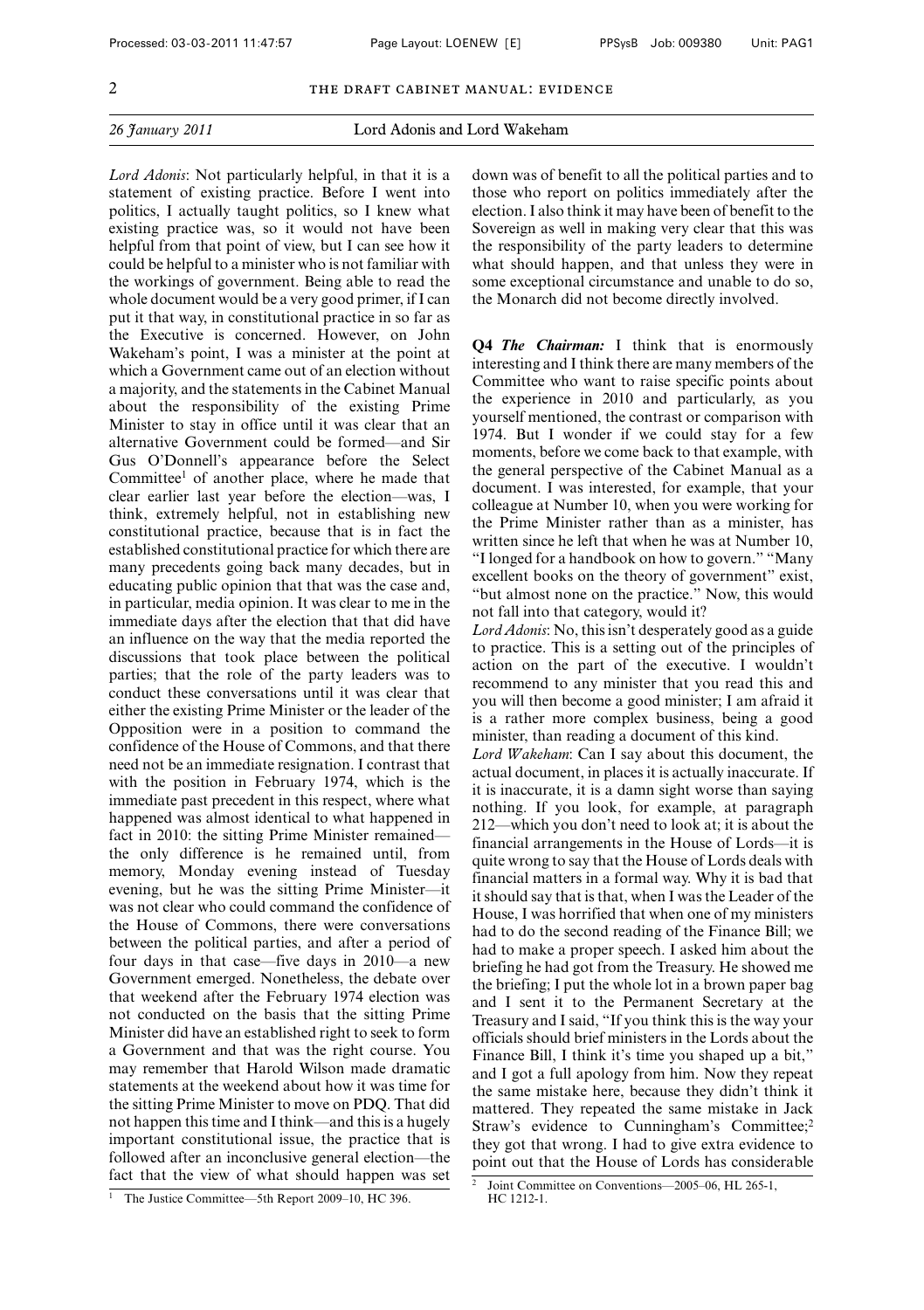*Lord Adonis*: Not particularly helpful, in that it is a statement of existing practice. Before I went into politics, I actually taught politics, so I knew what existing practice was, so it would not have been helpful from that point of view, but I can see how it could be helpful to a minister who is not familiar with the workings of government. Being able to read the whole document would be a very good primer, if I can put it that way, in constitutional practice in so far as the Executive is concerned. However, on John Wakeham's point, I was a minister at the point at which a Government came out of an election without a majority, and the statements in the Cabinet Manual about the responsibility of the existing Prime Minister to stay in office until it was clear that an alternative Government could be formed—and Sir Gus O'Donnell's appearance before the Select Committee[1] of another place, where he made that clear earlier last year before the election—was, I think, extremely helpful, not in establishing new constitutional practice, because that is in fact the established constitutional practice for which there are many precedents going back many decades, but in educating public opinion that that was the case and, in particular, media opinion. It was clear to me in the immediate days after the election that that did have an influence on the way that the media reported the discussions that took place between the political parties; that the role of the party leaders was to conduct these conversations until it was clear that either the existing Prime Minister or the leader of the Opposition were in a position to command the confidence of the House of Commons, and that there need not be an immediate resignation. I contrast that with the position in February 1974, which is the immediate past precedent in this respect, where what happened was almost identical to what happened in fact in 2010: the sitting Prime Minister remained—the only difference is he remained until, from memory, Monday evening instead of Tuesday evening, but he was the sitting Prime Minister—it was not clear who could command the confidence of the House of Commons, there were conversations between the political parties, and after a period of four days in that case—five days in 2010—a new Government emerged. Nonetheless, the debate over that weekend after the February 1974 election was not conducted on the basis that the sitting Prime Minister did have an established right to seek to form a Government and that was the right course. You may remember that Harold Wilson made dramatic statements at the weekend about how it was time for the sitting Prime Minister to move on PDQ. That did not happen this time and I think—and this is a hugely important constitutional issue, the practice that is followed after an inconclusive general election—the fact that the view of what should happen was set down was of benefit to all the political parties and to those who report on politics immediately after the election. I also think it may have been of benefit to the Sovereign as well in making very clear that this was the responsibility of the party leaders to determine what should happen, and that unless they were in some exceptional circumstance and unable to do so, the Monarch did not become directly involved.

**Q4** ***The Chairman:*** I think that is enormously interesting and I think there are many members of the Committee who want to raise specific points about the experience in 2010 and particularly, as you yourself mentioned, the contrast or comparison with 1974. But I wonder if we could stay for a few moments, before we come back to that example, with the general perspective of the Cabinet Manual as a document. I was interested, for example, that your colleague at Number 10, when you were working for the Prime Minister rather than as a minister, has written since he left that when he was at Number 10, "I longed for a handbook on how to govern." "Many excellent books on the theory of government" exist, "but almost none on the practice." Now, this would not fall into that category, would it?

*Lord Adonis*: No, this isn't desperately good as a guide to practice. This is a setting out of the principles of action on the part of the executive. I wouldn't recommend to any minister that you read this and you will then become a good minister; I am afraid it is a rather more complex business, being a good minister, than reading a document of this kind.

*Lord Wakeham*: Can I say about this document, the actual document, in places it is actually inaccurate. If it is inaccurate, it is a damn sight worse than saying nothing. If you look, for example, at paragraph 212—which you don't need to look at; it is about the financial arrangements in the House of Lords—it is quite wrong to say that the House of Lords deals with financial matters in a formal way. Why it is bad that it should say that is that, when I was the Leader of the House, I was horrified that when one of my ministers had to do the second reading of the Finance Bill; we had to make a proper speech. I asked him about the briefing he had got from the Treasury. He showed me the briefing; I put the whole lot in a brown paper bag and I sent it to the Permanent Secretary at the Treasury and I said, "If you think this is the way your officials should brief ministers in the Lords about the Finance Bill, I think it's time you shaped up a bit," and I got a full apology from him. Now they repeat the same mistake here, because they didn't think it mattered. They repeated the same mistake in Jack Straw's evidence to Cunningham's Committee;[2] they got that wrong. I had to give extra evidence to point out that the House of Lords has considerable

---

[1] The Justice Committee—5th Report 2009–10, HC 396.

[2] Joint Committee on Conventions—2005–06, HL 265-1, HC 1212-1.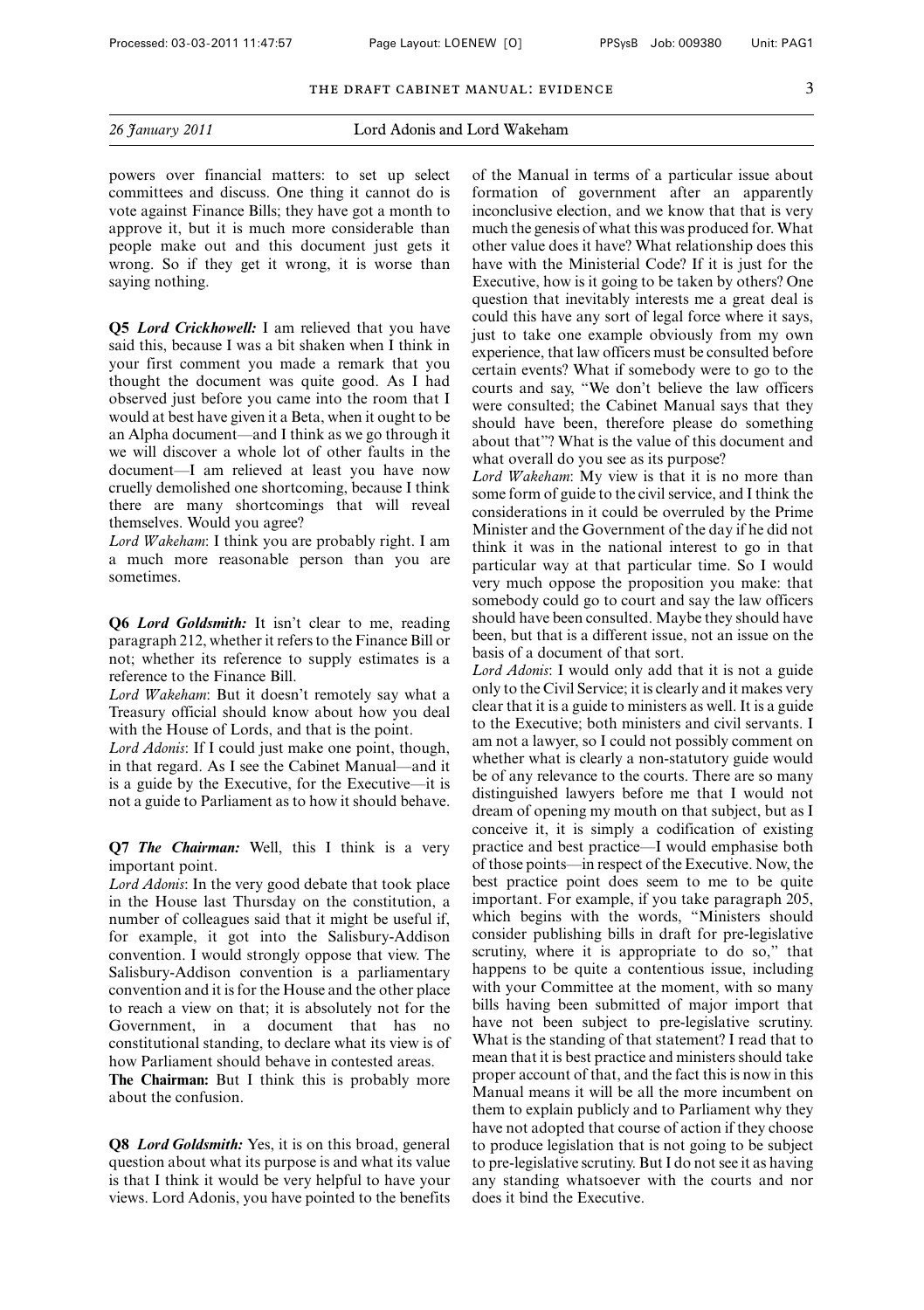powers over financial matters: to set up select committees and discuss. One thing it cannot do is vote against Finance Bills; they have got a month to approve it, but it is much more considerable than people make out and this document just gets it wrong. So if they get it wrong, it is worse than saying nothing.

**Q5** ***Lord Crickhowell:*** I am relieved that you have said this, because I was a bit shaken when I think in your first comment you made a remark that you thought the document was quite good. As I had observed just before you came into the room that I would at best have given it a Beta, when it ought to be an Alpha document—and I think as we go through it we will discover a whole lot of other faults in the document—I am relieved at least you have now cruelly demolished one shortcoming, because I think there are many shortcomings that will reveal themselves. Would you agree?

*Lord Wakeham*: I think you are probably right. I am a much more reasonable person than you are sometimes.

**Q6** ***Lord Goldsmith:*** It isn't clear to me, reading paragraph 212, whether it refers to the Finance Bill or not; whether its reference to supply estimates is a reference to the Finance Bill.

*Lord Wakeham*: But it doesn't remotely say what a Treasury official should know about how you deal with the House of Lords, and that is the point.

*Lord Adonis*: If I could just make one point, though, in that regard. As I see the Cabinet Manual—and it is a guide by the Executive, for the Executive—it is not a guide to Parliament as to how it should behave.

**Q7** ***The Chairman:*** Well, this I think is a very important point.

*Lord Adonis*: In the very good debate that took place in the House last Thursday on the constitution, a number of colleagues said that it might be useful if, for example, it got into the Salisbury-Addison convention. I would strongly oppose that view. The Salisbury-Addison convention is a parliamentary convention and it is for the House and the other place to reach a view on that; it is absolutely not for the Government, in a document that has no constitutional standing, to declare what its view is of how Parliament should behave in contested areas.

**The Chairman:** But I think this is probably more about the confusion.

**Q8** ***Lord Goldsmith:*** Yes, it is on this broad, general question about what its purpose is and what its value is that I think it would be very helpful to have your views. Lord Adonis, you have pointed to the benefits of the Manual in terms of a particular issue about formation of government after an apparently inconclusive election, and we know that that is very much the genesis of what this was produced for. What other value does it have? What relationship does this have with the Ministerial Code? If it is just for the Executive, how is it going to be taken by others? One question that inevitably interests me a great deal is could this have any sort of legal force where it says, just to take one example obviously from my own experience, that law officers must be consulted before certain events? What if somebody were to go to the courts and say, "We don't believe the law officers were consulted; the Cabinet Manual says that they should have been, therefore please do something about that"? What is the value of this document and what overall do you see as its purpose?

*Lord Wakeham*: My view is that it is no more than some form of guide to the civil service, and I think the considerations in it could be overruled by the Prime Minister and the Government of the day if he did not think it was in the national interest to go in that particular way at that particular time. So I would very much oppose the proposition you make: that somebody could go to court and say the law officers should have been consulted. Maybe they should have been, but that is a different issue, not an issue on the basis of a document of that sort.

*Lord Adonis*: I would only add that it is not a guide only to the Civil Service; it is clearly and it makes very clear that it is a guide to ministers as well. It is a guide to the Executive; both ministers and civil servants. I am not a lawyer, so I could not possibly comment on whether what is clearly a non-statutory guide would be of any relevance to the courts. There are so many distinguished lawyers before me that I would not dream of opening my mouth on that subject, but as I conceive it, it is simply a codification of existing practice and best practice—I would emphasise both of those points—in respect of the Executive. Now, the best practice point does seem to me to be quite important. For example, if you take paragraph 205, which begins with the words, "Ministers should consider publishing bills in draft for pre-legislative scrutiny, where it is appropriate to do so," that happens to be quite a contentious issue, including with your Committee at the moment, with so many bills having been submitted of major import that have not been subject to pre-legislative scrutiny. What is the standing of that statement? I read that to mean that it is best practice and ministers should take proper account of that, and the fact this is now in this Manual means it will be all the more incumbent on them to explain publicly and to Parliament why they have not adopted that course of action if they choose to produce legislation that is not going to be subject to pre-legislative scrutiny. But I do not see it as having any standing whatsoever with the courts and nor does it bind the Executive.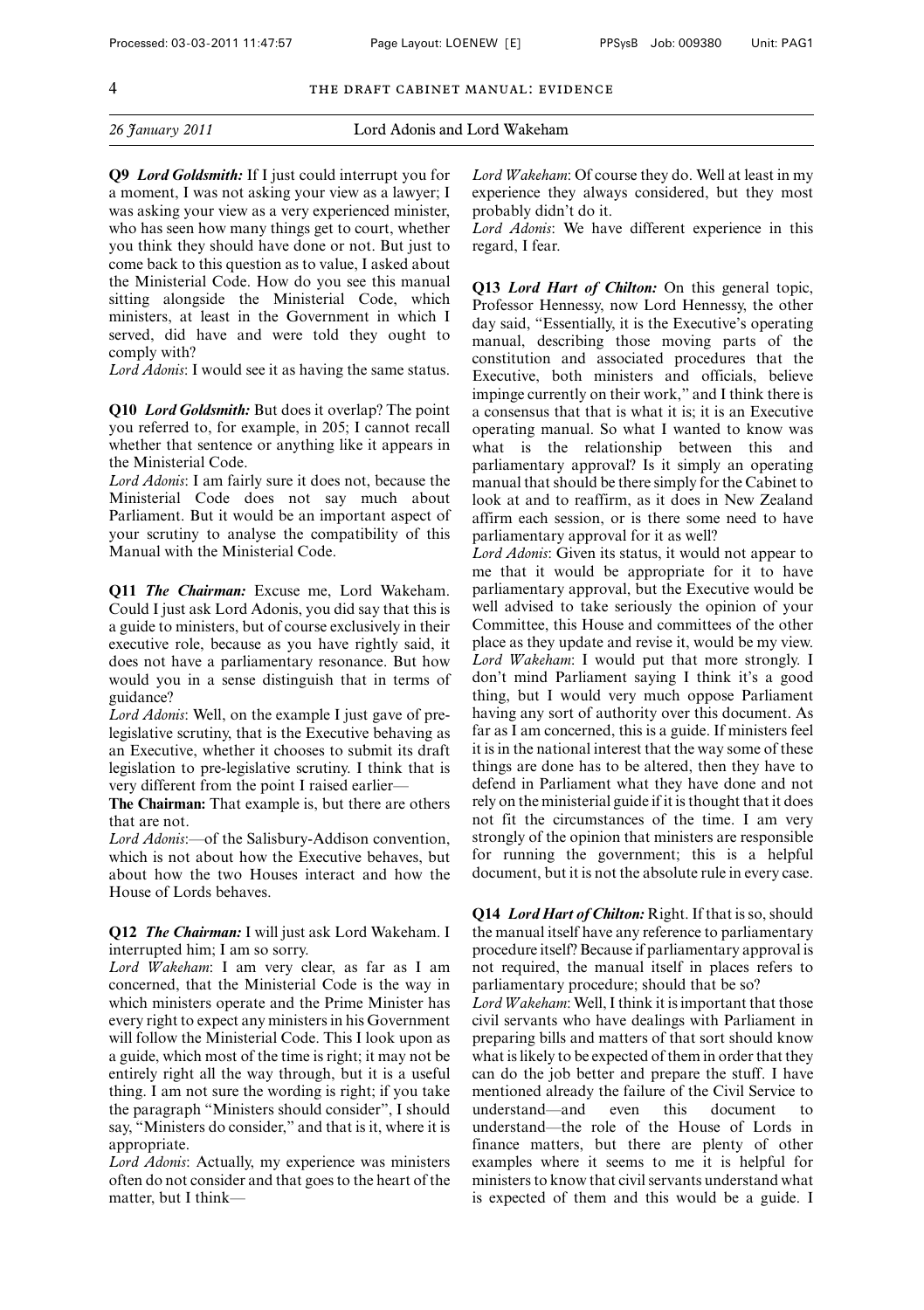**Q9** ***Lord Goldsmith:*** If I just could interrupt you for a moment, I was not asking your view as a lawyer; I was asking your view as a very experienced minister, who has seen how many things get to court, whether you think they should have done or not. But just to come back to this question as to value, I asked about the Ministerial Code. How do you see this manual sitting alongside the Ministerial Code, which ministers, at least in the Government in which I served, did have and were told they ought to comply with?

*Lord Adonis*: I would see it as having the same status.

**Q10** ***Lord Goldsmith:*** But does it overlap? The point you referred to, for example, in 205; I cannot recall whether that sentence or anything like it appears in the Ministerial Code.

*Lord Adonis*: I am fairly sure it does not, because the Ministerial Code does not say much about Parliament. But it would be an important aspect of your scrutiny to analyse the compatibility of this Manual with the Ministerial Code.

**Q11** ***The Chairman:*** Excuse me, Lord Wakeham. Could I just ask Lord Adonis, you did say that this is a guide to ministers, but of course exclusively in their executive role, because as you have rightly said, it does not have a parliamentary resonance. But how would you in a sense distinguish that in terms of guidance?

*Lord Adonis*: Well, on the example I just gave of pre-legislative scrutiny, that is the Executive behaving as an Executive, whether it chooses to submit its draft legislation to pre-legislative scrutiny. I think that is very different from the point I raised earlier—

**The Chairman:** That example is, but there are others that are not.

*Lord Adonis*:—of the Salisbury-Addison convention, which is not about how the Executive behaves, but about how the two Houses interact and how the House of Lords behaves.

**Q12** ***The Chairman:*** I will just ask Lord Wakeham. I interrupted him; I am so sorry.

*Lord Wakeham*: I am very clear, as far as I am concerned, that the Ministerial Code is the way in which ministers operate and the Prime Minister has every right to expect any ministers in his Government will follow the Ministerial Code. This I look upon as a guide, which most of the time is right; it may not be entirely right all the way through, but it is a useful thing. I am not sure the wording is right; if you take the paragraph "Ministers should consider", I should say, "Ministers do consider," and that is it, where it is appropriate.

*Lord Adonis*: Actually, my experience was ministers often do not consider and that goes to the heart of the matter, but I think—

*Lord Wakeham*: Of course they do. Well at least in my experience they always considered, but they most probably didn't do it.

*Lord Adonis*: We have different experience in this regard, I fear.

**Q13** ***Lord Hart of Chilton:*** On this general topic, Professor Hennessy, now Lord Hennessy, the other day said, "Essentially, it is the Executive's operating manual, describing those moving parts of the constitution and associated procedures that the Executive, both ministers and officials, believe impinge currently on their work," and I think there is a consensus that that is what it is; it is an Executive operating manual. So what I wanted to know was what is the relationship between this and parliamentary approval? Is it simply an operating manual that should be there simply for the Cabinet to look at and to reaffirm, as it does in New Zealand affirm each session, or is there some need to have parliamentary approval for it as well?

*Lord Adonis*: Given its status, it would not appear to me that it would be appropriate for it to have parliamentary approval, but the Executive would be well advised to take seriously the opinion of your Committee, this House and committees of the other place as they update and revise it, would be my view.

*Lord Wakeham*: I would put that more strongly. I don't mind Parliament saying I think it's a good thing, but I would very much oppose Parliament having any sort of authority over this document. As far as I am concerned, this is a guide. If ministers feel it is in the national interest that the way some of these things are done has to be altered, then they have to defend in Parliament what they have done and not rely on the ministerial guide if it is thought that it does not fit the circumstances of the time. I am very strongly of the opinion that ministers are responsible for running the government; this is a helpful document, but it is not the absolute rule in every case.

**Q14** ***Lord Hart of Chilton:*** Right. If that is so, should the manual itself have any reference to parliamentary procedure itself? Because if parliamentary approval is not required, the manual itself in places refers to parliamentary procedure; should that be so?

*Lord Wakeham*: Well, I think it is important that those civil servants who have dealings with Parliament in preparing bills and matters of that sort should know what is likely to be expected of them in order that they can do the job better and prepare the stuff. I have mentioned already the failure of the Civil Service to understand—and even this document to understand—the role of the House of Lords in finance matters, but there are plenty of other examples where it seems to me it is helpful for ministers to know that civil servants understand what is expected of them and this would be a guide. I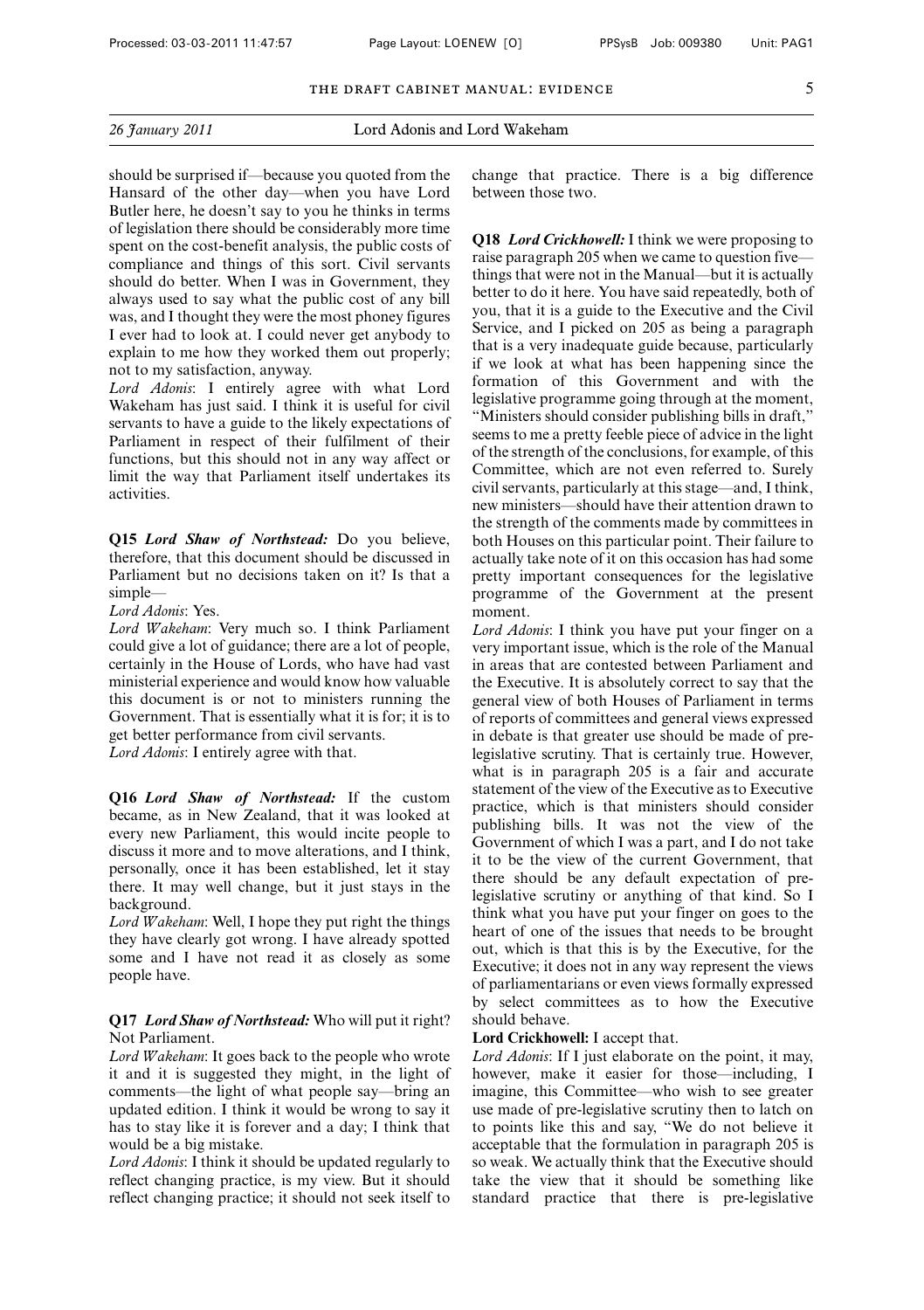*26 January 2011* Lord Adonis and Lord Wakeham

should be surprised if—because you quoted from the Hansard of the other day—when you have Lord Butler here, he doesn't say to you he thinks in terms of legislation there should be considerably more time spent on the cost-benefit analysis, the public costs of compliance and things of this sort. Civil servants should do better. When I was in Government, they always used to say what the public cost of any bill was, and I thought they were the most phoney figures I ever had to look at. I could never get anybody to explain to me how they worked them out properly; not to my satisfaction, anyway.

*Lord Adonis*: I entirely agree with what Lord Wakeham has just said. I think it is useful for civil servants to have a guide to the likely expectations of Parliament in respect of their fulfilment of their functions, but this should not in any way affect or limit the way that Parliament itself undertakes its activities.

**Q15** ***Lord Shaw of Northstead:*** Do you believe, therefore, that this document should be discussed in Parliament but no decisions taken on it? Is that a simple—

*Lord Adonis*: Yes.

*Lord Wakeham*: Very much so. I think Parliament could give a lot of guidance; there are a lot of people, certainly in the House of Lords, who have had vast ministerial experience and would know how valuable this document is or not to ministers running the Government. That is essentially what it is for; it is to get better performance from civil servants.

*Lord Adonis*: I entirely agree with that.

**Q16** ***Lord Shaw of Northstead:*** If the custom became, as in New Zealand, that it was looked at every new Parliament, this would incite people to discuss it more and to move alterations, and I think, personally, once it has been established, let it stay there. It may well change, but it just stays in the background.

*Lord Wakeham*: Well, I hope they put right the things they have clearly got wrong. I have already spotted some and I have not read it as closely as some people have.

**Q17** ***Lord Shaw of Northstead:*** Who will put it right? Not Parliament.

*Lord Wakeham*: It goes back to the people who wrote it and it is suggested they might, in the light of comments—the light of what people say—bring an updated edition. I think it would be wrong to say it has to stay like it is forever and a day; I think that would be a big mistake.

*Lord Adonis*: I think it should be updated regularly to reflect changing practice, is my view. But it should reflect changing practice; it should not seek itself to change that practice. There is a big difference between those two.

**Q18** ***Lord Crickhowell:*** I think we were proposing to raise paragraph 205 when we came to question five—things that were not in the Manual—but it is actually better to do it here. You have said repeatedly, both of you, that it is a guide to the Executive and the Civil Service, and I picked on 205 as being a paragraph that is a very inadequate guide because, particularly if we look at what has been happening since the formation of this Government and with the legislative programme going through at the moment, "Ministers should consider publishing bills in draft," seems to me a pretty feeble piece of advice in the light of the strength of the conclusions, for example, of this Committee, which are not even referred to. Surely civil servants, particularly at this stage—and, I think, new ministers—should have their attention drawn to the strength of the comments made by committees in both Houses on this particular point. Their failure to actually take note of it on this occasion has had some pretty important consequences for the legislative programme of the Government at the present moment.

*Lord Adonis*: I think you have put your finger on a very important issue, which is the role of the Manual in areas that are contested between Parliament and the Executive. It is absolutely correct to say that the general view of both Houses of Parliament in terms of reports of committees and general views expressed in debate is that greater use should be made of pre-legislative scrutiny. That is certainly true. However, what is in paragraph 205 is a fair and accurate statement of the view of the Executive as to Executive practice, which is that ministers should consider publishing bills. It was not the view of the Government of which I was a part, and I do not take it to be the view of the current Government, that there should be any default expectation of pre-legislative scrutiny or anything of that kind. So I think what you have put your finger on goes to the heart of one of the issues that needs to be brought out, which is that this is by the Executive, for the Executive; it does not in any way represent the views of parliamentarians or even views formally expressed by select committees as to how the Executive should behave.

**Lord Crickhowell:** I accept that.

*Lord Adonis*: If I just elaborate on the point, it may, however, make it easier for those—including, I imagine, this Committee—who wish to see greater use made of pre-legislative scrutiny then to latch on to points like this and say, "We do not believe it acceptable that the formulation in paragraph 205 is so weak. We actually think that the Executive should take the view that it should be something like standard practice that there is pre-legislative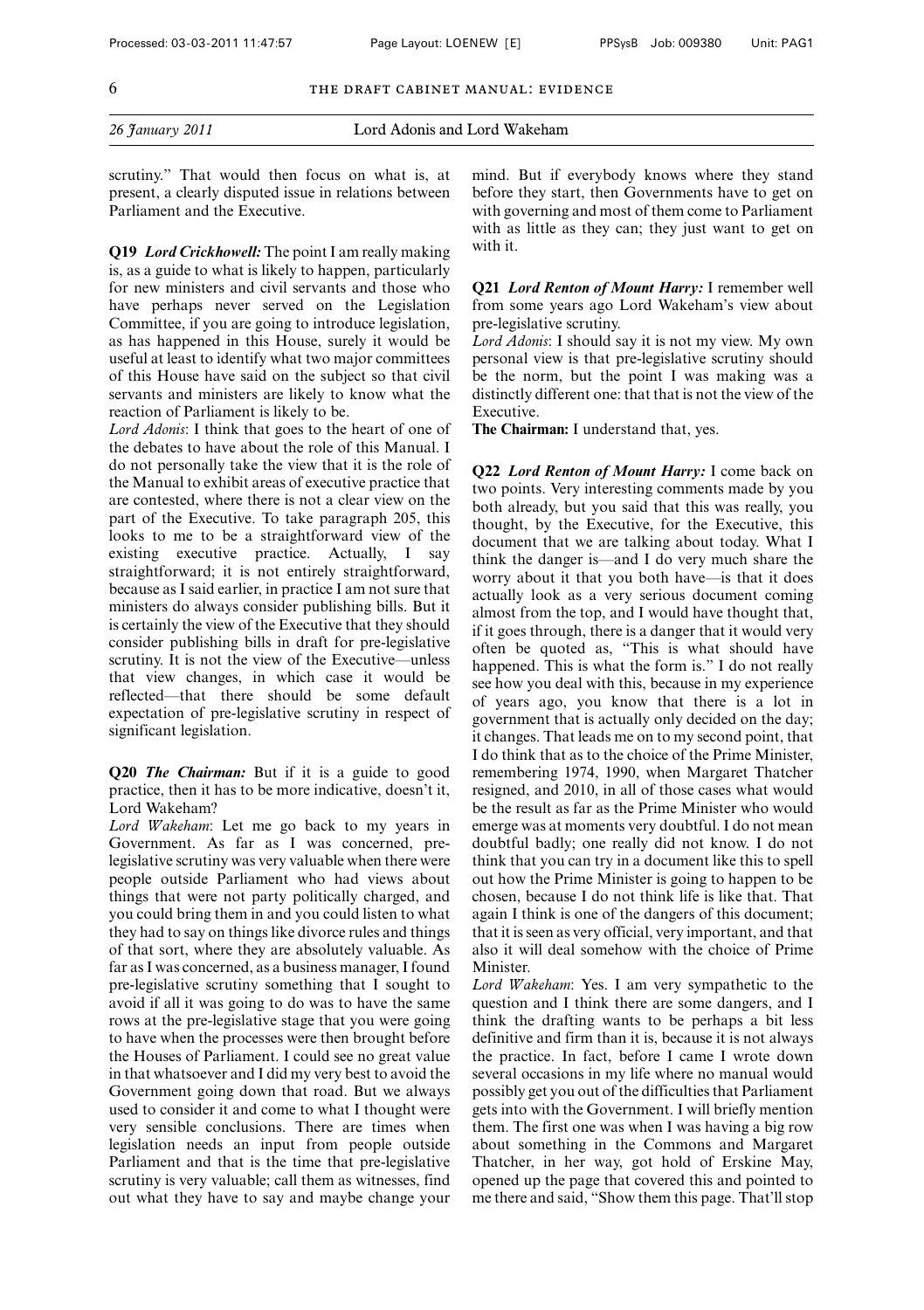scrutiny." That would then focus on what is, at present, a clearly disputed issue in relations between Parliament and the Executive.

**Q19** ***Lord Crickhowell:*** The point I am really making is, as a guide to what is likely to happen, particularly for new ministers and civil servants and those who have perhaps never served on the Legislation Committee, if you are going to introduce legislation, as has happened in this House, surely it would be useful at least to identify what two major committees of this House have said on the subject so that civil servants and ministers are likely to know what the reaction of Parliament is likely to be.

*Lord Adonis*: I think that goes to the heart of one of the debates to have about the role of this Manual. I do not personally take the view that it is the role of the Manual to exhibit areas of executive practice that are contested, where there is not a clear view on the part of the Executive. To take paragraph 205, this looks to me to be a straightforward view of the existing executive practice. Actually, I say straightforward; it is not entirely straightforward, because as I said earlier, in practice I am not sure that ministers do always consider publishing bills. But it is certainly the view of the Executive that they should consider publishing bills in draft for pre-legislative scrutiny. It is not the view of the Executive—unless that view changes, in which case it would be reflected—that there should be some default expectation of pre-legislative scrutiny in respect of significant legislation.

**Q20** ***The Chairman:*** But if it is a guide to good practice, then it has to be more indicative, doesn't it, Lord Wakeham?

*Lord Wakeham*: Let me go back to my years in Government. As far as I was concerned, pre-legislative scrutiny was very valuable when there were people outside Parliament who had views about things that were not party politically charged, and you could bring them in and you could listen to what they had to say on things like divorce rules and things of that sort, where they are absolutely valuable. As far as I was concerned, as a business manager, I found pre-legislative scrutiny something that I sought to avoid if all it was going to do was to have the same rows at the pre-legislative stage that you were going to have when the processes were then brought before the Houses of Parliament. I could see no great value in that whatsoever and I did my very best to avoid the Government going down that road. But we always used to consider it and come to what I thought were very sensible conclusions. There are times when legislation needs an input from people outside Parliament and that is the time that pre-legislative scrutiny is very valuable; call them as witnesses, find out what they have to say and maybe change your mind. But if everybody knows where they stand before they start, then Governments have to get on with governing and most of them come to Parliament with as little as they can; they just want to get on with it.

**Q21** ***Lord Renton of Mount Harry:*** I remember well from some years ago Lord Wakeham's view about pre-legislative scrutiny.

*Lord Adonis*: I should say it is not my view. My own personal view is that pre-legislative scrutiny should be the norm, but the point I was making was a distinctly different one: that that is not the view of the Executive.

**The Chairman:** I understand that, yes.

**Q22** ***Lord Renton of Mount Harry:*** I come back on two points. Very interesting comments made by you both already, but you said that this was really, you thought, by the Executive, for the Executive, this document that we are talking about today. What I think the danger is—and I do very much share the worry about it that you both have—is that it does actually look as a very serious document coming almost from the top, and I would have thought that, if it goes through, there is a danger that it would very often be quoted as, "This is what should have happened. This is what the form is." I do not really see how you deal with this, because in my experience of years ago, you know that there is a lot in government that is actually only decided on the day; it changes. That leads me on to my second point, that I do think that as to the choice of the Prime Minister, remembering 1974, 1990, when Margaret Thatcher resigned, and 2010, in all of those cases what would be the result as far as the Prime Minister who would emerge was at moments very doubtful. I do not mean doubtful badly; one really did not know. I do not think that you can try in a document like this to spell out how the Prime Minister is going to happen to be chosen, because I do not think life is like that. That again I think is one of the dangers of this document; that it is seen as very official, very important, and that also it will deal somehow with the choice of Prime Minister.

*Lord Wakeham*: Yes. I am very sympathetic to the question and I think there are some dangers, and I think the drafting wants to be perhaps a bit less definitive and firm than it is, because it is not always the practice. In fact, before I came I wrote down several occasions in my life where no manual would possibly get you out of the difficulties that Parliament gets into with the Government. I will briefly mention them. The first one was when I was having a big row about something in the Commons and Margaret Thatcher, in her way, got hold of Erskine May, opened up the page that covered this and pointed to me there and said, "Show them this page. That'll stop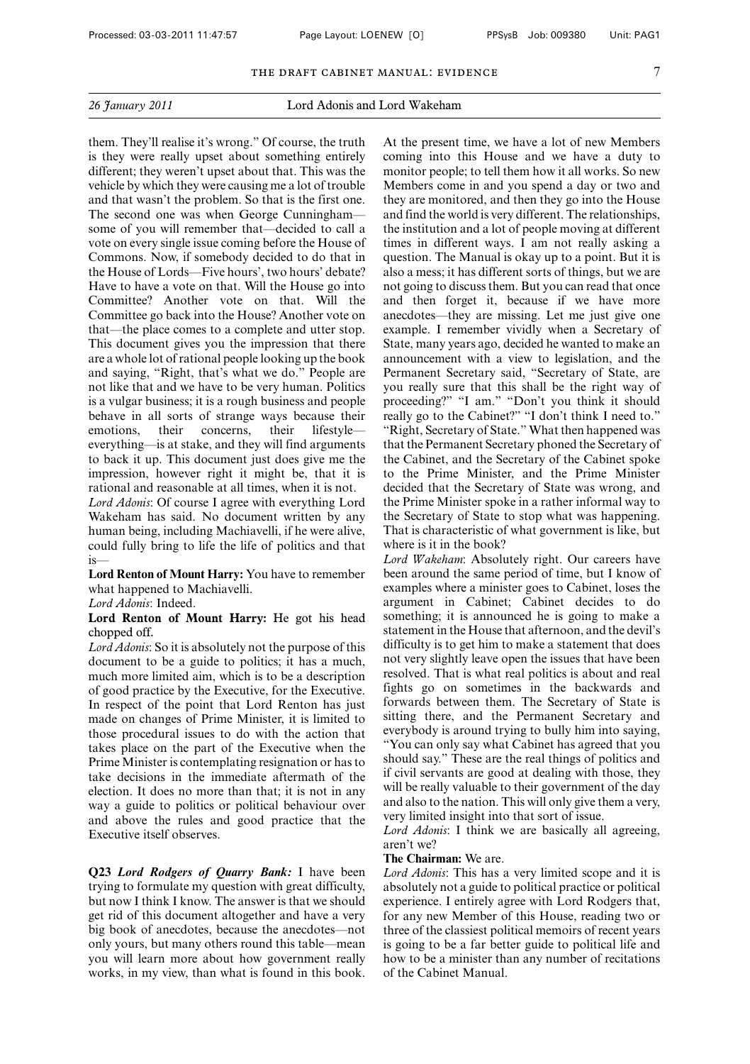them. They'll realise it's wrong." Of course, the truth is they were really upset about something entirely different; they weren't upset about that. This was the vehicle by which they were causing me a lot of trouble and that wasn't the problem. So that is the first one. The second one was when George Cunningham—some of you will remember that—decided to call a vote on every single issue coming before the House of Commons. Now, if somebody decided to do that in the House of Lords—Five hours', two hours' debate? Have to have a vote on that. Will the House go into Committee? Another vote on that. Will the Committee go back into the House? Another vote on that—the place comes to a complete and utter stop. This document gives you the impression that there are a whole lot of rational people looking up the book and saying, "Right, that's what we do." People are not like that and we have to be very human. Politics is a vulgar business; it is a rough business and people behave in all sorts of strange ways because their emotions, their concerns, their lifestyle—everything—is at stake, and they will find arguments to back it up. This document just does give me the impression, however right it might be, that it is rational and reasonable at all times, when it is not.

*Lord Adonis*: Of course I agree with everything Lord Wakeham has said. No document written by any human being, including Machiavelli, if he were alive, could fully bring to life the life of politics and that is—

**Lord Renton of Mount Harry:** You have to remember what happened to Machiavelli.

*Lord Adonis*: Indeed.

**Lord Renton of Mount Harry:** He got his head chopped off.

*Lord Adonis*: So it is absolutely not the purpose of this document to be a guide to politics; it has a much, much more limited aim, which is to be a description of good practice by the Executive, for the Executive. In respect of the point that Lord Renton has just made on changes of Prime Minister, it is limited to those procedural issues to do with the action that takes place on the part of the Executive when the Prime Minister is contemplating resignation or has to take decisions in the immediate aftermath of the election. It does no more than that; it is not in any way a guide to politics or political behaviour over and above the rules and good practice that the Executive itself observes.

**Q23** ***Lord Rodgers of Quarry Bank:*** I have been trying to formulate my question with great difficulty, but now I think I know. The answer is that we should get rid of this document altogether and have a very big book of anecdotes, because the anecdotes—not only yours, but many others round this table—mean you will learn more about how government really works, in my view, than what is found in this book. At the present time, we have a lot of new Members coming into this House and we have a duty to monitor people; to tell them how it all works. So new Members come in and you spend a day or two and they are monitored, and then they go into the House and find the world is very different. The relationships, the institution and a lot of people moving at different times in different ways. I am not really asking a question. The Manual is okay up to a point. But it is also a mess; it has different sorts of things, but we are not going to discuss them. But you can read that once and then forget it, because if we have more anecdotes—they are missing. Let me just give one example. I remember vividly when a Secretary of State, many years ago, decided he wanted to make an announcement with a view to legislation, and the Permanent Secretary said, "Secretary of State, are you really sure that this shall be the right way of proceeding?" "I am." "Don't you think it should really go to the Cabinet?" "I don't think I need to." "Right, Secretary of State." What then happened was that the Permanent Secretary phoned the Secretary of the Cabinet, and the Secretary of the Cabinet spoke to the Prime Minister, and the Prime Minister decided that the Secretary of State was wrong, and the Prime Minister spoke in a rather informal way to the Secretary of State to stop what was happening. That is characteristic of what government is like, but where is it in the book?

*Lord Wakeham*: Absolutely right. Our careers have been around the same period of time, but I know of examples where a minister goes to Cabinet, loses the argument in Cabinet; Cabinet decides to do something; it is announced he is going to make a statement in the House that afternoon, and the devil's difficulty is to get him to make a statement that does not very slightly leave open the issues that have been resolved. That is what real politics is about and real fights go on sometimes in the backwards and forwards between them. The Secretary of State is sitting there, and the Permanent Secretary and everybody is around trying to bully him into saying, "You can only say what Cabinet has agreed that you should say." These are the real things of politics and if civil servants are good at dealing with those, they will be really valuable to their government of the day and also to the nation. This will only give them a very, very limited insight into that sort of issue.

*Lord Adonis*: I think we are basically all agreeing, aren't we?

**The Chairman:** We are.

*Lord Adonis*: This has a very limited scope and it is absolutely not a guide to political practice or political experience. I entirely agree with Lord Rodgers that, for any new Member of this House, reading two or three of the classiest political memoirs of recent years is going to be a far better guide to political life and how to be a minister than any number of recitations of the Cabinet Manual.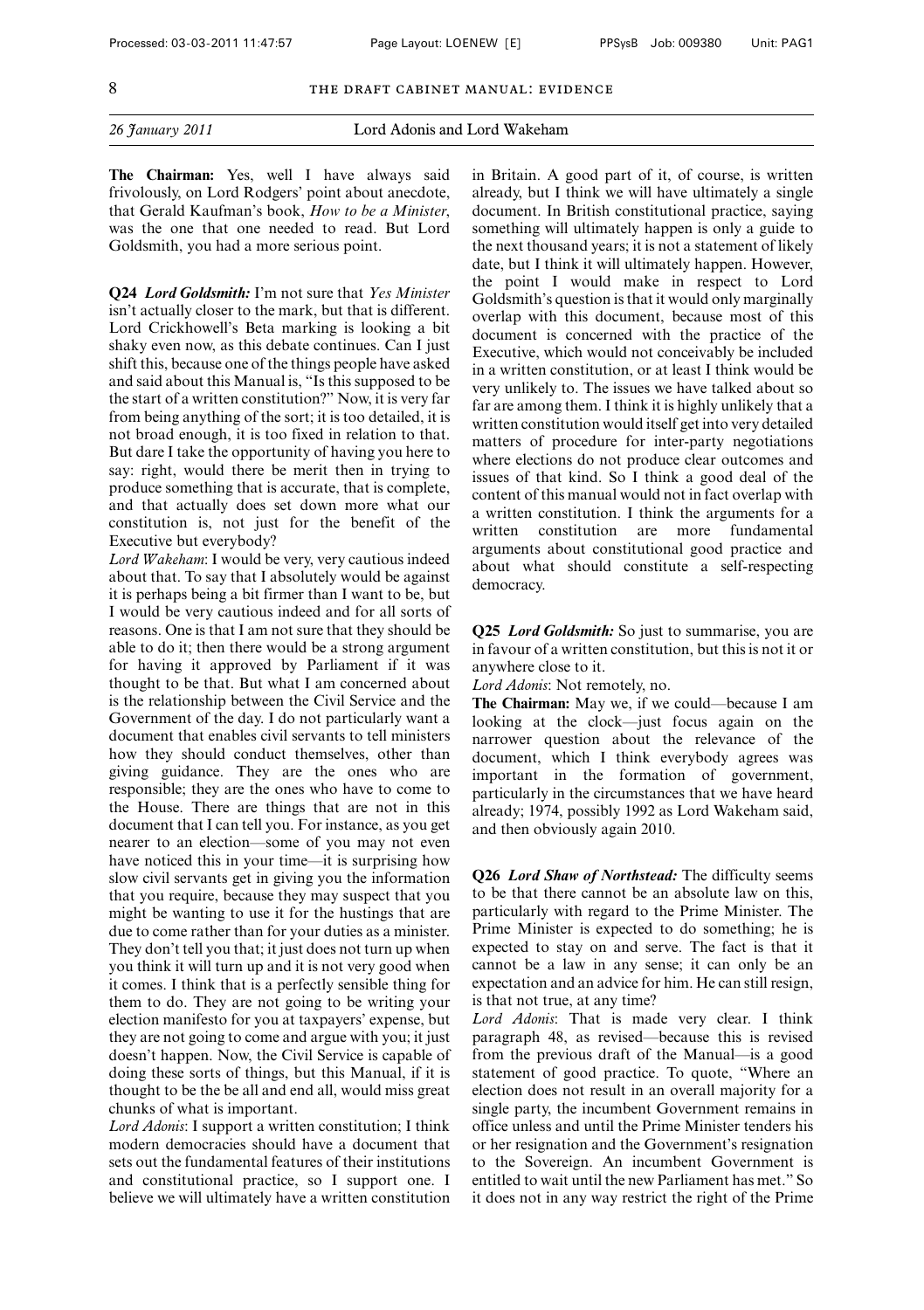**The Chairman:** Yes, well I have always said frivolously, on Lord Rodgers' point about anecdote, that Gerald Kaufman's book, *How to be a Minister*, was the one that one needed to read. But Lord Goldsmith, you had a more serious point.

**Q24** ***Lord Goldsmith:*** I'm not sure that *Yes Minister* isn't actually closer to the mark, but that is different. Lord Crickhowell's Beta marking is looking a bit shaky even now, as this debate continues. Can I just shift this, because one of the things people have asked and said about this Manual is, "Is this supposed to be the start of a written constitution?" Now, it is very far from being anything of the sort; it is too detailed, it is not broad enough, it is too fixed in relation to that. But dare I take the opportunity of having you here to say: right, would there be merit then in trying to produce something that is accurate, that is complete, and that actually does set down more what our constitution is, not just for the benefit of the Executive but everybody?

*Lord Wakeham*: I would be very, very cautious indeed about that. To say that I absolutely would be against it is perhaps being a bit firmer than I want to be, but I would be very cautious indeed and for all sorts of reasons. One is that I am not sure that they should be able to do it; then there would be a strong argument for having it approved by Parliament if it was thought to be that. But what I am concerned about is the relationship between the Civil Service and the Government of the day. I do not particularly want a document that enables civil servants to tell ministers how they should conduct themselves, other than giving guidance. They are the ones who are responsible; they are the ones who have to come to the House. There are things that are not in this document that I can tell you. For instance, as you get nearer to an election—some of you may not even have noticed this in your time—it is surprising how slow civil servants get in giving you the information that you require, because they may suspect that you might be wanting to use it for the hustings that are due to come rather than for your duties as a minister. They don't tell you that; it just does not turn up when you think it will turn up and it is not very good when it comes. I think that is a perfectly sensible thing for them to do. They are not going to be writing your election manifesto for you at taxpayers' expense, but they are not going to come and argue with you; it just doesn't happen. Now, the Civil Service is capable of doing these sorts of things, but this Manual, if it is thought to be the be all and end all, would miss great chunks of what is important.

*Lord Adonis*: I support a written constitution; I think modern democracies should have a document that sets out the fundamental features of their institutions and constitutional practice, so I support one. I believe we will ultimately have a written constitution in Britain. A good part of it, of course, is written already, but I think we will have ultimately a single document. In British constitutional practice, saying something will ultimately happen is only a guide to the next thousand years; it is not a statement of likely date, but I think it will ultimately happen. However, the point I would make in respect to Lord Goldsmith's question is that it would only marginally overlap with this document, because most of this document is concerned with the practice of the Executive, which would not conceivably be included in a written constitution, or at least I think would be very unlikely to. The issues we have talked about so far are among them. I think it is highly unlikely that a written constitution would itself get into very detailed matters of procedure for inter-party negotiations where elections do not produce clear outcomes and issues of that kind. So I think a good deal of the content of this manual would not in fact overlap with a written constitution. I think the arguments for a written constitution are more fundamental arguments about constitutional good practice and about what should constitute a self-respecting democracy.

**Q25** ***Lord Goldsmith:*** So just to summarise, you are in favour of a written constitution, but this is not it or anywhere close to it.

*Lord Adonis*: Not remotely, no.

**The Chairman:** May we, if we could—because I am looking at the clock—just focus again on the narrower question about the relevance of the document, which I think everybody agrees was important in the formation of government, particularly in the circumstances that we have heard already; 1974, possibly 1992 as Lord Wakeham said, and then obviously again 2010.

**Q26** ***Lord Shaw of Northstead:*** The difficulty seems to be that there cannot be an absolute law on this, particularly with regard to the Prime Minister. The Prime Minister is expected to do something; he is expected to stay on and serve. The fact is that it cannot be a law in any sense; it can only be an expectation and an advice for him. He can still resign, is that not true, at any time?

*Lord Adonis*: That is made very clear. I think paragraph 48, as revised—because this is revised from the previous draft of the Manual—is a good statement of good practice. To quote, "Where an election does not result in an overall majority for a single party, the incumbent Government remains in office unless and until the Prime Minister tenders his or her resignation and the Government's resignation to the Sovereign. An incumbent Government is entitled to wait until the new Parliament has met." So it does not in any way restrict the right of the Prime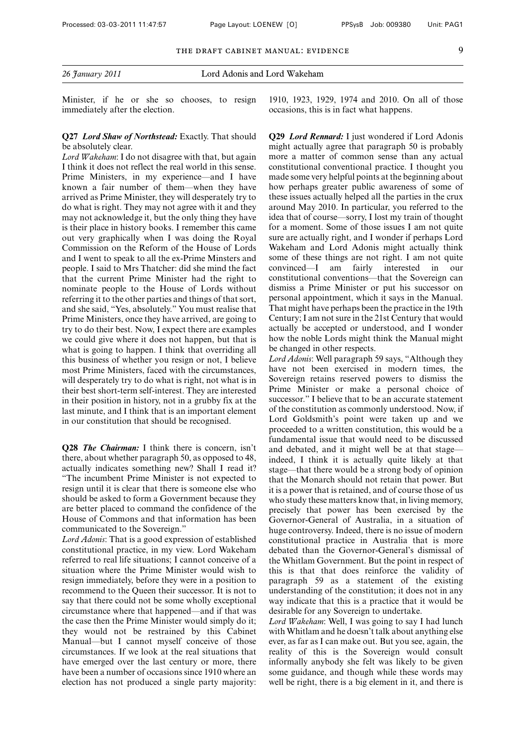Minister, if he or she so chooses, to resign immediately after the election.

**Q27** ***Lord Shaw of Northstead:*** Exactly. That should be absolutely clear.

*Lord Wakeham*: I do not disagree with that, but again I think it does not reflect the real world in this sense. Prime Ministers, in my experience—and I have known a fair number of them—when they have arrived as Prime Minister, they will desperately try to do what is right. They may not agree with it and they may not acknowledge it, but the only thing they have is their place in history books. I remember this came out very graphically when I was doing the Royal Commission on the Reform of the House of Lords and I went to speak to all the ex-Prime Minsters and people. I said to Mrs Thatcher: did she mind the fact that the current Prime Minister had the right to nominate people to the House of Lords without referring it to the other parties and things of that sort, and she said, "Yes, absolutely." You must realise that Prime Ministers, once they have arrived, are going to try to do their best. Now, I expect there are examples we could give where it does not happen, but that is what is going to happen. I think that overriding all this business of whether you resign or not, I believe most Prime Ministers, faced with the circumstances, will desperately try to do what is right, not what is in their best short-term self-interest. They are interested in their position in history, not in a grubby fix at the last minute, and I think that is an important element in our constitution that should be recognised.

**Q28** ***The Chairman:*** I think there is concern, isn't there, about whether paragraph 50, as opposed to 48, actually indicates something new? Shall I read it? "The incumbent Prime Minister is not expected to resign until it is clear that there is someone else who should be asked to form a Government because they are better placed to command the confidence of the House of Commons and that information has been communicated to the Sovereign."

*Lord Adonis*: That is a good expression of established constitutional practice, in my view. Lord Wakeham referred to real life situations; I cannot conceive of a situation where the Prime Minister would wish to resign immediately, before they were in a position to recommend to the Queen their successor. It is not to say that there could not be some wholly exceptional circumstance where that happened—and if that was the case then the Prime Minister would simply do it; they would not be restrained by this Cabinet Manual—but I cannot myself conceive of those circumstances. If we look at the real situations that have emerged over the last century or more, there have been a number of occasions since 1910 where an election has not produced a single party majority: 1910, 1923, 1929, 1974 and 2010. On all of those occasions, this is in fact what happens.

**Q29** ***Lord Rennard:*** I just wondered if Lord Adonis might actually agree that paragraph 50 is probably more a matter of common sense than any actual constitutional conventional practice. I thought you made some very helpful points at the beginning about how perhaps greater public awareness of some of these issues actually helped all the parties in the crux around May 2010. In particular, you referred to the idea that of course—sorry, I lost my train of thought for a moment. Some of those issues I am not quite sure are actually right, and I wonder if perhaps Lord Wakeham and Lord Adonis might actually think some of these things are not right. I am not quite convinced—I am fairly interested in our constitutional conventions—that the Sovereign can dismiss a Prime Minister or put his successor on personal appointment, which it says in the Manual. That might have perhaps been the practice in the 19th Century; I am not sure in the 21st Century that would actually be accepted or understood, and I wonder how the noble Lords might think the Manual might be changed in other respects.

*Lord Adonis*: Well paragraph 59 says, "Although they have not been exercised in modern times, the Sovereign retains reserved powers to dismiss the Prime Minister or make a personal choice of successor." I believe that to be an accurate statement of the constitution as commonly understood. Now, if Lord Goldsmith's point were taken up and we proceeded to a written constitution, this would be a fundamental issue that would need to be discussed and debated, and it might well be at that stage—indeed, I think it is actually quite likely at that stage—that there would be a strong body of opinion that the Monarch should not retain that power. But it is a power that is retained, and of course those of us who study these matters know that, in living memory, precisely that power has been exercised by the Governor-General of Australia, in a situation of huge controversy. Indeed, there is no issue of modern constitutional practice in Australia that is more debated than the Governor-General's dismissal of the Whitlam Government. But the point in respect of this is that that does reinforce the validity of paragraph 59 as a statement of the existing understanding of the constitution; it does not in any way indicate that this is a practice that it would be desirable for any Sovereign to undertake.

*Lord Wakeham*: Well, I was going to say I had lunch with Whitlam and he doesn't talk about anything else ever, as far as I can make out. But you see, again, the reality of this is the Sovereign would consult informally anybody she felt was likely to be given some guidance, and though while these words may well be right, there is a big element in it, and there is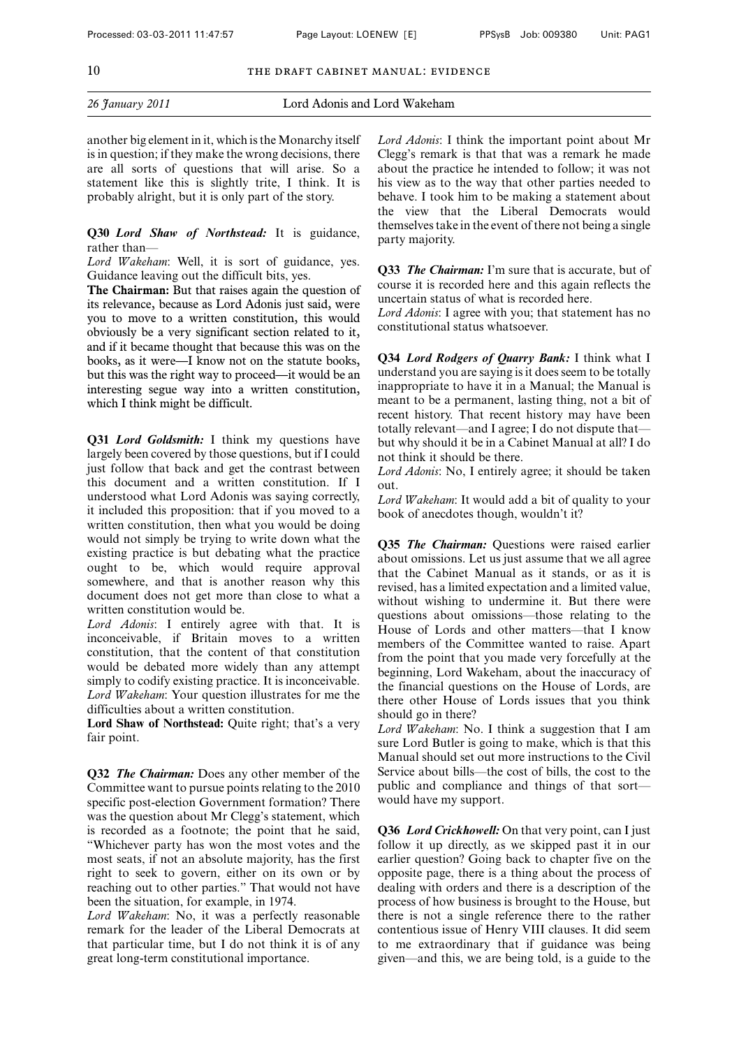another big element in it, which is the Monarchy itself is in question; if they make the wrong decisions, there are all sorts of questions that will arise. So a statement like this is slightly trite, I think. It is probably alright, but it is only part of the story.

**Q30** ***Lord Shaw of Northstead:*** It is guidance, rather than—

*Lord Wakeham*: Well, it is sort of guidance, yes. Guidance leaving out the difficult bits, yes.

**The Chairman:** But that raises again the question of its relevance, because as Lord Adonis just said, were you to move to a written constitution, this would obviously be a very significant section related to it, and if it became thought that because this was on the books, as it were—I know not on the statute books, but this was the right way to proceed—it would be an interesting segue way into a written constitution, which I think might be difficult.

**Q31** ***Lord Goldsmith:*** I think my questions have largely been covered by those questions, but if I could just follow that back and get the contrast between this document and a written constitution. If I understood what Lord Adonis was saying correctly, it included this proposition: that if you moved to a written constitution, then what you would be doing would not simply be trying to write down what the existing practice is but debating what the practice ought to be, which would require approval somewhere, and that is another reason why this document does not get more than close to what a written constitution would be.

*Lord Adonis*: I entirely agree with that. It is inconceivable, if Britain moves to a written constitution, that the content of that constitution would be debated more widely than any attempt simply to codify existing practice. It is inconceivable.

*Lord Wakeham*: Your question illustrates for me the difficulties about a written constitution.

**Lord Shaw of Northstead:** Quite right; that's a very fair point.

**Q32** ***The Chairman:*** Does any other member of the Committee want to pursue points relating to the 2010 specific post-election Government formation? There was the question about Mr Clegg's statement, which is recorded as a footnote; the point that he said, "Whichever party has won the most votes and the most seats, if not an absolute majority, has the first right to seek to govern, either on its own or by reaching out to other parties." That would not have been the situation, for example, in 1974.

*Lord Wakeham*: No, it was a perfectly reasonable remark for the leader of the Liberal Democrats at that particular time, but I do not think it is of any great long-term constitutional importance.

*Lord Adonis*: I think the important point about Mr Clegg's remark is that that was a remark he made about the practice he intended to follow; it was not his view as to the way that other parties needed to behave. I took him to be making a statement about the view that the Liberal Democrats would themselves take in the event of there not being a single party majority.

**Q33** ***The Chairman:*** I'm sure that is accurate, but of course it is recorded here and this again reflects the uncertain status of what is recorded here.

*Lord Adonis*: I agree with you; that statement has no constitutional status whatsoever.

**Q34** ***Lord Rodgers of Quarry Bank:*** I think what I understand you are saying is it does seem to be totally inappropriate to have it in a Manual; the Manual is meant to be a permanent, lasting thing, not a bit of recent history. That recent history may have been totally relevant—and I agree; I do not dispute that—but why should it be in a Cabinet Manual at all? I do not think it should be there.

*Lord Adonis*: No, I entirely agree; it should be taken out.

*Lord Wakeham*: It would add a bit of quality to your book of anecdotes though, wouldn't it?

**Q35** ***The Chairman:*** Questions were raised earlier about omissions. Let us just assume that we all agree that the Cabinet Manual as it stands, or as it is revised, has a limited expectation and a limited value, without wishing to undermine it. But there were questions about omissions—those relating to the House of Lords and other matters—that I know members of the Committee wanted to raise. Apart from the point that you made very forcefully at the beginning, Lord Wakeham, about the inaccuracy of the financial questions on the House of Lords, are there other House of Lords issues that you think should go in there?

*Lord Wakeham*: No. I think a suggestion that I am sure Lord Butler is going to make, which is that this Manual should set out more instructions to the Civil Service about bills—the cost of bills, the cost to the public and compliance and things of that sort—would have my support.

**Q36** ***Lord Crickhowell:*** On that very point, can I just follow it up directly, as we skipped past it in our earlier question? Going back to chapter five on the opposite page, there is a thing about the process of dealing with orders and there is a description of the process of how business is brought to the House, but there is not a single reference there to the rather contentious issue of Henry VIII clauses. It did seem to me extraordinary that if guidance was being given—and this, we are being told, is a guide to the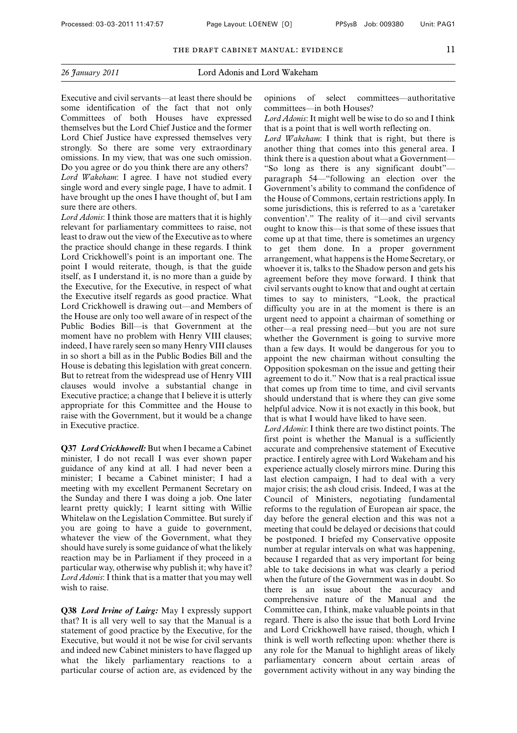Executive and civil servants—at least there should be some identification of the fact that not only Committees of both Houses have expressed themselves but the Lord Chief Justice and the former Lord Chief Justice have expressed themselves very strongly. So there are some very extraordinary omissions. In my view, that was one such omission. Do you agree or do you think there are any others?

*Lord Wakeham*: I agree. I have not studied every single word and every single page, I have to admit. I have brought up the ones I have thought of, but I am sure there are others.

*Lord Adonis*: I think those are matters that it is highly relevant for parliamentary committees to raise, not least to draw out the view of the Executive as to where the practice should change in these regards. I think Lord Crickhowell's point is an important one. The point I would reiterate, though, is that the guide itself, as I understand it, is no more than a guide by the Executive, for the Executive, in respect of what the Executive itself regards as good practice. What Lord Crickhowell is drawing out—and Members of the House are only too well aware of in respect of the Public Bodies Bill—is that Government at the moment have no problem with Henry VIII clauses; indeed, I have rarely seen so many Henry VIII clauses in so short a bill as in the Public Bodies Bill and the House is debating this legislation with great concern. But to retreat from the widespread use of Henry VIII clauses would involve a substantial change in Executive practice; a change that I believe it is utterly appropriate for this Committee and the House to raise with the Government, but it would be a change in Executive practice.

**Q37** ***Lord Crickhowell:*** But when I became a Cabinet minister, I do not recall I was ever shown paper guidance of any kind at all. I had never been a minister; I became a Cabinet minister; I had a meeting with my excellent Permanent Secretary on the Sunday and there I was doing a job. One later learnt pretty quickly; I learnt sitting with Willie Whitelaw on the Legislation Committee. But surely if you are going to have a guide to government, whatever the view of the Government, what they should have surely is some guidance of what the likely reaction may be in Parliament if they proceed in a particular way, otherwise why publish it; why have it?

*Lord Adonis*: I think that is a matter that you may well wish to raise.

**Q38** ***Lord Irvine of Lairg:*** May I expressly support that? It is all very well to say that the Manual is a statement of good practice by the Executive, for the Executive, but would it not be wise for civil servants and indeed new Cabinet ministers to have flagged up what the likely parliamentary reactions to a particular course of action are, as evidenced by the opinions of select committees—authoritative committees—in both Houses?

*Lord Adonis*: It might well be wise to do so and I think that is a point that is well worth reflecting on.

*Lord Wakeham*: I think that is right, but there is another thing that comes into this general area. I think there is a question about what a Government—"So long as there is any significant doubt"—paragraph 54—"following an election over the Government's ability to command the confidence of the House of Commons, certain restrictions apply. In some jurisdictions, this is referred to as a 'caretaker convention'." The reality of it—and civil servants ought to know this—is that some of these issues that come up at that time, there is sometimes an urgency to get them done. In a proper government arrangement, what happens is the Home Secretary, or whoever it is, talks to the Shadow person and gets his agreement before they move forward. I think that civil servants ought to know that and ought at certain times to say to ministers, "Look, the practical difficulty you are in at the moment is there is an urgent need to appoint a chairman of something or other—a real pressing need—but you are not sure whether the Government is going to survive more than a few days. It would be dangerous for you to appoint the new chairman without consulting the Opposition spokesman on the issue and getting their agreement to do it." Now that is a real practical issue that comes up from time to time, and civil servants should understand that is where they can give some helpful advice. Now it is not exactly in this book, but that is what I would have liked to have seen.

*Lord Adonis*: I think there are two distinct points. The first point is whether the Manual is a sufficiently accurate and comprehensive statement of Executive practice. I entirely agree with Lord Wakeham and his experience actually closely mirrors mine. During this last election campaign, I had to deal with a very major crisis; the ash cloud crisis. Indeed, I was at the Council of Ministers, negotiating fundamental reforms to the regulation of European air space, the day before the general election and this was not a meeting that could be delayed or decisions that could be postponed. I briefed my Conservative opposite number at regular intervals on what was happening, because I regarded that as very important for being able to take decisions in what was clearly a period when the future of the Government was in doubt. So there is an issue about the accuracy and comprehensive nature of the Manual and the Committee can, I think, make valuable points in that regard. There is also the issue that both Lord Irvine and Lord Crickhowell have raised, though, which I think is well worth reflecting upon: whether there is any role for the Manual to highlight areas of likely parliamentary concern about certain areas of government activity without in any way binding the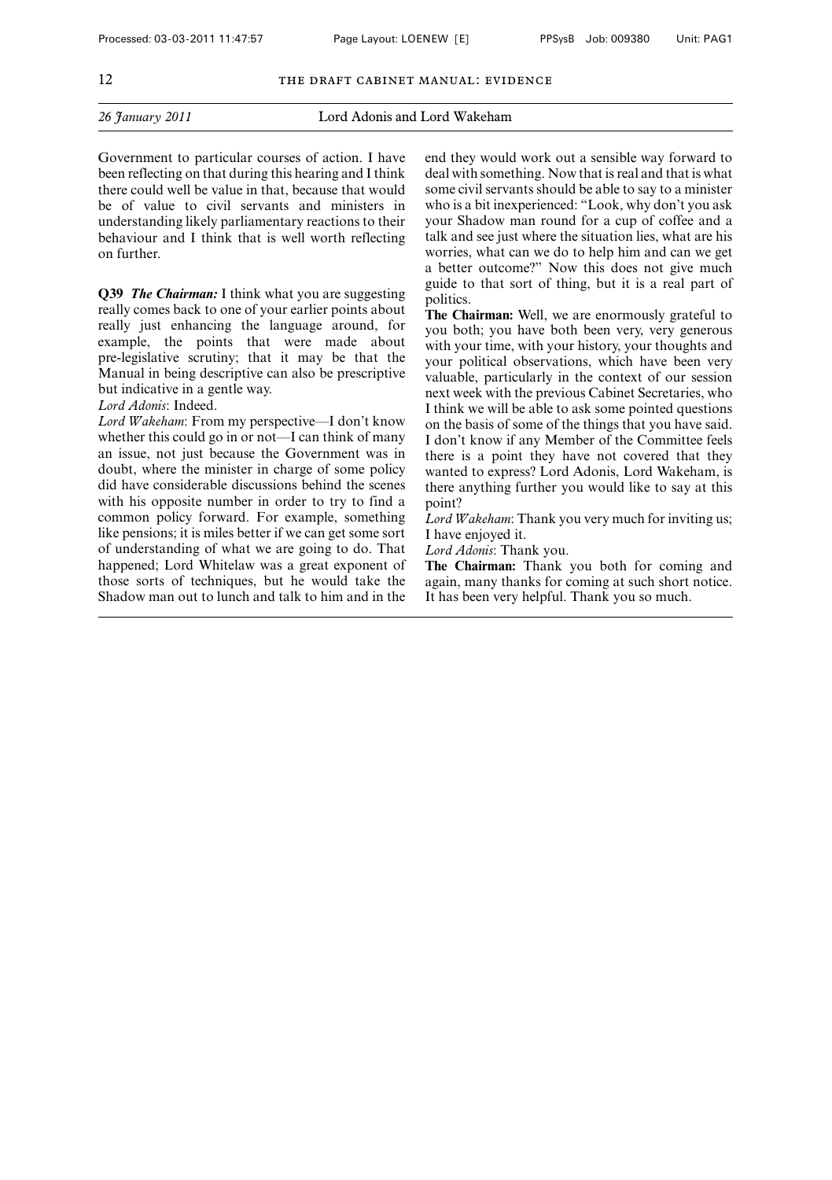Government to particular courses of action. I have been reflecting on that during this hearing and I think there could well be value in that, because that would be of value to civil servants and ministers in understanding likely parliamentary reactions to their behaviour and I think that is well worth reflecting on further.

**Q39** ***The Chairman:*** I think what you are suggesting really comes back to one of your earlier points about really just enhancing the language around, for example, the points that were made about pre-legislative scrutiny; that it may be that the Manual in being descriptive can also be prescriptive but indicative in a gentle way.

*Lord Adonis*: Indeed.

*Lord Wakeham*: From my perspective—I don't know whether this could go in or not—I can think of many an issue, not just because the Government was in doubt, where the minister in charge of some policy did have considerable discussions behind the scenes with his opposite number in order to try to find a common policy forward. For example, something like pensions; it is miles better if we can get some sort of understanding of what we are going to do. That happened; Lord Whitelaw was a great exponent of those sorts of techniques, but he would take the Shadow man out to lunch and talk to him and in the end they would work out a sensible way forward to deal with something. Now that is real and that is what some civil servants should be able to say to a minister who is a bit inexperienced: "Look, why don't you ask your Shadow man round for a cup of coffee and a talk and see just where the situation lies, what are his worries, what can we do to help him and can we get a better outcome?" Now this does not give much guide to that sort of thing, but it is a real part of politics.

**The Chairman:** Well, we are enormously grateful to you both; you have both been very, very generous with your time, with your history, your thoughts and your political observations, which have been very valuable, particularly in the context of our session next week with the previous Cabinet Secretaries, who I think we will be able to ask some pointed questions on the basis of some of the things that you have said. I don't know if any Member of the Committee feels there is a point they have not covered that they wanted to express? Lord Adonis, Lord Wakeham, is there anything further you would like to say at this point?

*Lord Wakeham*: Thank you very much for inviting us; I have enjoyed it.

*Lord Adonis*: Thank you.

**The Chairman:** Thank you both for coming and again, many thanks for coming at such short notice. It has been very helpful. Thank you so much.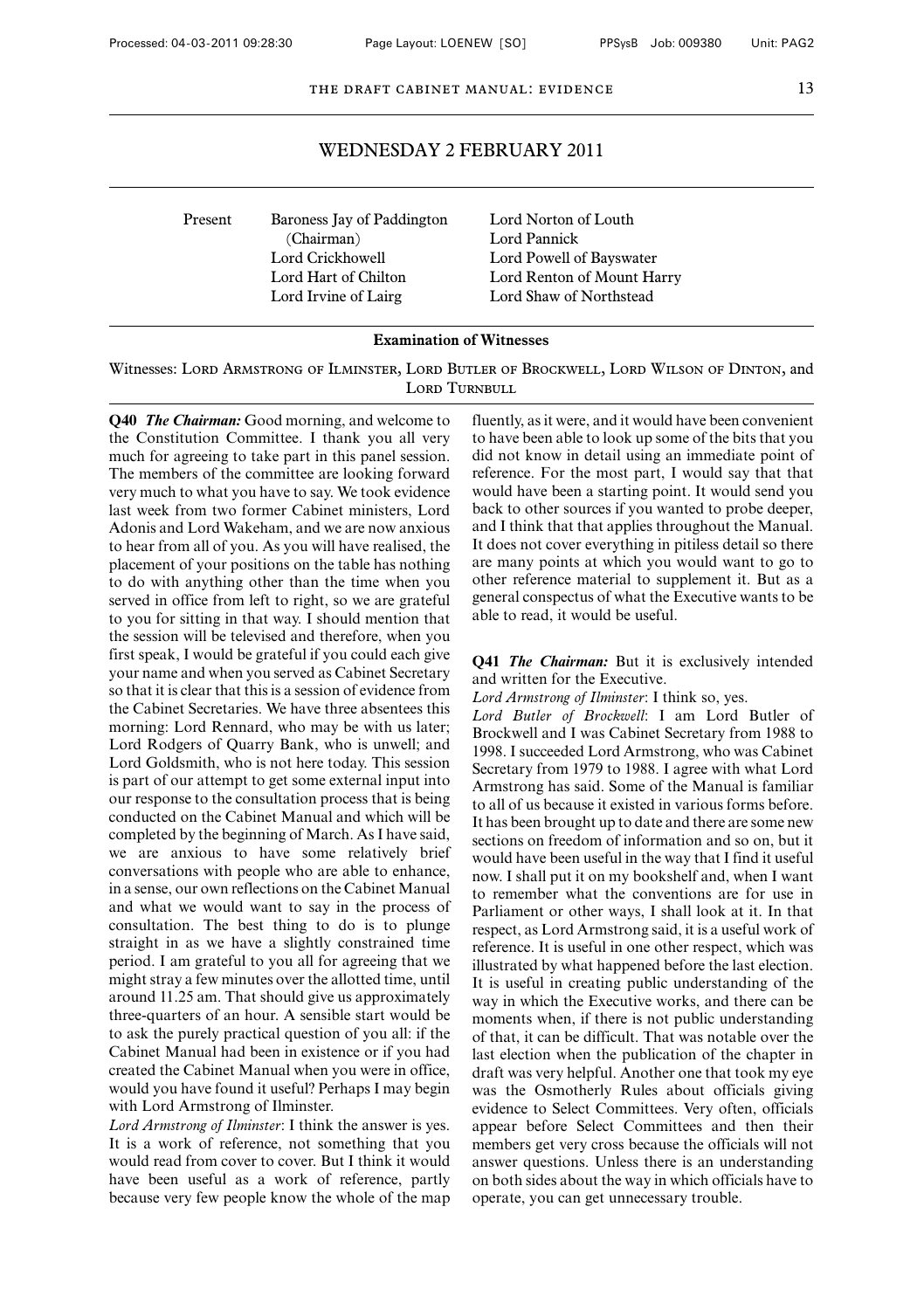## WEDNESDAY 2 FEBRUARY 2011

| Present | Baroness Jay of Paddington (Chairman) | Lord Norton of Louth |
|---|---|---|
| | Lord Crickhowell | Lord Pannick |
| | Lord Hart of Chilton | Lord Powell of Bayswater |
| | Lord Irvine of Lairg | Lord Renton of Mount Harry |
| | | Lord Shaw of Northstead |

### Examination of Witnesses

Witnesses: Lord Armstrong of Ilminster, Lord Butler of Brockwell, Lord Wilson of Dinton, and Lord Turnbull

**Q40** ***The Chairman:*** Good morning, and welcome to the Constitution Committee. I thank you all very much for agreeing to take part in this panel session. The members of the committee are looking forward very much to what you have to say. We took evidence last week from two former Cabinet ministers, Lord Adonis and Lord Wakeham, and we are now anxious to hear from all of you. As you will have realised, the placement of your positions on the table has nothing to do with anything other than the time when you served in office from left to right, so we are grateful to you for sitting in that way. I should mention that the session will be televised and therefore, when you first speak, I would be grateful if you could each give your name and when you served as Cabinet Secretary so that it is clear that this is a session of evidence from the Cabinet Secretaries. We have three absentees this morning: Lord Rennard, who may be with us later; Lord Rodgers of Quarry Bank, who is unwell; and Lord Goldsmith, who is not here today. This session is part of our attempt to get some external input into our response to the consultation process that is being conducted on the Cabinet Manual and which will be completed by the beginning of March. As I have said, we are anxious to have some relatively brief conversations with people who are able to enhance, in a sense, our own reflections on the Cabinet Manual and what we would want to say in the process of consultation. The best thing to do is to plunge straight in as we have a slightly constrained time period. I am grateful to you all for agreeing that we might stray a few minutes over the allotted time, until around 11.25 am. That should give us approximately three-quarters of an hour. A sensible start would be to ask the purely practical question of you all: if the Cabinet Manual had been in existence or if you had created the Cabinet Manual when you were in office, would you have found it useful? Perhaps I may begin with Lord Armstrong of Ilminster.

*Lord Armstrong of Ilminster*: I think the answer is yes. It is a work of reference, not something that you would read from cover to cover. But I think it would have been useful as a work of reference, partly because very few people know the whole of the map fluently, as it were, and it would have been convenient to have been able to look up some of the bits that you did not know in detail using an immediate point of reference. For the most part, I would say that that would have been a starting point. It would send you back to other sources if you wanted to probe deeper, and I think that that applies throughout the Manual. It does not cover everything in pitiless detail so there are many points at which you would want to go to other reference material to supplement it. But as a general conspectus of what the Executive wants to be able to read, it would be useful.

**Q41** ***The Chairman:*** But it is exclusively intended and written for the Executive.

*Lord Armstrong of Ilminster*: I think so, yes.

*Lord Butler of Brockwell*: I am Lord Butler of Brockwell and I was Cabinet Secretary from 1988 to 1998. I succeeded Lord Armstrong, who was Cabinet Secretary from 1979 to 1988. I agree with what Lord Armstrong has said. Some of the Manual is familiar to all of us because it existed in various forms before. It has been brought up to date and there are some new sections on freedom of information and so on, but it would have been useful in the way that I find it useful now. I shall put it on my bookshelf and, when I want to remember what the conventions are for use in Parliament or other ways, I shall look at it. In that respect, as Lord Armstrong said, it is a useful work of reference. It is useful in one other respect, which was illustrated by what happened before the last election. It is useful in creating public understanding of the way in which the Executive works, and there can be moments when, if there is not public understanding of that, it can be difficult. That was notable over the last election when the publication of the chapter in draft was very helpful. Another one that took my eye was the Osmotherly Rules about officials giving evidence to Select Committees. Very often, officials appear before Select Committees and then their members get very cross because the officials will not answer questions. Unless there is an understanding on both sides about the way in which officials have to operate, you can get unnecessary trouble.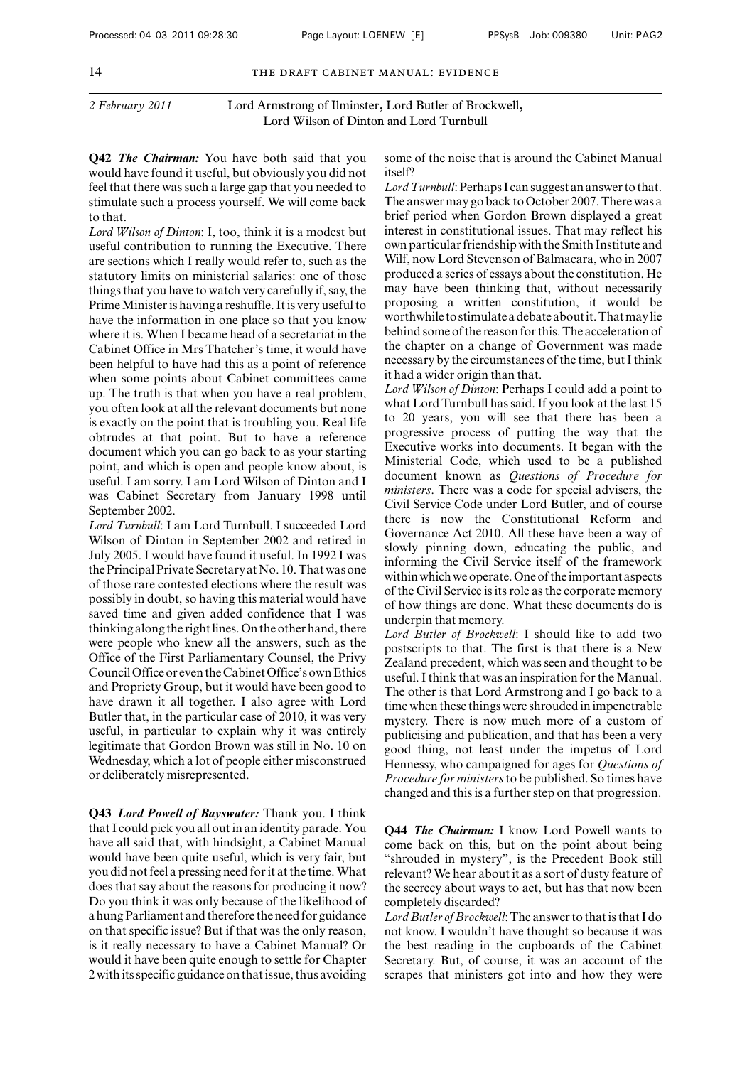2 February 2011 — Lord Armstrong of Ilminster, Lord Butler of Brockwell, Lord Wilson of Dinton and Lord Turnbull

**Q42** ***The Chairman:*** You have both said that you would have found it useful, but obviously you did not feel that there was such a large gap that you needed to stimulate such a process yourself. We will come back to that.

*Lord Wilson of Dinton*: I, too, think it is a modest but useful contribution to running the Executive. There are sections which I really would refer to, such as the statutory limits on ministerial salaries: one of those things that you have to watch very carefully if, say, the Prime Minister is having a reshuffle. It is very useful to have the information in one place so that you know where it is. When I became head of a secretariat in the Cabinet Office in Mrs Thatcher's time, it would have been helpful to have had this as a point of reference when some points about Cabinet committees came up. The truth is that when you have a real problem, you often look at all the relevant documents but none is exactly on the point that is troubling you. Real life obtrudes at that point. But to have a reference document which you can go back to as your starting point, and which is open and people know about, is useful. I am sorry. I am Lord Wilson of Dinton and I was Cabinet Secretary from January 1998 until September 2002.

*Lord Turnbull*: I am Lord Turnbull. I succeeded Lord Wilson of Dinton in September 2002 and retired in July 2005. I would have found it useful. In 1992 I was the Principal Private Secretary at No. 10. That was one of those rare contested elections where the result was possibly in doubt, so having this material would have saved time and given added confidence that I was thinking along the right lines. On the other hand, there were people who knew all the answers, such as the Office of the First Parliamentary Counsel, the Privy Council Office or even the Cabinet Office's own Ethics and Propriety Group, but it would have been good to have drawn it all together. I also agree with Lord Butler that, in the particular case of 2010, it was very useful, in particular to explain why it was entirely legitimate that Gordon Brown was still in No. 10 on Wednesday, which a lot of people either misconstrued or deliberately misrepresented.

**Q43** ***Lord Powell of Bayswater:*** Thank you. I think that I could pick you all out in an identity parade. You have all said that, with hindsight, a Cabinet Manual would have been quite useful, which is very fair, but you did not feel a pressing need for it at the time. What does that say about the reasons for producing it now? Do you think it was only because of the likelihood of a hung Parliament and therefore the need for guidance on that specific issue? But if that was the only reason, is it really necessary to have a Cabinet Manual? Or would it have been quite enough to settle for Chapter 2 with its specific guidance on that issue, thus avoiding some of the noise that is around the Cabinet Manual itself?

*Lord Turnbull*: Perhaps I can suggest an answer to that. The answer may go back to October 2007. There was a brief period when Gordon Brown displayed a great interest in constitutional issues. That may reflect his own particular friendship with the Smith Institute and Wilf, now Lord Stevenson of Balmacara, who in 2007 produced a series of essays about the constitution. He may have been thinking that, without necessarily proposing a written constitution, it would be worthwhile to stimulate a debate about it. That may lie behind some of the reason for this. The acceleration of the chapter on a change of Government was made necessary by the circumstances of the time, but I think it had a wider origin than that.

*Lord Wilson of Dinton*: Perhaps I could add a point to what Lord Turnbull has said. If you look at the last 15 to 20 years, you will see that there has been a progressive process of putting the way that the Executive works into documents. It began with the Ministerial Code, which used to be a published document known as *Questions of Procedure for ministers*. There was a code for special advisers, the Civil Service Code under Lord Butler, and of course there is now the Constitutional Reform and Governance Act 2010. All these have been a way of slowly pinning down, educating the public, and informing the Civil Service itself of the framework within which we operate. One of the important aspects of the Civil Service is its role as the corporate memory of how things are done. What these documents do is underpin that memory.

*Lord Butler of Brockwell*: I should like to add two postscripts to that. The first is that there is a New Zealand precedent, which was seen and thought to be useful. I think that was an inspiration for the Manual. The other is that Lord Armstrong and I go back to a time when these things were shrouded in impenetrable mystery. There is now much more of a custom of publicising and publication, and that has been a very good thing, not least under the impetus of Lord Hennessy, who campaigned for ages for *Questions of Procedure for ministers* to be published. So times have changed and this is a further step on that progression.

**Q44** ***The Chairman:*** I know Lord Powell wants to come back on this, but on the point about being "shrouded in mystery", is the Precedent Book still relevant? We hear about it as a sort of dusty feature of the secrecy about ways to act, but has that now been completely discarded?

*Lord Butler of Brockwell*: The answer to that is that I do not know. I wouldn't have thought so because it was the best reading in the cupboards of the Cabinet Secretary. But, of course, it was an account of the scrapes that ministers got into and how they were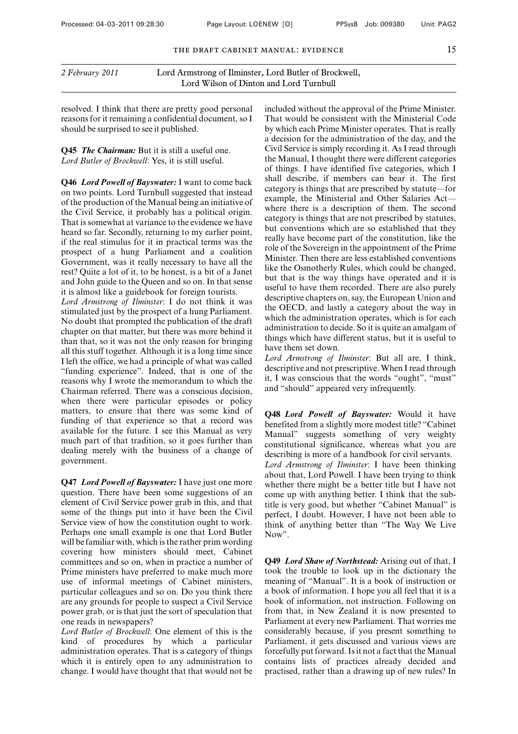resolved. I think that there are pretty good personal reasons for it remaining a confidential document, so I should be surprised to see it published.

**Q45** ***The Chairman:*** But it is still a useful one.
*Lord Butler of Brockwell*: Yes, it is still useful.

**Q46** ***Lord Powell of Bayswater:*** I want to come back on two points. Lord Turnbull suggested that instead of the production of the Manual being an initiative of the Civil Service, it probably has a political origin. That is somewhat at variance to the evidence we have heard so far. Secondly, returning to my earlier point, if the real stimulus for it in practical terms was the prospect of a hung Parliament and a coalition Government, was it really necessary to have all the rest? Quite a lot of it, to be honest, is a bit of a Janet and John guide to the Queen and so on. In that sense it is almost like a guidebook for foreign tourists.
*Lord Armstrong of Ilminster*: I do not think it was stimulated just by the prospect of a hung Parliament. No doubt that prompted the publication of the draft chapter on that matter, but there was more behind it than that, so it was not the only reason for bringing all this stuff together. Although it is a long time since I left the office, we had a principle of what was called "funding experience". Indeed, that is one of the reasons why I wrote the memorandum to which the Chairman referred. There was a conscious decision, when there were particular episodes or policy matters, to ensure that there was some kind of funding of that experience so that a record was available for the future. I see this Manual as very much part of that tradition, so it goes further than dealing merely with the business of a change of government.

**Q47** ***Lord Powell of Bayswater:*** I have just one more question. There have been some suggestions of an element of Civil Service power grab in this, and that some of the things put into it have been the Civil Service view of how the constitution ought to work. Perhaps one small example is one that Lord Butler will be familiar with, which is the rather prim wording covering how ministers should meet, Cabinet committees and so on, when in practice a number of Prime ministers have preferred to make much more use of informal meetings of Cabinet ministers, particular colleagues and so on. Do you think there are any grounds for people to suspect a Civil Service power grab, or is that just the sort of speculation that one reads in newspapers?
*Lord Butler of Brockwell*: One element of this is the kind of procedures by which a particular administration operates. That is a category of things which it is entirely open to any administration to change. I would have thought that that would not be included without the approval of the Prime Minister. That would be consistent with the Ministerial Code by which each Prime Minister operates. That is really a decision for the administration of the day, and the Civil Service is simply recording it. As I read through the Manual, I thought there were different categories of things. I have identified five categories, which I shall describe, if members can bear it. The first category is things that are prescribed by statute—for example, the Ministerial and Other Salaries Act—where there is a description of them. The second category is things that are not prescribed by statutes, but conventions which are so established that they really have become part of the constitution, like the role of the Sovereign in the appointment of the Prime Minister. Then there are less established conventions like the Osmotherly Rules, which could be changed, but that is the way things have operated and it is useful to have them recorded. There are also purely descriptive chapters on, say, the European Union and the OECD, and lastly a category about the way in which the administration operates, which is for each administration to decide. So it is quite an amalgam of things which have different status, but it is useful to have them set down.
*Lord Armstrong of Ilminster*: But all are, I think, descriptive and not prescriptive. When I read through it, I was conscious that the words "ought", "must" and "should" appeared very infrequently.

**Q48** ***Lord Powell of Bayswater:*** Would it have benefited from a slightly more modest title? "Cabinet Manual" suggests something of very weighty constitutional significance, whereas what you are describing is more of a handbook for civil servants.
*Lord Armstrong of Ilminster*: I have been thinking about that, Lord Powell. I have been trying to think whether there might be a better title but I have not come up with anything better. I think that the sub-title is very good, but whether "Cabinet Manual" is perfect, I doubt. However, I have not been able to think of anything better than "The Way We Live Now".

**Q49** ***Lord Shaw of Northstead:*** Arising out of that, I took the trouble to look up in the dictionary the meaning of "Manual". It is a book of instruction or a book of information. I hope you all feel that it is a book of information, not instruction. Following on from that, in New Zealand it is now presented to Parliament at every new Parliament. That worries me considerably because, if you present something to Parliament, it gets discussed and various views are forcefully put forward. Is it not a fact that the Manual contains lists of practices already decided and practised, rather than a drawing up of new rules? In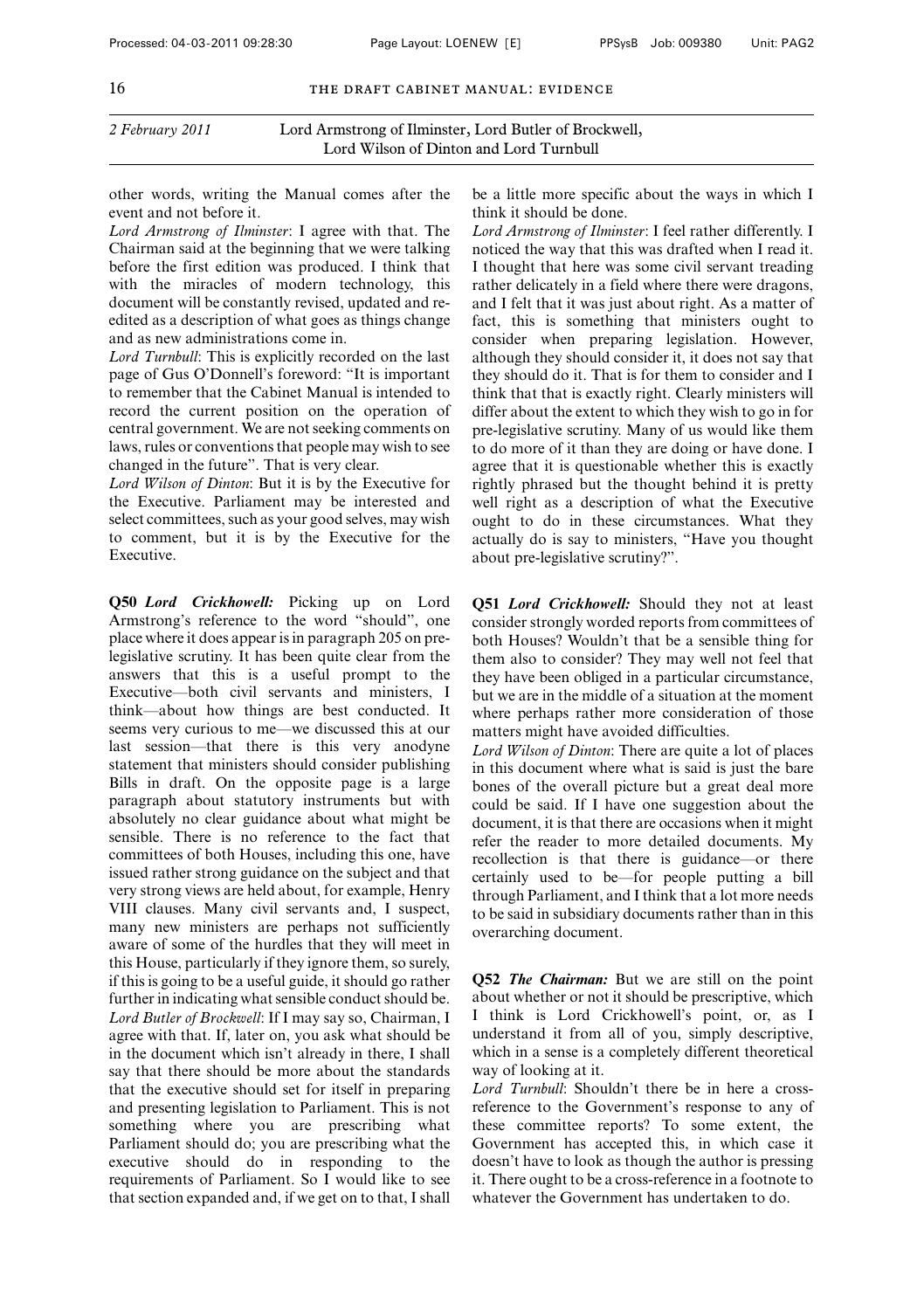*2 February 2011* Lord Armstrong of Ilminster, Lord Butler of Brockwell, Lord Wilson of Dinton and Lord Turnbull

other words, writing the Manual comes after the event and not before it.

*Lord Armstrong of Ilminster*: I agree with that. The Chairman said at the beginning that we were talking before the first edition was produced. I think that with the miracles of modern technology, this document will be constantly revised, updated and re-edited as a description of what goes as things change and as new administrations come in.

*Lord Turnbull*: This is explicitly recorded on the last page of Gus O'Donnell's foreword: "It is important to remember that the Cabinet Manual is intended to record the current position on the operation of central government. We are not seeking comments on laws, rules or conventions that people may wish to see changed in the future". That is very clear.

*Lord Wilson of Dinton*: But it is by the Executive for the Executive. Parliament may be interested and select committees, such as your good selves, may wish to comment, but it is by the Executive for the Executive.

**Q50** ***Lord Crickhowell:*** Picking up on Lord Armstrong's reference to the word "should", one place where it does appear is in paragraph 205 on pre-legislative scrutiny. It has been quite clear from the answers that this is a useful prompt to the Executive—both civil servants and ministers, I think—about how things are best conducted. It seems very curious to me—we discussed this at our last session—that there is this very anodyne statement that ministers should consider publishing Bills in draft. On the opposite page is a large paragraph about statutory instruments but with absolutely no clear guidance about what might be sensible. There is no reference to the fact that committees of both Houses, including this one, have issued rather strong guidance on the subject and that very strong views are held about, for example, Henry VIII clauses. Many civil servants and, I suspect, many new ministers are perhaps not sufficiently aware of some of the hurdles that they will meet in this House, particularly if they ignore them, so surely, if this is going to be a useful guide, it should go rather further in indicating what sensible conduct should be.

*Lord Butler of Brockwell*: If I may say so, Chairman, I agree with that. If, later on, you ask what should be in the document which isn't already in there, I shall say that there should be more about the standards that the executive should set for itself in preparing and presenting legislation to Parliament. This is not something where you are prescribing what Parliament should do; you are prescribing what the executive should do in responding to the requirements of Parliament. So I would like to see that section expanded and, if we get on to that, I shall be a little more specific about the ways in which I think it should be done.

*Lord Armstrong of Ilminster*: I feel rather differently. I noticed the way that this was drafted when I read it. I thought that here was some civil servant treading rather delicately in a field where there were dragons, and I felt that it was just about right. As a matter of fact, this is something that ministers ought to consider when preparing legislation. However, although they should consider it, it does not say that they should do it. That is for them to consider and I think that that is exactly right. Clearly ministers will differ about the extent to which they wish to go in for pre-legislative scrutiny. Many of us would like them to do more of it than they are doing or have done. I agree that it is questionable whether this is exactly rightly phrased but the thought behind it is pretty well right as a description of what the Executive ought to do in these circumstances. What they actually do is say to ministers, "Have you thought about pre-legislative scrutiny?".

**Q51** ***Lord Crickhowell:*** Should they not at least consider strongly worded reports from committees of both Houses? Wouldn't that be a sensible thing for them also to consider? They may well not feel that they have been obliged in a particular circumstance, but we are in the middle of a situation at the moment where perhaps rather more consideration of those matters might have avoided difficulties.

*Lord Wilson of Dinton*: There are quite a lot of places in this document where what is said is just the bare bones of the overall picture but a great deal more could be said. If I have one suggestion about the document, it is that there are occasions when it might refer the reader to more detailed documents. My recollection is that there is guidance—or there certainly used to be—for people putting a bill through Parliament, and I think that a lot more needs to be said in subsidiary documents rather than in this overarching document.

**Q52** ***The Chairman:*** But we are still on the point about whether or not it should be prescriptive, which I think is Lord Crickhowell's point, or, as I understand it from all of you, simply descriptive, which in a sense is a completely different theoretical way of looking at it.

*Lord Turnbull*: Shouldn't there be in here a cross-reference to the Government's response to any of these committee reports? To some extent, the Government has accepted this, in which case it doesn't have to look as though the author is pressing it. There ought to be a cross-reference in a footnote to whatever the Government has undertaken to do.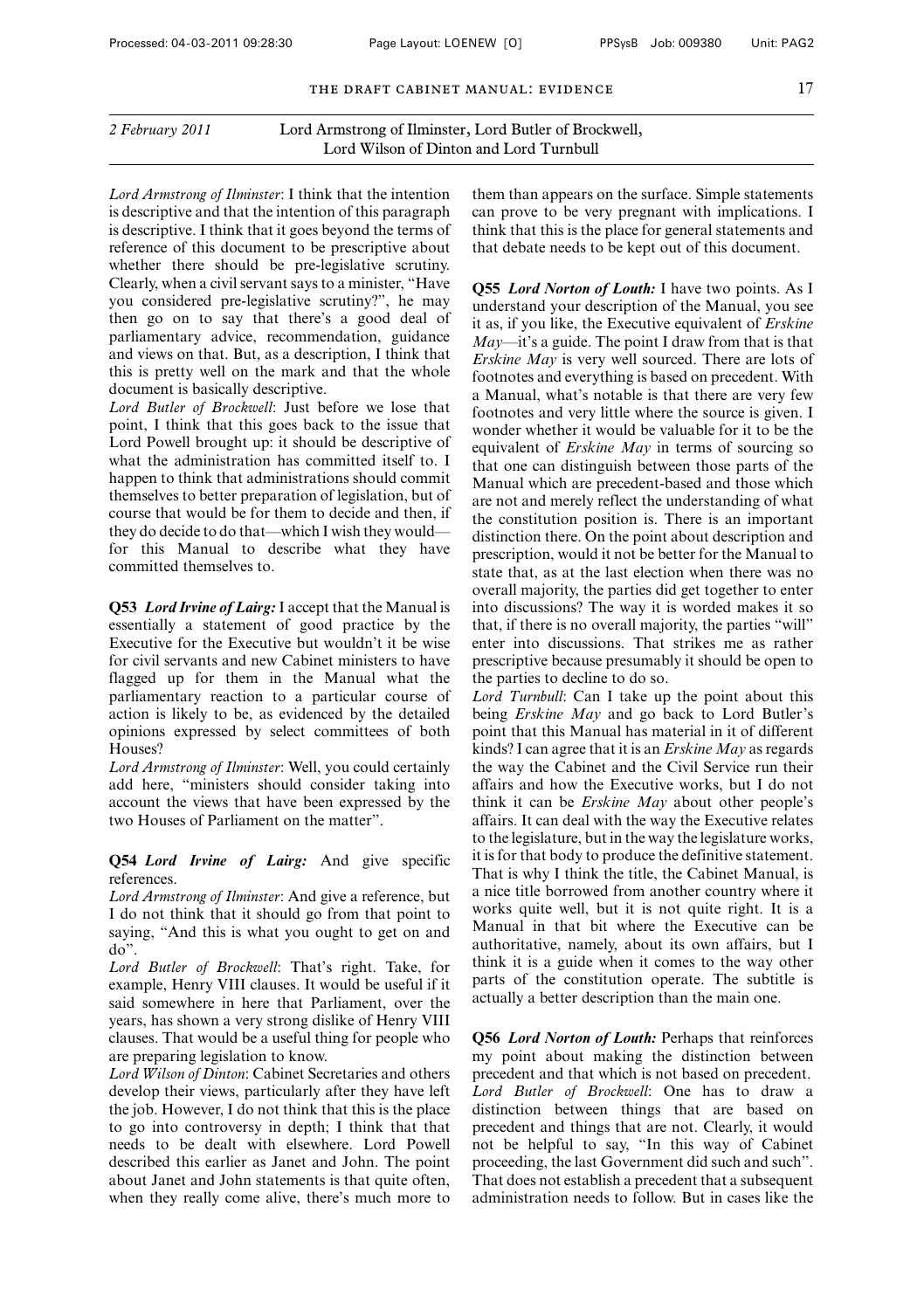*Lord Armstrong of Ilminster*: I think that the intention is descriptive and that the intention of this paragraph is descriptive. I think that it goes beyond the terms of reference of this document to be prescriptive about whether there should be pre-legislative scrutiny. Clearly, when a civil servant says to a minister, "Have you considered pre-legislative scrutiny?", he may then go on to say that there's a good deal of parliamentary advice, recommendation, guidance and views on that. But, as a description, I think that this is pretty well on the mark and that the whole document is basically descriptive.

*Lord Butler of Brockwell*: Just before we lose that point, I think that this goes back to the issue that Lord Powell brought up: it should be descriptive of what the administration has committed itself to. I happen to think that administrations should commit themselves to better preparation of legislation, but of course that would be for them to decide and then, if they do decide to do that—which I wish they would—for this Manual to describe what they have committed themselves to.

**Q53** ***Lord Irvine of Lairg:*** I accept that the Manual is essentially a statement of good practice by the Executive for the Executive but wouldn't it be wise for civil servants and new Cabinet ministers to have flagged up for them in the Manual what the parliamentary reaction to a particular course of action is likely to be, as evidenced by the detailed opinions expressed by select committees of both Houses?

*Lord Armstrong of Ilminster*: Well, you could certainly add here, "ministers should consider taking into account the views that have been expressed by the two Houses of Parliament on the matter".

**Q54** ***Lord Irvine of Lairg:*** And give specific references.

*Lord Armstrong of Ilminster*: And give a reference, but I do not think that it should go from that point to saying, "And this is what you ought to get on and do".

*Lord Butler of Brockwell*: That's right. Take, for example, Henry VIII clauses. It would be useful if it said somewhere in here that Parliament, over the years, has shown a very strong dislike of Henry VIII clauses. That would be a useful thing for people who are preparing legislation to know.

*Lord Wilson of Dinton*: Cabinet Secretaries and others develop their views, particularly after they have left the job. However, I do not think that this is the place to go into controversy in depth; I think that that needs to be dealt with elsewhere. Lord Powell described this earlier as Janet and John. The point about Janet and John statements is that quite often, when they really come alive, there's much more to them than appears on the surface. Simple statements can prove to be very pregnant with implications. I think that this is the place for general statements and that debate needs to be kept out of this document.

**Q55** ***Lord Norton of Louth:*** I have two points. As I understand your description of the Manual, you see it as, if you like, the Executive equivalent of *Erskine May*—it's a guide. The point I draw from that is that *Erskine May* is very well sourced. There are lots of footnotes and everything is based on precedent. With a Manual, what's notable is that there are very few footnotes and very little where the source is given. I wonder whether it would be valuable for it to be the equivalent of *Erskine May* in terms of sourcing so that one can distinguish between those parts of the Manual which are precedent-based and those which are not and merely reflect the understanding of what the constitution position is. There is an important distinction there. On the point about description and prescription, would it not be better for the Manual to state that, as at the last election when there was no overall majority, the parties did get together to enter into discussions? The way it is worded makes it so that, if there is no overall majority, the parties "will" enter into discussions. That strikes me as rather prescriptive because presumably it should be open to the parties to decline to do so.

*Lord Turnbull*: Can I take up the point about this being *Erskine May* and go back to Lord Butler's point that this Manual has material in it of different kinds? I can agree that it is an *Erskine May* as regards the way the Cabinet and the Civil Service run their affairs and how the Executive works, but I do not think it can be *Erskine May* about other people's affairs. It can deal with the way the Executive relates to the legislature, but in the way the legislature works, it is for that body to produce the definitive statement. That is why I think the title, the Cabinet Manual, is a nice title borrowed from another country where it works quite well, but it is not quite right. It is a Manual in that bit where the Executive can be authoritative, namely, about its own affairs, but I think it is a guide when it comes to the way other parts of the constitution operate. The subtitle is actually a better description than the main one.

**Q56** ***Lord Norton of Louth:*** Perhaps that reinforces my point about making the distinction between precedent and that which is not based on precedent.

*Lord Butler of Brockwell*: One has to draw a distinction between things that are based on precedent and things that are not. Clearly, it would not be helpful to say, "In this way of Cabinet proceeding, the last Government did such and such". That does not establish a precedent that a subsequent administration needs to follow. But in cases like the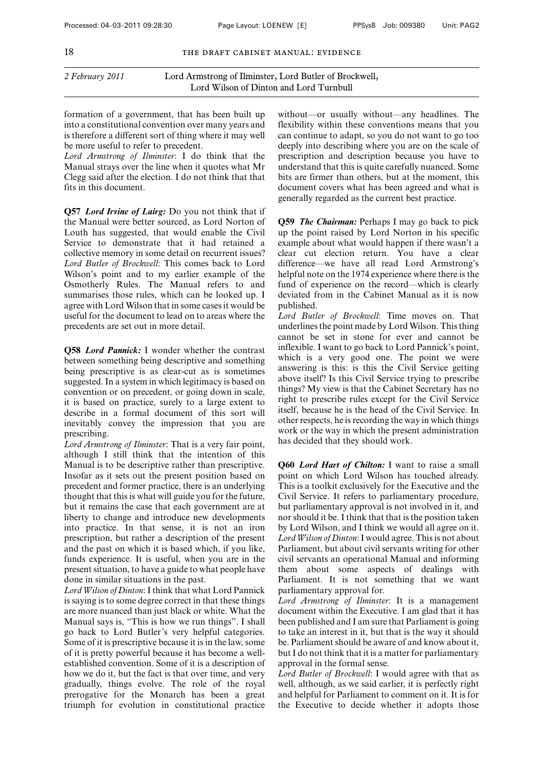formation of a government, that has been built up into a constitutional convention over many years and is therefore a different sort of thing where it may well be more useful to refer to precedent.

*Lord Armstrong of Ilminster*: I do think that the Manual strays over the line when it quotes what Mr Clegg said after the election. I do not think that that fits in this document.

**Q57** ***Lord Irvine of Lairg:*** Do you not think that if the Manual were better sourced, as Lord Norton of Louth has suggested, that would enable the Civil Service to demonstrate that it had retained a collective memory in some detail on recurrent issues?

*Lord Butler of Brockwell*: This comes back to Lord Wilson's point and to my earlier example of the Osmotherly Rules. The Manual refers to and summarises those rules, which can be looked up. I agree with Lord Wilson that in some cases it would be useful for the document to lead on to areas where the precedents are set out in more detail.

**Q58** ***Lord Pannick:*** I wonder whether the contrast between something being descriptive and something being prescriptive is as clear-cut as is sometimes suggested. In a system in which legitimacy is based on convention or on precedent, or going down in scale, it is based on practice, surely to a large extent to describe in a formal document of this sort will inevitably convey the impression that you are prescribing.

*Lord Armstrong of Ilminster*: That is a very fair point, although I still think that the intention of this Manual is to be descriptive rather than prescriptive. Insofar as it sets out the present position based on precedent and former practice, there is an underlying thought that this is what will guide you for the future, but it remains the case that each government are at liberty to change and introduce new developments into practice. In that sense, it is not an iron prescription, but rather a description of the present and the past on which it is based which, if you like, funds experience. It is useful, when you are in the present situation, to have a guide to what people have done in similar situations in the past.

*Lord Wilson of Dinton*: I think that what Lord Pannick is saying is to some degree correct in that these things are more nuanced than just black or white. What the Manual says is, "This is how we run things". I shall go back to Lord Butler's very helpful categories. Some of it is prescriptive because it is in the law, some of it is pretty powerful because it has become a well-established convention. Some of it is a description of how we do it, but the fact is that over time, and very gradually, things evolve. The role of the royal prerogative for the Monarch has been a great triumph for evolution in constitutional practice without—or usually without—any headlines. The flexibility within these conventions means that you can continue to adapt, so you do not want to go too deeply into describing where you are on the scale of prescription and description because you have to understand that this is quite carefully nuanced. Some bits are firmer than others, but at the moment, this document covers what has been agreed and what is generally regarded as the current best practice.

**Q59** ***The Chairman:*** Perhaps I may go back to pick up the point raised by Lord Norton in his specific example about what would happen if there wasn't a clear cut election return. You have a clear difference—we have all read Lord Armstrong's helpful note on the 1974 experience where there is the fund of experience on the record—which is clearly deviated from in the Cabinet Manual as it is now published.

*Lord Butler of Brockwell*: Time moves on. That underlines the point made by Lord Wilson. This thing cannot be set in stone for ever and cannot be inflexible. I want to go back to Lord Pannick's point, which is a very good one. The point we were answering is this: is this the Civil Service getting above itself? Is this Civil Service trying to prescribe things? My view is that the Cabinet Secretary has no right to prescribe rules except for the Civil Service itself, because he is the head of the Civil Service. In other respects, he is recording the way in which things work or the way in which the present administration has decided that they should work.

**Q60** ***Lord Hart of Chilton:*** I want to raise a small point on which Lord Wilson has touched already. This is a toolkit exclusively for the Executive and the Civil Service. It refers to parliamentary procedure, but parliamentary approval is not involved in it, and nor should it be. I think that that is the position taken by Lord Wilson, and I think we would all agree on it.

*Lord Wilson of Dinton*: I would agree. This is not about Parliament, but about civil servants writing for other civil servants an operational Manual and informing them about some aspects of dealings with Parliament. It is not something that we want parliamentary approval for.

*Lord Armstrong of Ilminster*: It is a management document within the Executive. I am glad that it has been published and I am sure that Parliament is going to take an interest in it, but that is the way it should be. Parliament should be aware of and know about it, but I do not think that it is a matter for parliamentary approval in the formal sense.

*Lord Butler of Brockwell*: I would agree with that as well, although, as we said earlier, it is perfectly right and helpful for Parliament to comment on it. It is for the Executive to decide whether it adopts those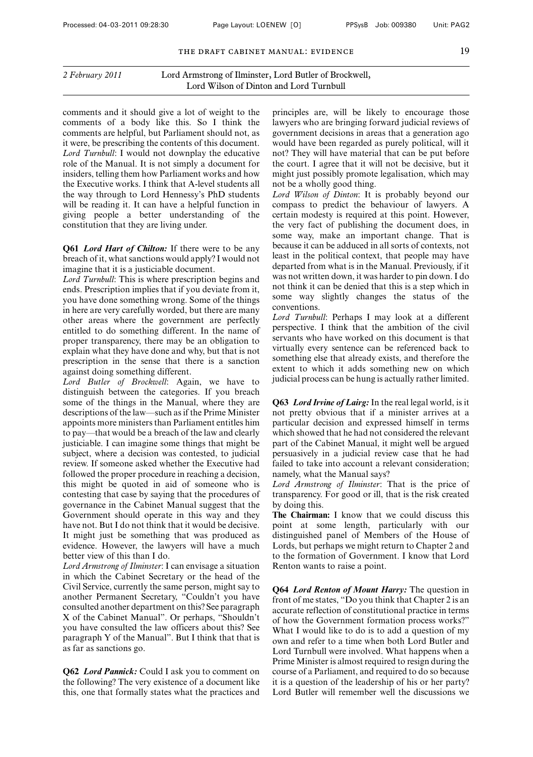comments and it should give a lot of weight to the comments of a body like this. So I think the comments are helpful, but Parliament should not, as it were, be prescribing the contents of this document.

*Lord Turnbull*: I would not downplay the educative role of the Manual. It is not simply a document for insiders, telling them how Parliament works and how the Executive works. I think that A-level students all the way through to Lord Hennessy's PhD students will be reading it. It can have a helpful function in giving people a better understanding of the constitution that they are living under.

**Q61** ***Lord Hart of Chilton:*** If there were to be any breach of it, what sanctions would apply? I would not imagine that it is a justiciable document.

*Lord Turnbull*: This is where prescription begins and ends. Prescription implies that if you deviate from it, you have done something wrong. Some of the things in here are very carefully worded, but there are many other areas where the government are perfectly entitled to do something different. In the name of proper transparency, there may be an obligation to explain what they have done and why, but that is not prescription in the sense that there is a sanction against doing something different.

*Lord Butler of Brockwell*: Again, we have to distinguish between the categories. If you breach some of the things in the Manual, where they are descriptions of the law—such as if the Prime Minister appoints more ministers than Parliament entitles him to pay—that would be a breach of the law and clearly justiciable. I can imagine some things that might be subject, where a decision was contested, to judicial review. If someone asked whether the Executive had followed the proper procedure in reaching a decision, this might be quoted in aid of someone who is contesting that case by saying that the procedures of governance in the Cabinet Manual suggest that the Government should operate in this way and they have not. But I do not think that it would be decisive. It might just be something that was produced as evidence. However, the lawyers will have a much better view of this than I do.

*Lord Armstrong of Ilminster*: I can envisage a situation in which the Cabinet Secretary or the head of the Civil Service, currently the same person, might say to another Permanent Secretary, "Couldn't you have consulted another department on this? See paragraph X of the Cabinet Manual". Or perhaps, "Shouldn't you have consulted the law officers about this? See paragraph Y of the Manual". But I think that that is as far as sanctions go.

**Q62** ***Lord Pannick:*** Could I ask you to comment on the following? The very existence of a document like this, one that formally states what the practices and principles are, will be likely to encourage those lawyers who are bringing forward judicial reviews of government decisions in areas that a generation ago would have been regarded as purely political, will it not? They will have material that can be put before the court. I agree that it will not be decisive, but it might just possibly promote legalisation, which may not be a wholly good thing.

*Lord Wilson of Dinton*: It is probably beyond our compass to predict the behaviour of lawyers. A certain modesty is required at this point. However, the very fact of publishing the document does, in some way, make an important change. That is because it can be adduced in all sorts of contexts, not least in the political context, that people may have departed from what is in the Manual. Previously, if it was not written down, it was harder to pin down. I do not think it can be denied that this is a step which in some way slightly changes the status of the conventions.

*Lord Turnbull*: Perhaps I may look at a different perspective. I think that the ambition of the civil servants who have worked on this document is that virtually every sentence can be referenced back to something else that already exists, and therefore the extent to which it adds something new on which judicial process can be hung is actually rather limited.

**Q63** ***Lord Irvine of Lairg:*** In the real legal world, is it not pretty obvious that if a minister arrives at a particular decision and expressed himself in terms which showed that he had not considered the relevant part of the Cabinet Manual, it might well be argued persuasively in a judicial review case that he had failed to take into account a relevant consideration; namely, what the Manual says?

*Lord Armstrong of Ilminster*: That is the price of transparency. For good or ill, that is the risk created by doing this.

**The Chairman:** I know that we could discuss this point at some length, particularly with our distinguished panel of Members of the House of Lords, but perhaps we might return to Chapter 2 and to the formation of Government. I know that Lord Renton wants to raise a point.

**Q64** ***Lord Renton of Mount Harry:*** The question in front of me states, "Do you think that Chapter 2 is an accurate reflection of constitutional practice in terms of how the Government formation process works?" What I would like to do is to add a question of my own and refer to a time when both Lord Butler and Lord Turnbull were involved. What happens when a Prime Minister is almost required to resign during the course of a Parliament, and required to do so because it is a question of the leadership of his or her party? Lord Butler will remember well the discussions we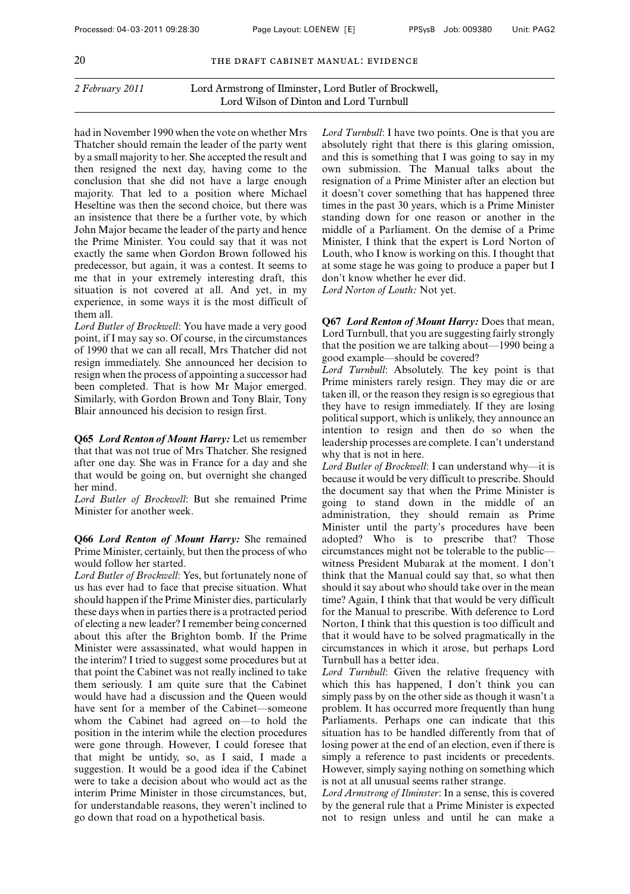had in November 1990 when the vote on whether Mrs Thatcher should remain the leader of the party went by a small majority to her. She accepted the result and then resigned the next day, having come to the conclusion that she did not have a large enough majority. That led to a position where Michael Heseltine was then the second choice, but there was an insistence that there be a further vote, by which John Major became the leader of the party and hence the Prime Minister. You could say that it was not exactly the same when Gordon Brown followed his predecessor, but again, it was a contest. It seems to me that in your extremely interesting draft, this situation is not covered at all. And yet, in my experience, in some ways it is the most difficult of them all.

*Lord Butler of Brockwell*: You have made a very good point, if I may say so. Of course, in the circumstances of 1990 that we can all recall, Mrs Thatcher did not resign immediately. She announced her decision to resign when the process of appointing a successor had been completed. That is how Mr Major emerged. Similarly, with Gordon Brown and Tony Blair, Tony Blair announced his decision to resign first.

**Q65** ***Lord Renton of Mount Harry:*** Let us remember that that was not true of Mrs Thatcher. She resigned after one day. She was in France for a day and she that would be going on, but overnight she changed her mind.

*Lord Butler of Brockwell*: But she remained Prime Minister for another week.

**Q66** ***Lord Renton of Mount Harry:*** She remained Prime Minister, certainly, but then the process of who would follow her started.

*Lord Butler of Brockwell*: Yes, but fortunately none of us has ever had to face that precise situation. What should happen if the Prime Minister dies, particularly these days when in parties there is a protracted period of electing a new leader? I remember being concerned about this after the Brighton bomb. If the Prime Minister were assassinated, what would happen in the interim? I tried to suggest some procedures but at that point the Cabinet was not really inclined to take them seriously. I am quite sure that the Cabinet would have had a discussion and the Queen would have sent for a member of the Cabinet—someone whom the Cabinet had agreed on—to hold the position in the interim while the election procedures were gone through. However, I could foresee that that might be untidy, so, as I said, I made a suggestion. It would be a good idea if the Cabinet were to take a decision about who would act as the interim Prime Minister in those circumstances, but, for understandable reasons, they weren't inclined to go down that road on a hypothetical basis.

*Lord Turnbull*: I have two points. One is that you are absolutely right that there is this glaring omission, and this is something that I was going to say in my own submission. The Manual talks about the resignation of a Prime Minister after an election but it doesn't cover something that has happened three times in the past 30 years, which is a Prime Minister standing down for one reason or another in the middle of a Parliament. On the demise of a Prime Minister, I think that the expert is Lord Norton of Louth, who I know is working on this. I thought that at some stage he was going to produce a paper but I don't know whether he ever did.

*Lord Norton of Louth:* Not yet.

**Q67** ***Lord Renton of Mount Harry:*** Does that mean, Lord Turnbull, that you are suggesting fairly strongly that the position we are talking about—1990 being a good example—should be covered?

*Lord Turnbull*: Absolutely. The key point is that Prime ministers rarely resign. They may die or are taken ill, or the reason they resign is so egregious that they have to resign immediately. If they are losing political support, which is unlikely, they announce an intention to resign and then do so when the leadership processes are complete. I can't understand why that is not in here.

*Lord Butler of Brockwell*: I can understand why—it is because it would be very difficult to prescribe. Should the document say that when the Prime Minister is going to stand down in the middle of an administration, they should remain as Prime Minister until the party's procedures have been adopted? Who is to prescribe that? Those circumstances might not be tolerable to the public—witness President Mubarak at the moment. I don't think that the Manual could say that, so what then should it say about who should take over in the mean time? Again, I think that that would be very difficult for the Manual to prescribe. With deference to Lord Norton, I think that this question is too difficult and that it would have to be solved pragmatically in the circumstances in which it arose, but perhaps Lord Turnbull has a better idea.

*Lord Turnbull*: Given the relative frequency with which this has happened, I don't think you can simply pass by on the other side as though it wasn't a problem. It has occurred more frequently than hung Parliaments. Perhaps one can indicate that this situation has to be handled differently from that of losing power at the end of an election, even if there is simply a reference to past incidents or precedents. However, simply saying nothing on something which is not at all unusual seems rather strange.

*Lord Armstrong of Ilminster*: In a sense, this is covered by the general rule that a Prime Minister is expected not to resign unless and until he can make a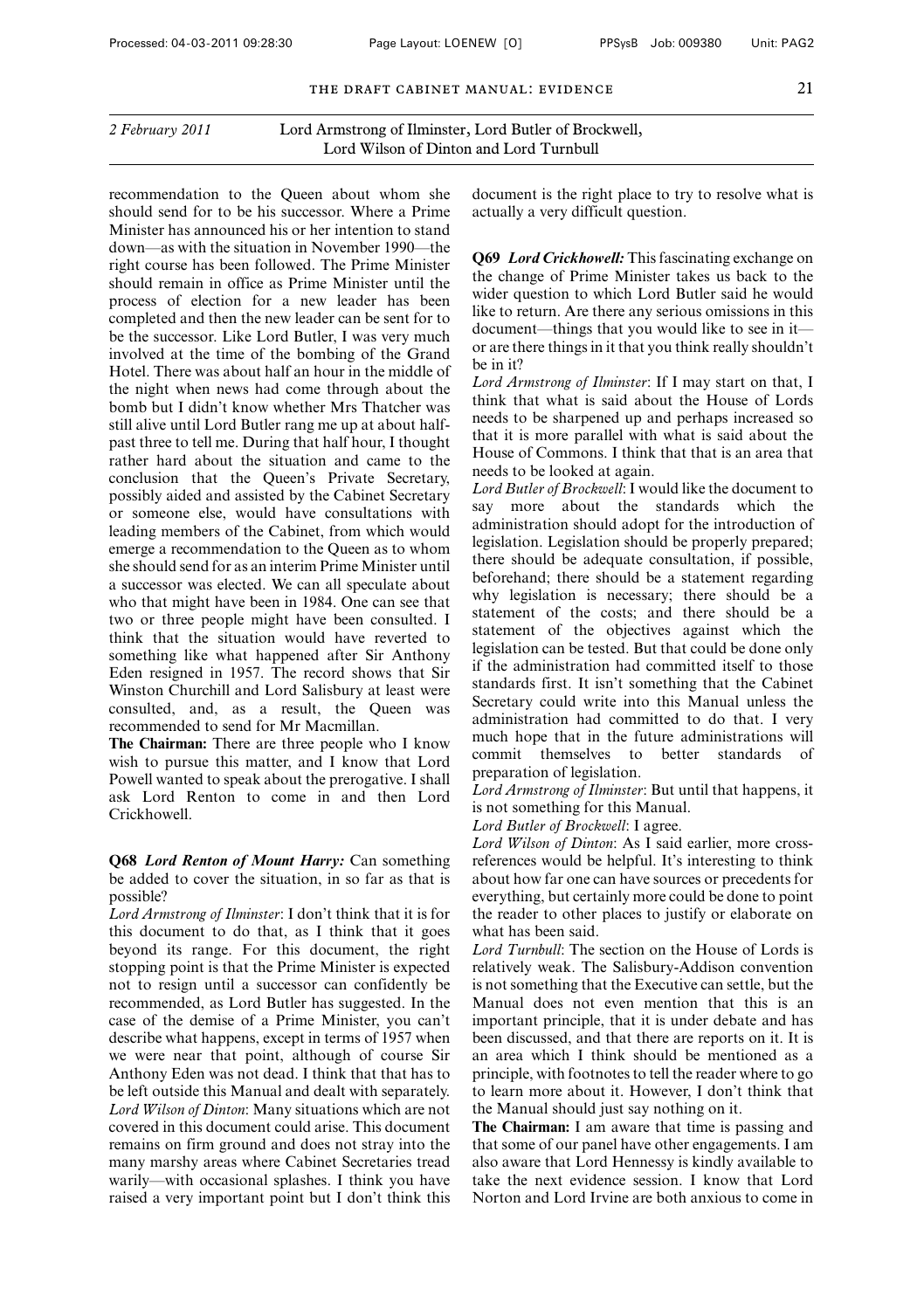*2 February 2011* Lord Armstrong of Ilminster, Lord Butler of Brockwell, Lord Wilson of Dinton and Lord Turnbull

recommendation to the Queen about whom she should send for to be his successor. Where a Prime Minister has announced his or her intention to stand down—as with the situation in November 1990—the right course has been followed. The Prime Minister should remain in office as Prime Minister until the process of election for a new leader has been completed and then the new leader can be sent for to be the successor. Like Lord Butler, I was very much involved at the time of the bombing of the Grand Hotel. There was about half an hour in the middle of the night when news had come through about the bomb but I didn't know whether Mrs Thatcher was still alive until Lord Butler rang me up at about half-past three to tell me. During that half hour, I thought rather hard about the situation and came to the conclusion that the Queen's Private Secretary, possibly aided and assisted by the Cabinet Secretary or someone else, would have consultations with leading members of the Cabinet, from which would emerge a recommendation to the Queen as to whom she should send for as an interim Prime Minister until a successor was elected. We can all speculate about who that might have been in 1984. One can see that two or three people might have been consulted. I think that the situation would have reverted to something like what happened after Sir Anthony Eden resigned in 1957. The record shows that Sir Winston Churchill and Lord Salisbury at least were consulted, and, as a result, the Queen was recommended to send for Mr Macmillan.

**The Chairman:** There are three people who I know wish to pursue this matter, and I know that Lord Powell wanted to speak about the prerogative. I shall ask Lord Renton to come in and then Lord Crickhowell.

**Q68** ***Lord Renton of Mount Harry:*** Can something be added to cover the situation, in so far as that is possible?

*Lord Armstrong of Ilminster*: I don't think that it is for this document to do that, as I think that it goes beyond its range. For this document, the right stopping point is that the Prime Minister is expected not to resign until a successor can confidently be recommended, as Lord Butler has suggested. In the case of the demise of a Prime Minister, you can't describe what happens, except in terms of 1957 when we were near that point, although of course Sir Anthony Eden was not dead. I think that that has to be left outside this Manual and dealt with separately.

*Lord Wilson of Dinton*: Many situations which are not covered in this document could arise. This document remains on firm ground and does not stray into the many marshy areas where Cabinet Secretaries tread warily—with occasional splashes. I think you have raised a very important point but I don't think this document is the right place to try to resolve what is actually a very difficult question.

**Q69** ***Lord Crickhowell:*** This fascinating exchange on the change of Prime Minister takes us back to the wider question to which Lord Butler said he would like to return. Are there any serious omissions in this document—things that you would like to see in it—or are there things in it that you think really shouldn't be in it?

*Lord Armstrong of Ilminster*: If I may start on that, I think that what is said about the House of Lords needs to be sharpened up and perhaps increased so that it is more parallel with what is said about the House of Commons. I think that that is an area that needs to be looked at again.

*Lord Butler of Brockwell*: I would like the document to say more about the standards which the administration should adopt for the introduction of legislation. Legislation should be properly prepared; there should be adequate consultation, if possible, beforehand; there should be a statement regarding why legislation is necessary; there should be a statement of the costs; and there should be a statement of the objectives against which the legislation can be tested. But that could be done only if the administration had committed itself to those standards first. It isn't something that the Cabinet Secretary could write into this Manual unless the administration had committed to do that. I very much hope that in the future administrations will commit themselves to better standards of preparation of legislation.

*Lord Armstrong of Ilminster*: But until that happens, it is not something for this Manual.

*Lord Butler of Brockwell*: I agree.

*Lord Wilson of Dinton*: As I said earlier, more cross-references would be helpful. It's interesting to think about how far one can have sources or precedents for everything, but certainly more could be done to point the reader to other places to justify or elaborate on what has been said.

*Lord Turnbull*: The section on the House of Lords is relatively weak. The Salisbury-Addison convention is not something that the Executive can settle, but the Manual does not even mention that this is an important principle, that it is under debate and has been discussed, and that there are reports on it. It is an area which I think should be mentioned as a principle, with footnotes to tell the reader where to go to learn more about it. However, I don't think that the Manual should just say nothing on it.

**The Chairman:** I am aware that time is passing and that some of our panel have other engagements. I am also aware that Lord Hennessy is kindly available to take the next evidence session. I know that Lord Norton and Lord Irvine are both anxious to come in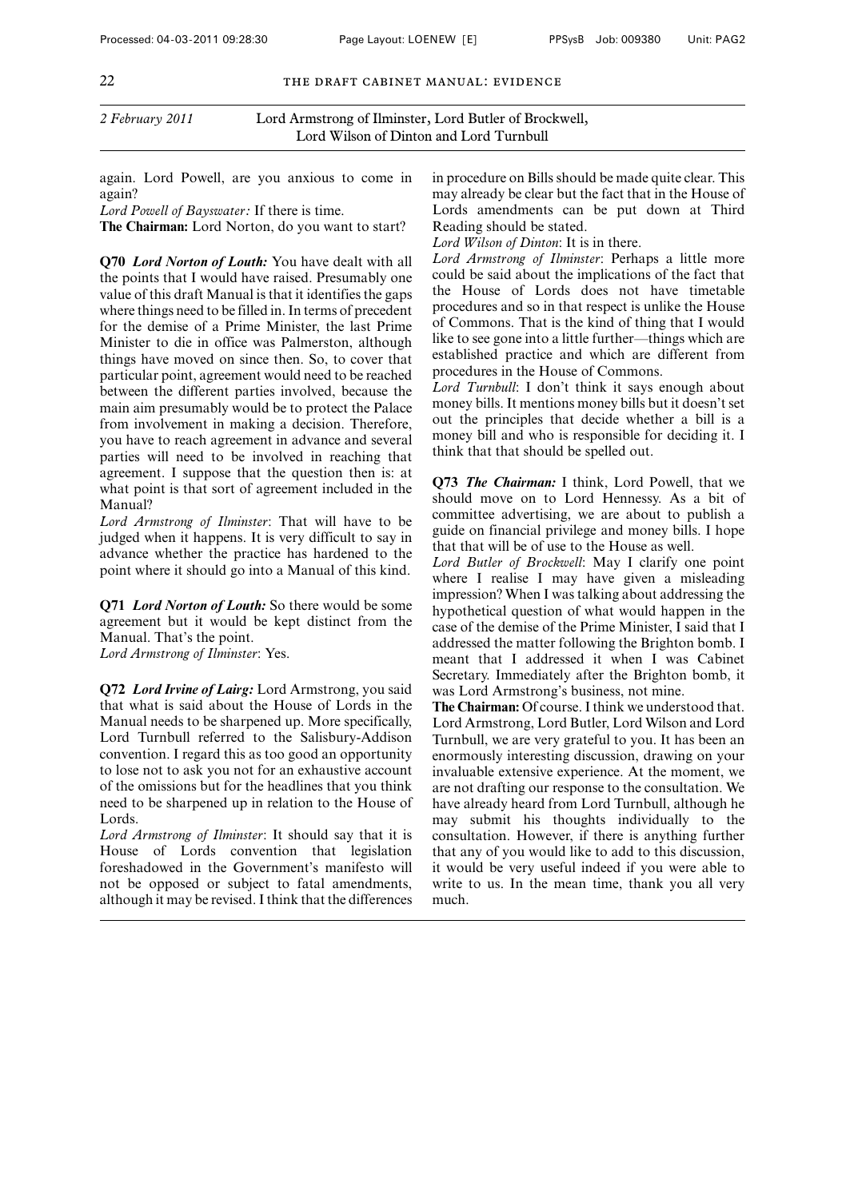*2 February 2011* Lord Armstrong of Ilminster, Lord Butler of Brockwell, Lord Wilson of Dinton and Lord Turnbull

again. Lord Powell, are you anxious to come in again?

*Lord Powell of Bayswater:* If there is time.

**The Chairman:** Lord Norton, do you want to start?

**Q70** ***Lord Norton of Louth:*** You have dealt with all the points that I would have raised. Presumably one value of this draft Manual is that it identifies the gaps where things need to be filled in. In terms of precedent for the demise of a Prime Minister, the last Prime Minister to die in office was Palmerston, although things have moved on since then. So, to cover that particular point, agreement would need to be reached between the different parties involved, because the main aim presumably would be to protect the Palace from involvement in making a decision. Therefore, you have to reach agreement in advance and several parties will need to be involved in reaching that agreement. I suppose that the question then is: at what point is that sort of agreement included in the Manual?

*Lord Armstrong of Ilminster*: That will have to be judged when it happens. It is very difficult to say in advance whether the practice has hardened to the point where it should go into a Manual of this kind.

**Q71** ***Lord Norton of Louth:*** So there would be some agreement but it would be kept distinct from the Manual. That's the point.

*Lord Armstrong of Ilminster*: Yes.

**Q72** ***Lord Irvine of Lairg:*** Lord Armstrong, you said that what is said about the House of Lords in the Manual needs to be sharpened up. More specifically, Lord Turnbull referred to the Salisbury-Addison convention. I regard this as too good an opportunity to lose not to ask you not for an exhaustive account of the omissions but for the headlines that you think need to be sharpened up in relation to the House of Lords.

*Lord Armstrong of Ilminster*: It should say that it is House of Lords convention that legislation foreshadowed in the Government's manifesto will not be opposed or subject to fatal amendments, although it may be revised. I think that the differences in procedure on Bills should be made quite clear. This may already be clear but the fact that in the House of Lords amendments can be put down at Third Reading should be stated.

*Lord Wilson of Dinton*: It is in there.

*Lord Armstrong of Ilminster*: Perhaps a little more could be said about the implications of the fact that the House of Lords does not have timetable procedures and so in that respect is unlike the House of Commons. That is the kind of thing that I would like to see gone into a little further—things which are established practice and which are different from procedures in the House of Commons.

*Lord Turnbull*: I don't think it says enough about money bills. It mentions money bills but it doesn't set out the principles that decide whether a bill is a money bill and who is responsible for deciding it. I think that that should be spelled out.

**Q73** ***The Chairman:*** I think, Lord Powell, that we should move on to Lord Hennessy. As a bit of committee advertising, we are about to publish a guide on financial privilege and money bills. I hope that that will be of use to the House as well.

*Lord Butler of Brockwell*: May I clarify one point where I realise I may have given a misleading impression? When I was talking about addressing the hypothetical question of what would happen in the case of the demise of the Prime Minister, I said that I addressed the matter following the Brighton bomb. I meant that I addressed it when I was Cabinet Secretary. Immediately after the Brighton bomb, it was Lord Armstrong's business, not mine.

**The Chairman:** Of course. I think we understood that. Lord Armstrong, Lord Butler, Lord Wilson and Lord Turnbull, we are very grateful to you. It has been an enormously interesting discussion, drawing on your invaluable extensive experience. At the moment, we are not drafting our response to the consultation. We have already heard from Lord Turnbull, although he may submit his thoughts individually to the consultation. However, if there is anything further that any of you would like to add to this discussion, it would be very useful indeed if you were able to write to us. In the mean time, thank you all very much.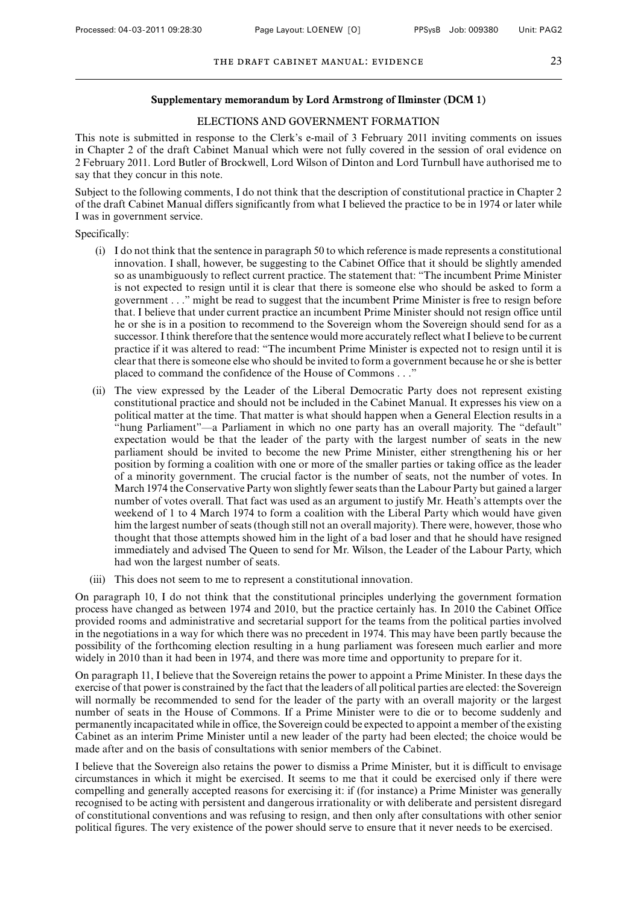## Supplementary memorandum by Lord Armstrong of Ilminster (DCM 1)

### ELECTIONS AND GOVERNMENT FORMATION

This note is submitted in response to the Clerk's e-mail of 3 February 2011 inviting comments on issues in Chapter 2 of the draft Cabinet Manual which were not fully covered in the session of oral evidence on 2 February 2011. Lord Butler of Brockwell, Lord Wilson of Dinton and Lord Turnbull have authorised me to say that they concur in this note.

Subject to the following comments, I do not think that the description of constitutional practice in Chapter 2 of the draft Cabinet Manual differs significantly from what I believed the practice to be in 1974 or later while I was in government service.

Specifically:

(i) I do not think that the sentence in paragraph 50 to which reference is made represents a constitutional innovation. I shall, however, be suggesting to the Cabinet Office that it should be slightly amended so as unambiguously to reflect current practice. The statement that: "The incumbent Prime Minister is not expected to resign until it is clear that there is someone else who should be asked to form a government . . ." might be read to suggest that the incumbent Prime Minister is free to resign before that. I believe that under current practice an incumbent Prime Minister should not resign office until he or she is in a position to recommend to the Sovereign whom the Sovereign should send for as a successor. I think therefore that the sentence would more accurately reflect what I believe to be current practice if it was altered to read: "The incumbent Prime Minister is expected not to resign until it is clear that there is someone else who should be invited to form a government because he or she is better placed to command the confidence of the House of Commons . . ."

(ii) The view expressed by the Leader of the Liberal Democratic Party does not represent existing constitutional practice and should not be included in the Cabinet Manual. It expresses his view on a political matter at the time. That matter is what should happen when a General Election results in a "hung Parliament"—a Parliament in which no one party has an overall majority. The "default" expectation would be that the leader of the party with the largest number of seats in the new parliament should be invited to become the new Prime Minister, either strengthening his or her position by forming a coalition with one or more of the smaller parties or taking office as the leader of a minority government. The crucial factor is the number of seats, not the number of votes. In March 1974 the Conservative Party won slightly fewer seats than the Labour Party but gained a larger number of votes overall. That fact was used as an argument to justify Mr. Heath's attempts over the weekend of 1 to 4 March 1974 to form a coalition with the Liberal Party which would have given him the largest number of seats (though still not an overall majority). There were, however, those who thought that those attempts showed him in the light of a bad loser and that he should have resigned immediately and advised The Queen to send for Mr. Wilson, the Leader of the Labour Party, which had won the largest number of seats.

(iii) This does not seem to me to represent a constitutional innovation.

On paragraph 10, I do not think that the constitutional principles underlying the government formation process have changed as between 1974 and 2010, but the practice certainly has. In 2010 the Cabinet Office provided rooms and administrative and secretarial support for the teams from the political parties involved in the negotiations in a way for which there was no precedent in 1974. This may have been partly because the possibility of the forthcoming election resulting in a hung parliament was foreseen much earlier and more widely in 2010 than it had been in 1974, and there was more time and opportunity to prepare for it.

On paragraph 11, I believe that the Sovereign retains the power to appoint a Prime Minister. In these days the exercise of that power is constrained by the fact that the leaders of all political parties are elected: the Sovereign will normally be recommended to send for the leader of the party with an overall majority or the largest number of seats in the House of Commons. If a Prime Minister were to die or to become suddenly and permanently incapacitated while in office, the Sovereign could be expected to appoint a member of the existing Cabinet as an interim Prime Minister until a new leader of the party had been elected; the choice would be made after and on the basis of consultations with senior members of the Cabinet.

I believe that the Sovereign also retains the power to dismiss a Prime Minister, but it is difficult to envisage circumstances in which it might be exercised. It seems to me that it could be exercised only if there were compelling and generally accepted reasons for exercising it: if (for instance) a Prime Minister was generally recognised to be acting with persistent and dangerous irrationality or with deliberate and persistent disregard of constitutional conventions and was refusing to resign, and then only after consultations with other senior political figures. The very existence of the power should serve to ensure that it never needs to be exercised.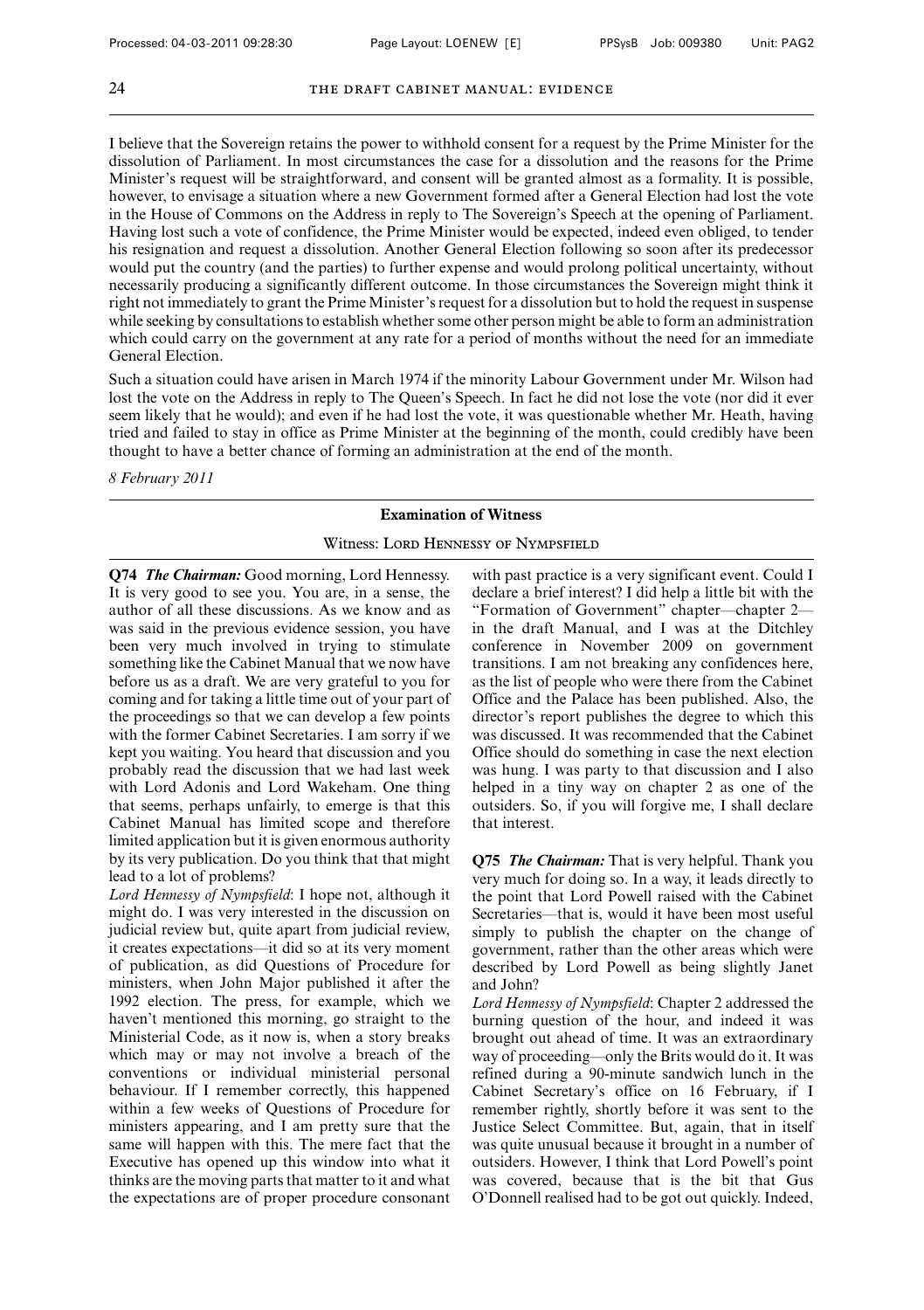I believe that the Sovereign retains the power to withhold consent for a request by the Prime Minister for the dissolution of Parliament. In most circumstances the case for a dissolution and the reasons for the Prime Minister's request will be straightforward, and consent will be granted almost as a formality. It is possible, however, to envisage a situation where a new Government formed after a General Election had lost the vote in the House of Commons on the Address in reply to The Sovereign's Speech at the opening of Parliament. Having lost such a vote of confidence, the Prime Minister would be expected, indeed even obliged, to tender his resignation and request a dissolution. Another General Election following so soon after its predecessor would put the country (and the parties) to further expense and would prolong political uncertainty, without necessarily producing a significantly different outcome. In those circumstances the Sovereign might think it right not immediately to grant the Prime Minister's request for a dissolution but to hold the request in suspense while seeking by consultations to establish whether some other person might be able to form an administration which could carry on the government at any rate for a period of months without the need for an immediate General Election.

Such a situation could have arisen in March 1974 if the minority Labour Government under Mr. Wilson had lost the vote on the Address in reply to The Queen's Speech. In fact he did not lose the vote (nor did it ever seem likely that he would); and even if he had lost the vote, it was questionable whether Mr. Heath, having tried and failed to stay in office as Prime Minister at the beginning of the month, could credibly have been thought to have a better chance of forming an administration at the end of the month.

*8 February 2011*

---

**Examination of Witness**

Witness: Lord Hennessy of Nympsfield

---

**Q74** ***The Chairman:*** Good morning, Lord Hennessy. It is very good to see you. You are, in a sense, the author of all these discussions. As we know and as was said in the previous evidence session, you have been very much involved in trying to stimulate something like the Cabinet Manual that we now have before us as a draft. We are very grateful to you for coming and for taking a little time out of your part of the proceedings so that we can develop a few points with the former Cabinet Secretaries. I am sorry if we kept you waiting. You heard that discussion and you probably read the discussion that we had last week with Lord Adonis and Lord Wakeham. One thing that seems, perhaps unfairly, to emerge is that this Cabinet Manual has limited scope and therefore limited application but it is given enormous authority by its very publication. Do you think that that might lead to a lot of problems?

*Lord Hennessy of Nympsfield*: I hope not, although it might do. I was very interested in the discussion on judicial review but, quite apart from judicial review, it creates expectations—it did so at its very moment of publication, as did Questions of Procedure for ministers, when John Major published it after the 1992 election. The press, for example, which we haven't mentioned this morning, go straight to the Ministerial Code, as it now is, when a story breaks which may or may not involve a breach of the conventions or individual ministerial personal behaviour. If I remember correctly, this happened within a few weeks of Questions of Procedure for ministers appearing, and I am pretty sure that the same will happen with this. The mere fact that the Executive has opened up this window into what it thinks are the moving parts that matter to it and what the expectations are of proper procedure consonant with past practice is a very significant event. Could I declare a brief interest? I did help a little bit with the "Formation of Government" chapter—chapter 2—in the draft Manual, and I was at the Ditchley conference in November 2009 on government transitions. I am not breaking any confidences here, as the list of people who were there from the Cabinet Office and the Palace has been published. Also, the director's report publishes the degree to which this was discussed. It was recommended that the Cabinet Office should do something in case the next election was hung. I was party to that discussion and I also helped in a tiny way on chapter 2 as one of the outsiders. So, if you will forgive me, I shall declare that interest.

**Q75** ***The Chairman:*** That is very helpful. Thank you very much for doing so. In a way, it leads directly to the point that Lord Powell raised with the Cabinet Secretaries—that is, would it have been most useful simply to publish the chapter on the change of government, rather than the other areas which were described by Lord Powell as being slightly Janet and John?

*Lord Hennessy of Nympsfield*: Chapter 2 addressed the burning question of the hour, and indeed it was brought out ahead of time. It was an extraordinary way of proceeding—only the Brits would do it. It was refined during a 90-minute sandwich lunch in the Cabinet Secretary's office on 16 February, if I remember rightly, shortly before it was sent to the Justice Select Committee. But, again, that in itself was quite unusual because it brought in a number of outsiders. However, I think that Lord Powell's point was covered, because that is the bit that Gus O'Donnell realised had to be got out quickly. Indeed,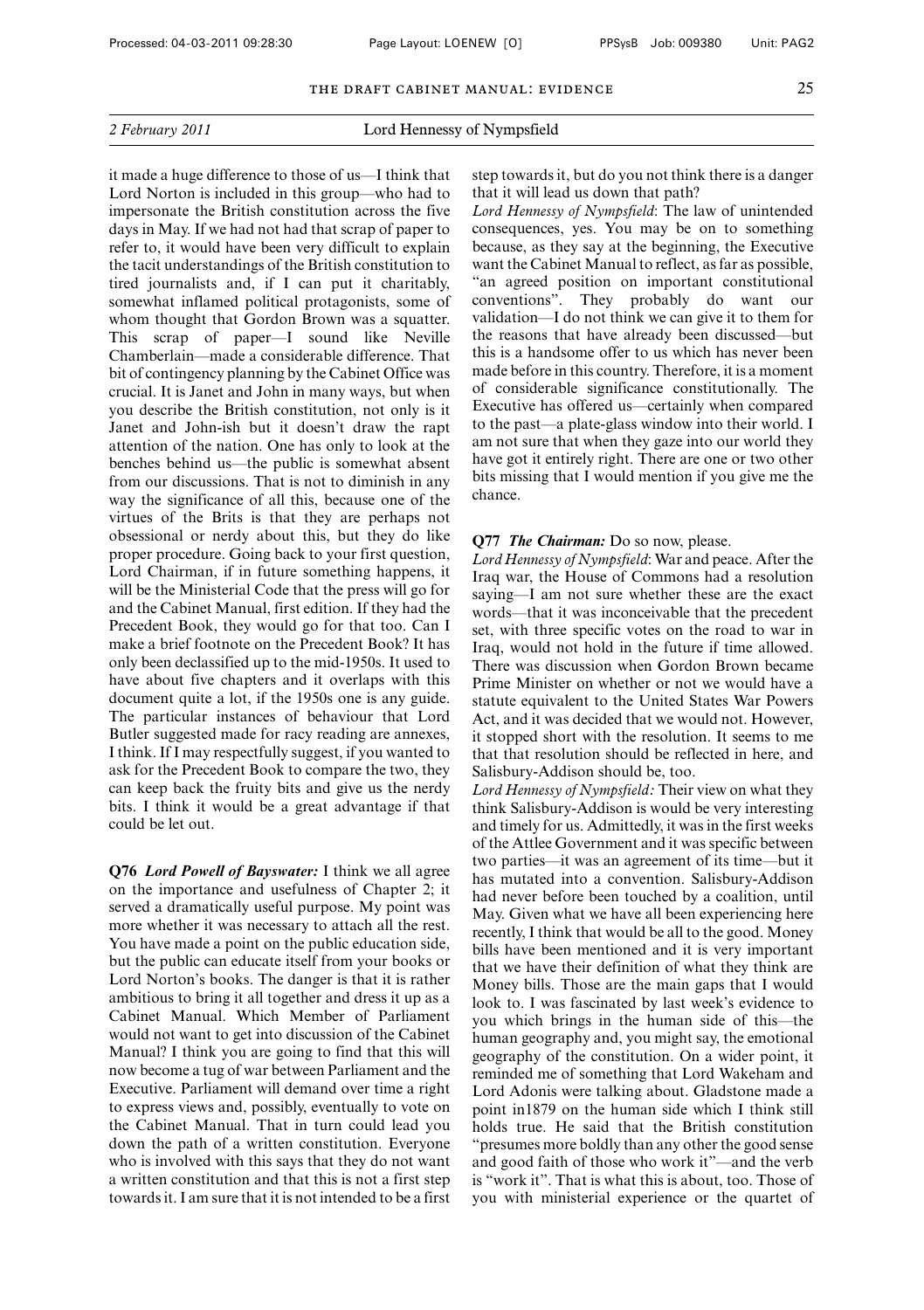it made a huge difference to those of us—I think that Lord Norton is included in this group—who had to impersonate the British constitution across the five days in May. If we had not had that scrap of paper to refer to, it would have been very difficult to explain the tacit understandings of the British constitution to tired journalists and, if I can put it charitably, somewhat inflamed political protagonists, some of whom thought that Gordon Brown was a squatter. This scrap of paper—I sound like Neville Chamberlain—made a considerable difference. That bit of contingency planning by the Cabinet Office was crucial. It is Janet and John in many ways, but when you describe the British constitution, not only is it Janet and John-ish but it doesn't draw the rapt attention of the nation. One has only to look at the benches behind us—the public is somewhat absent from our discussions. That is not to diminish in any way the significance of all this, because one of the virtues of the Brits is that they are perhaps not obsessional or nerdy about this, but they do like proper procedure. Going back to your first question, Lord Chairman, if in future something happens, it will be the Ministerial Code that the press will go for and the Cabinet Manual, first edition. If they had the Precedent Book, they would go for that too. Can I make a brief footnote on the Precedent Book? It has only been declassified up to the mid-1950s. It used to have about five chapters and it overlaps with this document quite a lot, if the 1950s one is any guide. The particular instances of behaviour that Lord Butler suggested made for racy reading are annexes, I think. If I may respectfully suggest, if you wanted to ask for the Precedent Book to compare the two, they can keep back the fruity bits and give us the nerdy bits. I think it would be a great advantage if that could be let out.

**Q76** ***Lord Powell of Bayswater:*** I think we all agree on the importance and usefulness of Chapter 2; it served a dramatically useful purpose. My point was more whether it was necessary to attach all the rest. You have made a point on the public education side, but the public can educate itself from your books or Lord Norton's books. The danger is that it is rather ambitious to bring it all together and dress it up as a Cabinet Manual. Which Member of Parliament would not want to get into discussion of the Cabinet Manual? I think you are going to find that this will now become a tug of war between Parliament and the Executive. Parliament will demand over time a right to express views and, possibly, eventually to vote on the Cabinet Manual. That in turn could lead you down the path of a written constitution. Everyone who is involved with this says that they do not want a written constitution and that this is not a first step towards it. I am sure that it is not intended to be a first step towards it, but do you not think there is a danger that it will lead us down that path?

*Lord Hennessy of Nympsfield*: The law of unintended consequences, yes. You may be on to something because, as they say at the beginning, the Executive want the Cabinet Manual to reflect, as far as possible, "an agreed position on important constitutional conventions". They probably do want our validation—I do not think we can give it to them for the reasons that have already been discussed—but this is a handsome offer to us which has never been made before in this country. Therefore, it is a moment of considerable significance constitutionally. The Executive has offered us—certainly when compared to the past—a plate-glass window into their world. I am not sure that when they gaze into our world they have got it entirely right. There are one or two other bits missing that I would mention if you give me the chance.

**Q77** ***The Chairman:*** Do so now, please.

*Lord Hennessy of Nympsfield*: War and peace. After the Iraq war, the House of Commons had a resolution saying—I am not sure whether these are the exact words—that it was inconceivable that the precedent set, with three specific votes on the road to war in Iraq, would not hold in the future if time allowed. There was discussion when Gordon Brown became Prime Minister on whether or not we would have a statute equivalent to the United States War Powers Act, and it was decided that we would not. However, it stopped short with the resolution. It seems to me that that resolution should be reflected in here, and Salisbury-Addison should be, too.

*Lord Hennessy of Nympsfield:* Their view on what they think Salisbury-Addison is would be very interesting and timely for us. Admittedly, it was in the first weeks of the Attlee Government and it was specific between two parties—it was an agreement of its time—but it has mutated into a convention. Salisbury-Addison had never before been touched by a coalition, until May. Given what we have all been experiencing here recently, I think that would be all to the good. Money bills have been mentioned and it is very important that we have their definition of what they think are Money bills. Those are the main gaps that I would look to. I was fascinated by last week's evidence to you which brings in the human side of this—the human geography and, you might say, the emotional geography of the constitution. On a wider point, it reminded me of something that Lord Wakeham and Lord Adonis were talking about. Gladstone made a point in1879 on the human side which I think still holds true. He said that the British constitution "presumes more boldly than any other the good sense and good faith of those who work it"—and the verb is "work it". That is what this is about, too. Those of you with ministerial experience or the quartet of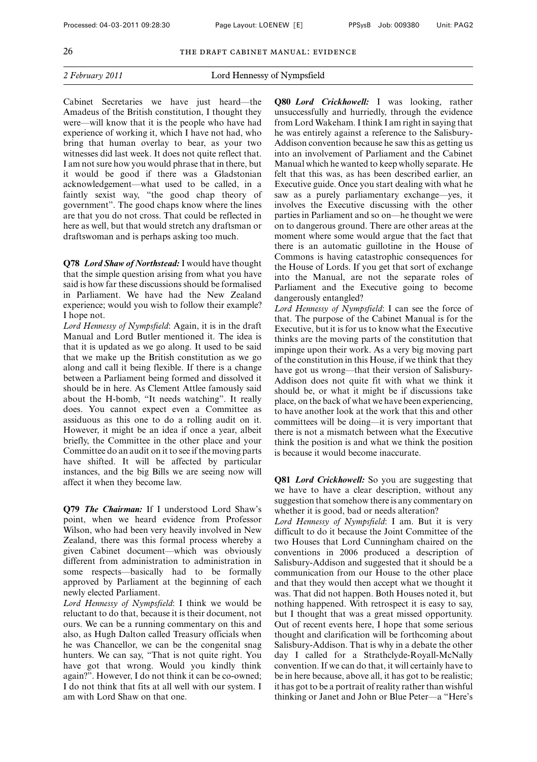Cabinet Secretaries we have just heard—the Amadeus of the British constitution, I thought they were—will know that it is the people who have had experience of working it, which I have not had, who bring that human overlay to bear, as your two witnesses did last week. It does not quite reflect that. I am not sure how you would phrase that in there, but it would be good if there was a Gladstonian acknowledgement—what used to be called, in a faintly sexist way, "the good chap theory of government". The good chaps know where the lines are that you do not cross. That could be reflected in here as well, but that would stretch any draftsman or draftswoman and is perhaps asking too much.

**Q78** ***Lord Shaw of Northstead:*** I would have thought that the simple question arising from what you have said is how far these discussions should be formalised in Parliament. We have had the New Zealand experience; would you wish to follow their example? I hope not.

*Lord Hennessy of Nympsfield*: Again, it is in the draft Manual and Lord Butler mentioned it. The idea is that it is updated as we go along. It used to be said that we make up the British constitution as we go along and call it being flexible. If there is a change between a Parliament being formed and dissolved it should be in here. As Clement Attlee famously said about the H-bomb, "It needs watching". It really does. You cannot expect even a Committee as assiduous as this one to do a rolling audit on it. However, it might be an idea if once a year, albeit briefly, the Committee in the other place and your Committee do an audit on it to see if the moving parts have shifted. It will be affected by particular instances, and the big Bills we are seeing now will affect it when they become law.

**Q79** ***The Chairman:*** If I understood Lord Shaw's point, when we heard evidence from Professor Wilson, who had been very heavily involved in New Zealand, there was this formal process whereby a given Cabinet document—which was obviously different from administration to administration in some respects—basically had to be formally approved by Parliament at the beginning of each newly elected Parliament.

*Lord Hennessy of Nympsfield*: I think we would be reluctant to do that, because it is their document, not ours. We can be a running commentary on this and also, as Hugh Dalton called Treasury officials when he was Chancellor, we can be the congenital snag hunters. We can say, "That is not quite right. You have got that wrong. Would you kindly think again?". However, I do not think it can be co-owned; I do not think that fits at all well with our system. I am with Lord Shaw on that one.

**Q80** ***Lord Crickhowell:*** I was looking, rather unsuccessfully and hurriedly, through the evidence from Lord Wakeham. I think I am right in saying that he was entirely against a reference to the Salisbury-Addison convention because he saw this as getting us into an involvement of Parliament and the Cabinet Manual which he wanted to keep wholly separate. He felt that this was, as has been described earlier, an Executive guide. Once you start dealing with what he saw as a purely parliamentary exchange—yes, it involves the Executive discussing with the other parties in Parliament and so on—he thought we were on to dangerous ground. There are other areas at the moment where some would argue that the fact that there is an automatic guillotine in the House of Commons is having catastrophic consequences for the House of Lords. If you get that sort of exchange into the Manual, are not the separate roles of Parliament and the Executive going to become dangerously entangled?

*Lord Hennessy of Nympsfield*: I can see the force of that. The purpose of the Cabinet Manual is for the Executive, but it is for us to know what the Executive thinks are the moving parts of the constitution that impinge upon their work. As a very big moving part of the constitution in this House, if we think that they have got us wrong—that their version of Salisbury-Addison does not quite fit with what we think it should be, or what it might be if discussions take place, on the back of what we have been experiencing, to have another look at the work that this and other committees will be doing—it is very important that there is not a mismatch between what the Executive think the position is and what we think the position is because it would become inaccurate.

**Q81** ***Lord Crickhowell:*** So you are suggesting that we have to have a clear description, without any suggestion that somehow there is any commentary on whether it is good, bad or needs alteration?

*Lord Hennessy of Nympsfield*: I am. But it is very difficult to do it because the Joint Committee of the two Houses that Lord Cunningham chaired on the conventions in 2006 produced a description of Salisbury-Addison and suggested that it should be a communication from our House to the other place and that they would then accept what we thought it was. That did not happen. Both Houses noted it, but nothing happened. With retrospect it is easy to say, but I thought that was a great missed opportunity. Out of recent events here, I hope that some serious thought and clarification will be forthcoming about Salisbury-Addison. That is why in a debate the other day I called for a Strathclyde-Royall-McNally convention. If we can do that, it will certainly have to be in here because, above all, it has got to be realistic; it has got to be a portrait of reality rather than wishful thinking or Janet and John or Blue Peter—a "Here's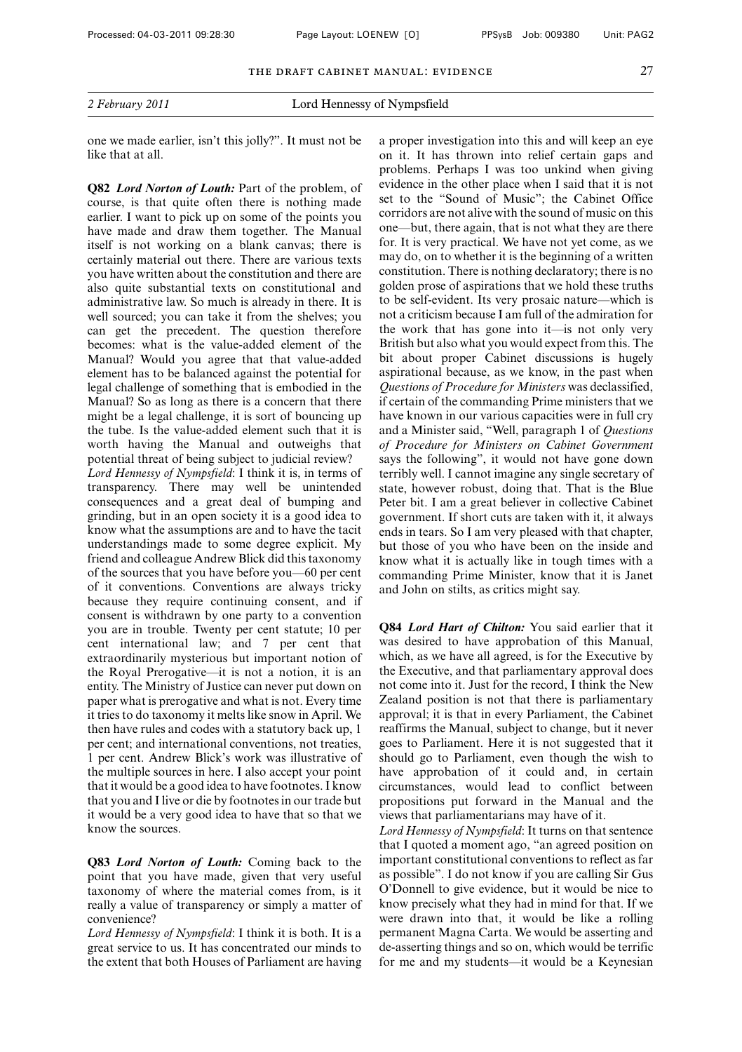one we made earlier, isn't this jolly?". It must not be like that at all.

**Q82** ***Lord Norton of Louth:*** Part of the problem, of course, is that quite often there is nothing made earlier. I want to pick up on some of the points you have made and draw them together. The Manual itself is not working on a blank canvas; there is certainly material out there. There are various texts you have written about the constitution and there are also quite substantial texts on constitutional and administrative law. So much is already in there. It is well sourced; you can take it from the shelves; you can get the precedent. The question therefore becomes: what is the value-added element of the Manual? Would you agree that that value-added element has to be balanced against the potential for legal challenge of something that is embodied in the Manual? So as long as there is a concern that there might be a legal challenge, it is sort of bouncing up the tube. Is the value-added element such that it is worth having the Manual and outweighs that potential threat of being subject to judicial review?

*Lord Hennessy of Nympsfield*: I think it is, in terms of transparency. There may well be unintended consequences and a great deal of bumping and grinding, but in an open society it is a good idea to know what the assumptions are and to have the tacit understandings made to some degree explicit. My friend and colleague Andrew Blick did this taxonomy of the sources that you have before you—60 per cent of it conventions. Conventions are always tricky because they require continuing consent, and if consent is withdrawn by one party to a convention you are in trouble. Twenty per cent statute; 10 per cent international law; and 7 per cent that extraordinarily mysterious but important notion of the Royal Prerogative—it is not a notion, it is an entity. The Ministry of Justice can never put down on paper what is prerogative and what is not. Every time it tries to do taxonomy it melts like snow in April. We then have rules and codes with a statutory back up, 1 per cent; and international conventions, not treaties, 1 per cent. Andrew Blick's work was illustrative of the multiple sources in here. I also accept your point that it would be a good idea to have footnotes. I know that you and I live or die by footnotes in our trade but it would be a very good idea to have that so that we know the sources.

**Q83** ***Lord Norton of Louth:*** Coming back to the point that you have made, given that very useful taxonomy of where the material comes from, is it really a value of transparency or simply a matter of convenience?

*Lord Hennessy of Nympsfield*: I think it is both. It is a great service to us. It has concentrated our minds to the extent that both Houses of Parliament are having a proper investigation into this and will keep an eye on it. It has thrown into relief certain gaps and problems. Perhaps I was too unkind when giving evidence in the other place when I said that it is not set to the "Sound of Music"; the Cabinet Office corridors are not alive with the sound of music on this one—but, there again, that is not what they are there for. It is very practical. We have not yet come, as we may do, on to whether it is the beginning of a written constitution. There is nothing declaratory; there is no golden prose of aspirations that we hold these truths to be self-evident. Its very prosaic nature—which is not a criticism because I am full of the admiration for the work that has gone into it—is not only very British but also what you would expect from this. The bit about proper Cabinet discussions is hugely aspirational because, as we know, in the past when *Questions of Procedure for Ministers* was declassified, if certain of the commanding Prime ministers that we have known in our various capacities were in full cry and a Minister said, "Well, paragraph 1 of *Questions of Procedure for Ministers on Cabinet Government* says the following", it would not have gone down terribly well. I cannot imagine any single secretary of state, however robust, doing that. That is the Blue Peter bit. I am a great believer in collective Cabinet government. If short cuts are taken with it, it always ends in tears. So I am very pleased with that chapter, but those of you who have been on the inside and know what it is actually like in tough times with a commanding Prime Minister, know that it is Janet and John on stilts, as critics might say.

**Q84** ***Lord Hart of Chilton:*** You said earlier that it was desired to have approbation of this Manual, which, as we have all agreed, is for the Executive by the Executive, and that parliamentary approval does not come into it. Just for the record, I think the New Zealand position is not that there is parliamentary approval; it is that in every Parliament, the Cabinet reaffirms the Manual, subject to change, but it never goes to Parliament. Here it is not suggested that it should go to Parliament, even though the wish to have approbation of it could and, in certain circumstances, would lead to conflict between propositions put forward in the Manual and the views that parliamentarians may have of it.

*Lord Hennessy of Nympsfield*: It turns on that sentence that I quoted a moment ago, "an agreed position on important constitutional conventions to reflect as far as possible". I do not know if you are calling Sir Gus O'Donnell to give evidence, but it would be nice to know precisely what they had in mind for that. If we were drawn into that, it would be like a rolling permanent Magna Carta. We would be asserting and de-asserting things and so on, which would be terrific for me and my students—it would be a Keynesian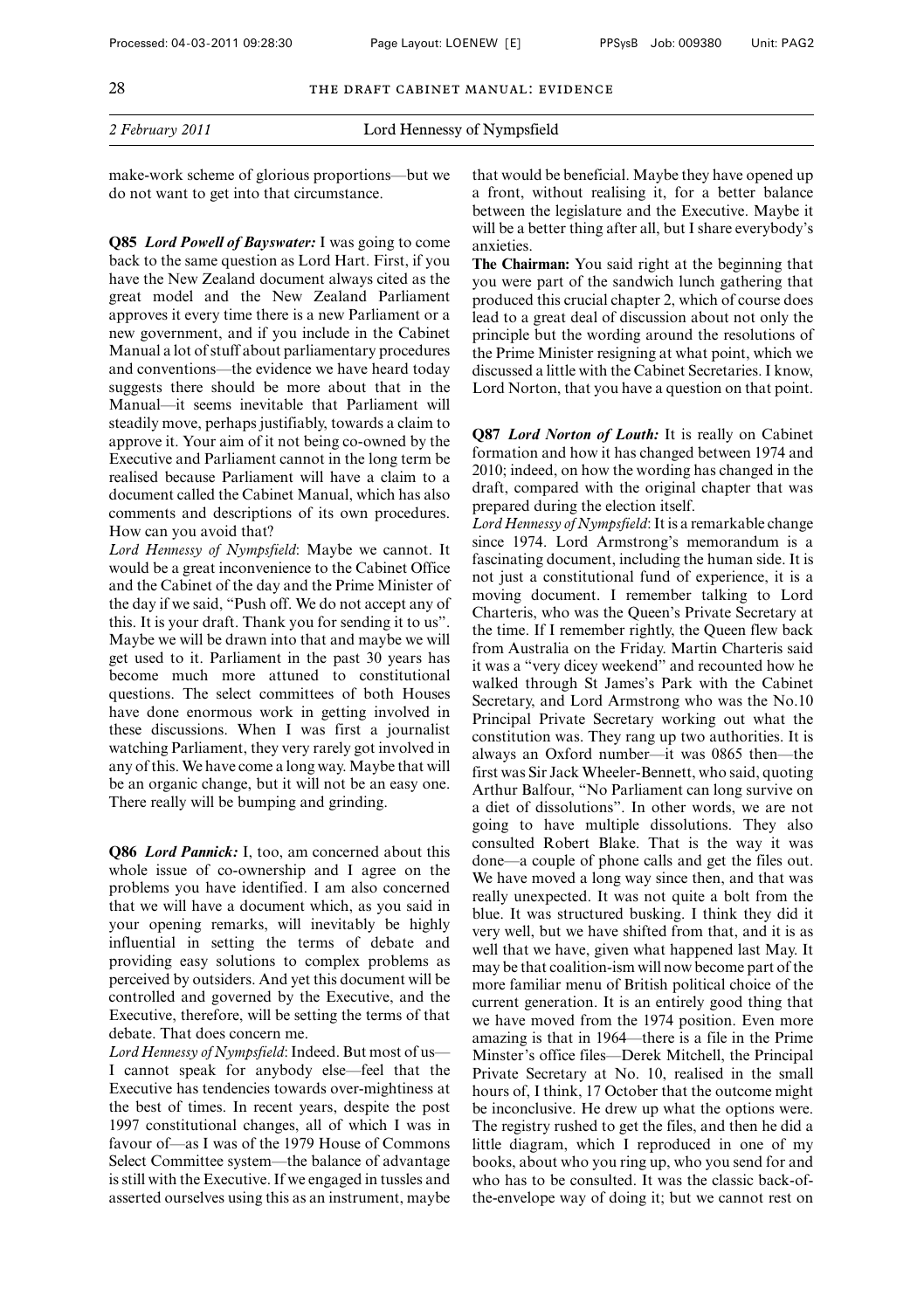make-work scheme of glorious proportions—but we do not want to get into that circumstance.

**Q85** ***Lord Powell of Bayswater:*** I was going to come back to the same question as Lord Hart. First, if you have the New Zealand document always cited as the great model and the New Zealand Parliament approves it every time there is a new Parliament or a new government, and if you include in the Cabinet Manual a lot of stuff about parliamentary procedures and conventions—the evidence we have heard today suggests there should be more about that in the Manual—it seems inevitable that Parliament will steadily move, perhaps justifiably, towards a claim to approve it. Your aim of it not being co-owned by the Executive and Parliament cannot in the long term be realised because Parliament will have a claim to a document called the Cabinet Manual, which has also comments and descriptions of its own procedures. How can you avoid that?

*Lord Hennessy of Nympsfield*: Maybe we cannot. It would be a great inconvenience to the Cabinet Office and the Cabinet of the day and the Prime Minister of the day if we said, "Push off. We do not accept any of this. It is your draft. Thank you for sending it to us". Maybe we will be drawn into that and maybe we will get used to it. Parliament in the past 30 years has become much more attuned to constitutional questions. The select committees of both Houses have done enormous work in getting involved in these discussions. When I was first a journalist watching Parliament, they very rarely got involved in any of this. We have come a long way. Maybe that will be an organic change, but it will not be an easy one. There really will be bumping and grinding.

**Q86** ***Lord Pannick:*** I, too, am concerned about this whole issue of co-ownership and I agree on the problems you have identified. I am also concerned that we will have a document which, as you said in your opening remarks, will inevitably be highly influential in setting the terms of debate and providing easy solutions to complex problems as perceived by outsiders. And yet this document will be controlled and governed by the Executive, and the Executive, therefore, will be setting the terms of that debate. That does concern me.

*Lord Hennessy of Nympsfield*: Indeed. But most of us—I cannot speak for anybody else—feel that the Executive has tendencies towards over-mightiness at the best of times. In recent years, despite the post 1997 constitutional changes, all of which I was in favour of—as I was of the 1979 House of Commons Select Committee system—the balance of advantage is still with the Executive. If we engaged in tussles and asserted ourselves using this as an instrument, maybe that would be beneficial. Maybe they have opened up a front, without realising it, for a better balance between the legislature and the Executive. Maybe it will be a better thing after all, but I share everybody's anxieties.

**The Chairman:** You said right at the beginning that you were part of the sandwich lunch gathering that produced this crucial chapter 2, which of course does lead to a great deal of discussion about not only the principle but the wording around the resolutions of the Prime Minister resigning at what point, which we discussed a little with the Cabinet Secretaries. I know, Lord Norton, that you have a question on that point.

**Q87** ***Lord Norton of Louth:*** It is really on Cabinet formation and how it has changed between 1974 and 2010; indeed, on how the wording has changed in the draft, compared with the original chapter that was prepared during the election itself.

*Lord Hennessy of Nympsfield*: It is a remarkable change since 1974. Lord Armstrong's memorandum is a fascinating document, including the human side. It is not just a constitutional fund of experience, it is a moving document. I remember talking to Lord Charteris, who was the Queen's Private Secretary at the time. If I remember rightly, the Queen flew back from Australia on the Friday. Martin Charteris said it was a "very dicey weekend" and recounted how he walked through St James's Park with the Cabinet Secretary, and Lord Armstrong who was the No.10 Principal Private Secretary working out what the constitution was. They rang up two authorities. It is always an Oxford number—it was 0865 then—the first was Sir Jack Wheeler-Bennett, who said, quoting Arthur Balfour, "No Parliament can long survive on a diet of dissolutions". In other words, we are not going to have multiple dissolutions. They also consulted Robert Blake. That is the way it was done—a couple of phone calls and get the files out. We have moved a long way since then, and that was really unexpected. It was not quite a bolt from the blue. It was structured busking. I think they did it very well, but we have shifted from that, and it is as well that we have, given what happened last May. It may be that coalition-ism will now become part of the more familiar menu of British political choice of the current generation. It is an entirely good thing that we have moved from the 1974 position. Even more amazing is that in 1964—there is a file in the Prime Minster's office files—Derek Mitchell, the Principal Private Secretary at No. 10, realised in the small hours of, I think, 17 October that the outcome might be inconclusive. He drew up what the options were. The registry rushed to get the files, and then he did a little diagram, which I reproduced in one of my books, about who you ring up, who you send for and who has to be consulted. It was the classic back-of-the-envelope way of doing it; but we cannot rest on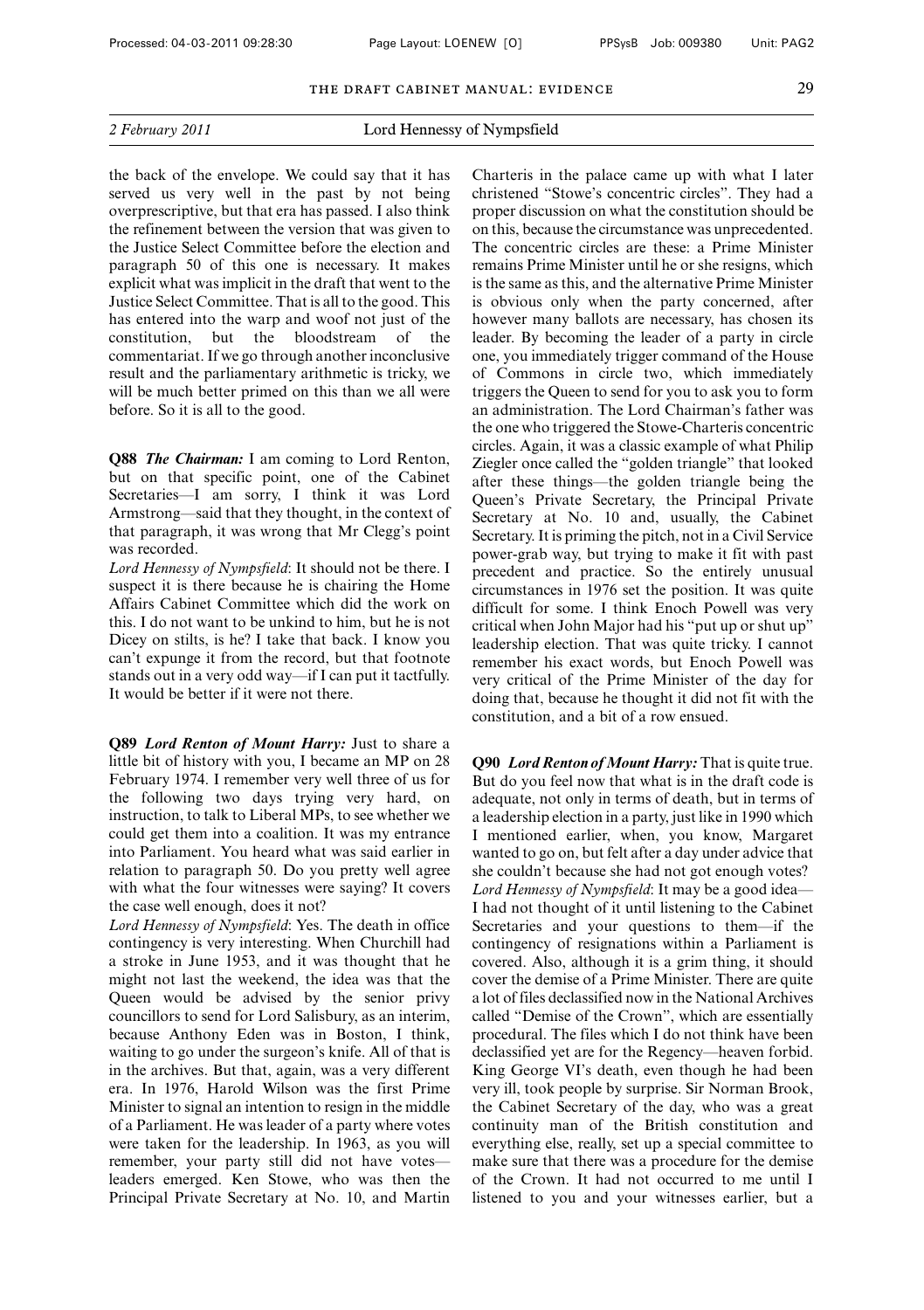2 February 2011 Lord Hennessy of Nympsfield

the back of the envelope. We could say that it has served us very well in the past by not being overprescriptive, but that era has passed. I also think the refinement between the version that was given to the Justice Select Committee before the election and paragraph 50 of this one is necessary. It makes explicit what was implicit in the draft that went to the Justice Select Committee. That is all to the good. This has entered into the warp and woof not just of the constitution, but the bloodstream of the commentariat. If we go through another inconclusive result and the parliamentary arithmetic is tricky, we will be much better primed on this than we all were before. So it is all to the good.

**Q88** ***The Chairman:*** I am coming to Lord Renton, but on that specific point, one of the Cabinet Secretaries—I am sorry, I think it was Lord Armstrong—said that they thought, in the context of that paragraph, it was wrong that Mr Clegg's point was recorded.

*Lord Hennessy of Nympsfield*: It should not be there. I suspect it is there because he is chairing the Home Affairs Cabinet Committee which did the work on this. I do not want to be unkind to him, but he is not Dicey on stilts, is he? I take that back. I know you can't expunge it from the record, but that footnote stands out in a very odd way—if I can put it tactfully. It would be better if it were not there.

**Q89** ***Lord Renton of Mount Harry:*** Just to share a little bit of history with you, I became an MP on 28 February 1974. I remember very well three of us for the following two days trying very hard, on instruction, to talk to Liberal MPs, to see whether we could get them into a coalition. It was my entrance into Parliament. You heard what was said earlier in relation to paragraph 50. Do you pretty well agree with what the four witnesses were saying? It covers the case well enough, does it not?

*Lord Hennessy of Nympsfield*: Yes. The death in office contingency is very interesting. When Churchill had a stroke in June 1953, and it was thought that he might not last the weekend, the idea was that the Queen would be advised by the senior privy councillors to send for Lord Salisbury, as an interim, because Anthony Eden was in Boston, I think, waiting to go under the surgeon's knife. All of that is in the archives. But that, again, was a very different era. In 1976, Harold Wilson was the first Prime Minister to signal an intention to resign in the middle of a Parliament. He was leader of a party where votes were taken for the leadership. In 1963, as you will remember, your party still did not have votes—leaders emerged. Ken Stowe, who was then the Principal Private Secretary at No. 10, and Martin Charteris in the palace came up with what I later christened "Stowe's concentric circles". They had a proper discussion on what the constitution should be on this, because the circumstance was unprecedented. The concentric circles are these: a Prime Minister remains Prime Minister until he or she resigns, which is the same as this, and the alternative Prime Minister is obvious only when the party concerned, after however many ballots are necessary, has chosen its leader. By becoming the leader of a party in circle one, you immediately trigger command of the House of Commons in circle two, which immediately triggers the Queen to send for you to ask you to form an administration. The Lord Chairman's father was the one who triggered the Stowe-Charteris concentric circles. Again, it was a classic example of what Philip Ziegler once called the "golden triangle" that looked after these things—the golden triangle being the Queen's Private Secretary, the Principal Private Secretary at No. 10 and, usually, the Cabinet Secretary. It is priming the pitch, not in a Civil Service power-grab way, but trying to make it fit with past precedent and practice. So the entirely unusual circumstances in 1976 set the position. It was quite difficult for some. I think Enoch Powell was very critical when John Major had his "put up or shut up" leadership election. That was quite tricky. I cannot remember his exact words, but Enoch Powell was very critical of the Prime Minister of the day for doing that, because he thought it did not fit with the constitution, and a bit of a row ensued.

**Q90** ***Lord Renton of Mount Harry:*** That is quite true. But do you feel now that what is in the draft code is adequate, not only in terms of death, but in terms of a leadership election in a party, just like in 1990 which I mentioned earlier, when, you know, Margaret wanted to go on, but felt after a day under advice that she couldn't because she had not got enough votes?

*Lord Hennessy of Nympsfield*: It may be a good idea—I had not thought of it until listening to the Cabinet Secretaries and your questions to them—if the contingency of resignations within a Parliament is covered. Also, although it is a grim thing, it should cover the demise of a Prime Minister. There are quite a lot of files declassified now in the National Archives called "Demise of the Crown", which are essentially procedural. The files which I do not think have been declassified yet are for the Regency—heaven forbid. King George VI's death, even though he had been very ill, took people by surprise. Sir Norman Brook, the Cabinet Secretary of the day, who was a great continuity man of the British constitution and everything else, really, set up a special committee to make sure that there was a procedure for the demise of the Crown. It had not occurred to me until I listened to you and your witnesses earlier, but a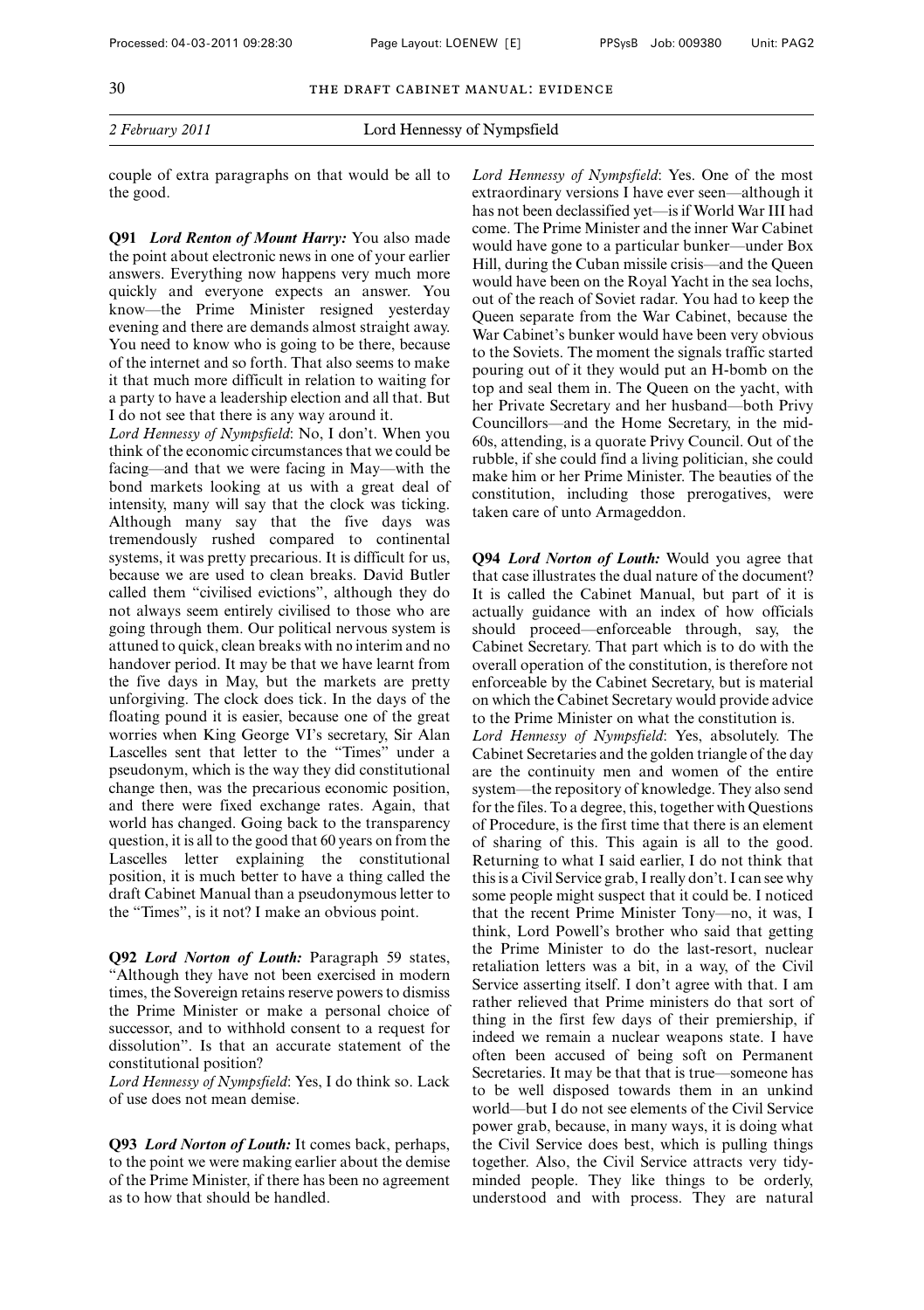couple of extra paragraphs on that would be all to the good.

**Q91** ***Lord Renton of Mount Harry:*** You also made the point about electronic news in one of your earlier answers. Everything now happens very much more quickly and everyone expects an answer. You know—the Prime Minister resigned yesterday evening and there are demands almost straight away. You need to know who is going to be there, because of the internet and so forth. That also seems to make it that much more difficult in relation to waiting for a party to have a leadership election and all that. But I do not see that there is any way around it.

*Lord Hennessy of Nympsfield*: No, I don't. When you think of the economic circumstances that we could be facing—and that we were facing in May—with the bond markets looking at us with a great deal of intensity, many will say that the clock was ticking. Although many say that the five days was tremendously rushed compared to continental systems, it was pretty precarious. It is difficult for us, because we are used to clean breaks. David Butler called them "civilised evictions", although they do not always seem entirely civilised to those who are going through them. Our political nervous system is attuned to quick, clean breaks with no interim and no handover period. It may be that we have learnt from the five days in May, but the markets are pretty unforgiving. The clock does tick. In the days of the floating pound it is easier, because one of the great worries when King George VI's secretary, Sir Alan Lascelles sent that letter to the "Times" under a pseudonym, which is the way they did constitutional change then, was the precarious economic position, and there were fixed exchange rates. Again, that world has changed. Going back to the transparency question, it is all to the good that 60 years on from the Lascelles letter explaining the constitutional position, it is much better to have a thing called the draft Cabinet Manual than a pseudonymous letter to the "Times", is it not? I make an obvious point.

**Q92** ***Lord Norton of Louth:*** Paragraph 59 states, "Although they have not been exercised in modern times, the Sovereign retains reserve powers to dismiss the Prime Minister or make a personal choice of successor, and to withhold consent to a request for dissolution". Is that an accurate statement of the constitutional position?

*Lord Hennessy of Nympsfield*: Yes, I do think so. Lack of use does not mean demise.

**Q93** ***Lord Norton of Louth:*** It comes back, perhaps, to the point we were making earlier about the demise of the Prime Minister, if there has been no agreement as to how that should be handled.

*Lord Hennessy of Nympsfield*: Yes. One of the most extraordinary versions I have ever seen—although it has not been declassified yet—is if World War III had come. The Prime Minister and the inner War Cabinet would have gone to a particular bunker—under Box Hill, during the Cuban missile crisis—and the Queen would have been on the Royal Yacht in the sea lochs, out of the reach of Soviet radar. You had to keep the Queen separate from the War Cabinet, because the War Cabinet's bunker would have been very obvious to the Soviets. The moment the signals traffic started pouring out of it they would put an H-bomb on the top and seal them in. The Queen on the yacht, with her Private Secretary and her husband—both Privy Councillors—and the Home Secretary, in the mid-60s, attending, is a quorate Privy Council. Out of the rubble, if she could find a living politician, she could make him or her Prime Minister. The beauties of the constitution, including those prerogatives, were taken care of unto Armageddon.

**Q94** ***Lord Norton of Louth:*** Would you agree that that case illustrates the dual nature of the document? It is called the Cabinet Manual, but part of it is actually guidance with an index of how officials should proceed—enforceable through, say, the Cabinet Secretary. That part which is to do with the overall operation of the constitution, is therefore not enforceable by the Cabinet Secretary, but is material on which the Cabinet Secretary would provide advice to the Prime Minister on what the constitution is.

*Lord Hennessy of Nympsfield*: Yes, absolutely. The Cabinet Secretaries and the golden triangle of the day are the continuity men and women of the entire system—the repository of knowledge. They also send for the files. To a degree, this, together with Questions of Procedure, is the first time that there is an element of sharing of this. This again is all to the good. Returning to what I said earlier, I do not think that this is a Civil Service grab, I really don't. I can see why some people might suspect that it could be. I noticed that the recent Prime Minister Tony—no, it was, I think, Lord Powell's brother who said that getting the Prime Minister to do the last-resort, nuclear retaliation letters was a bit, in a way, of the Civil Service asserting itself. I don't agree with that. I am rather relieved that Prime ministers do that sort of thing in the first few days of their premiership, if indeed we remain a nuclear weapons state. I have often been accused of being soft on Permanent Secretaries. It may be that that is true—someone has to be well disposed towards them in an unkind world—but I do not see elements of the Civil Service power grab, because, in many ways, it is doing what the Civil Service does best, which is pulling things together. Also, the Civil Service attracts very tidy-minded people. They like things to be orderly, understood and with process. They are natural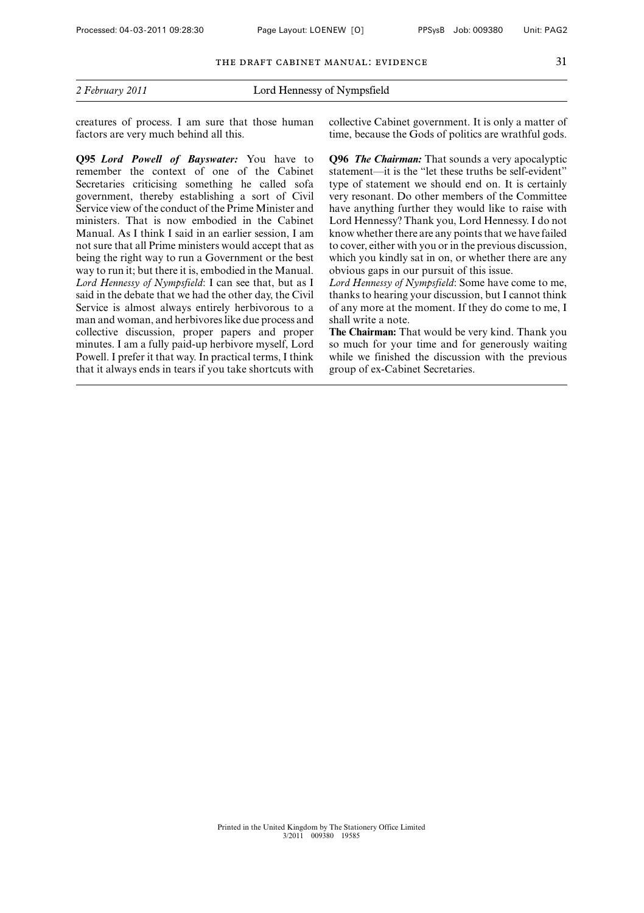creatures of process. I am sure that those human factors are very much behind all this.

**Q95** ***Lord Powell of Bayswater:*** You have to remember the context of one of the Cabinet Secretaries criticising something he called sofa government, thereby establishing a sort of Civil Service view of the conduct of the Prime Minister and ministers. That is now embodied in the Cabinet Manual. As I think I said in an earlier session, I am not sure that all Prime ministers would accept that as being the right way to run a Government or the best way to run it; but there it is, embodied in the Manual.

*Lord Hennessy of Nympsfield*: I can see that, but as I said in the debate that we had the other day, the Civil Service is almost always entirely herbivorous to a man and woman, and herbivores like due process and collective discussion, proper papers and proper minutes. I am a fully paid-up herbivore myself, Lord Powell. I prefer it that way. In practical terms, I think that it always ends in tears if you take shortcuts with collective Cabinet government. It is only a matter of time, because the Gods of politics are wrathful gods.

**Q96** ***The Chairman:*** That sounds a very apocalyptic statement—it is the "let these truths be self-evident" type of statement we should end on. It is certainly very resonant. Do other members of the Committee have anything further they would like to raise with Lord Hennessy? Thank you, Lord Hennessy. I do not know whether there are any points that we have failed to cover, either with you or in the previous discussion, which you kindly sat in on, or whether there are any obvious gaps in our pursuit of this issue.

*Lord Hennessy of Nympsfield*: Some have come to me, thanks to hearing your discussion, but I cannot think of any more at the moment. If they do come to me, I shall write a note.

**The Chairman:** That would be very kind. Thank you so much for your time and for generously waiting while we finished the discussion with the previous group of ex-Cabinet Secretaries.

Printed in the United Kingdom by The Stationery Office Limited
3/2011 009380 19585